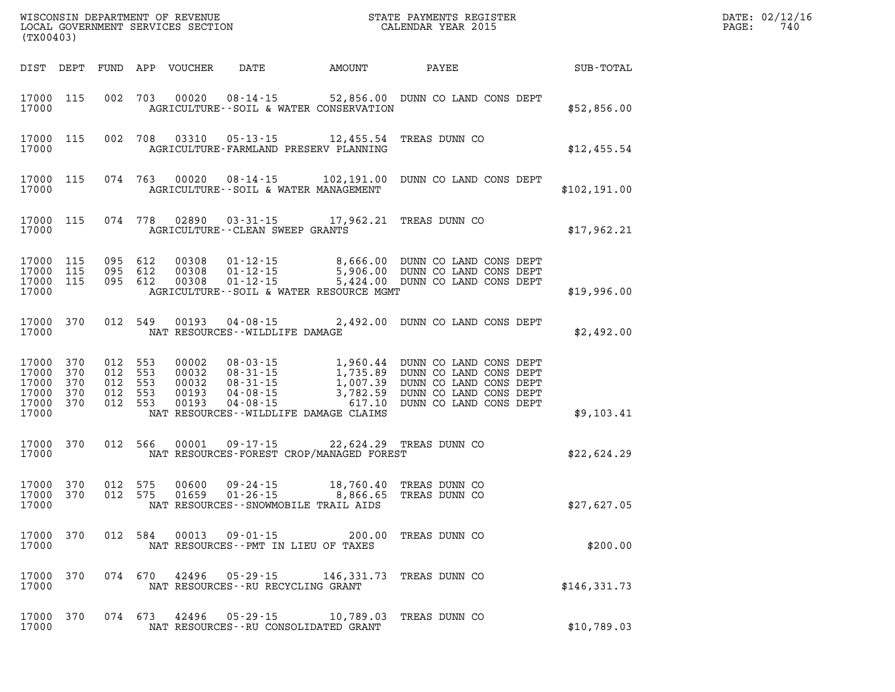WISCONSIN DEPARTMENT OF REVENUE
LOCAL GOVERNMENT SERVICES SECTION
(TX00403)

STATE PAYMENTS REGISTER
CALENDAR YEAR 2015

DATE: 02/12/16

| DIST | DEPT | FUND | APP | VOUCHER | DATE | AMOUNT | PAYEE | SUB-TOTAL |
|---|---|---|---|---|---|---|---|---|
| 17000 | 115 | 002 | 703 | 00020 | 08-14-15 | 52,856.00 | DUNN CO LAND CONS DEPT | |
| 17000 | | | | | AGRICULTURE--SOIL & WATER CONSERVATION | | | $52,856.00 |
| 17000 | 115 | 002 | 708 | 03310 | 05-13-15 | 12,455.54 | TREAS DUNN CO | |
| 17000 | | | | | AGRICULTURE-FARMLAND PRESERV PLANNING | | | $12,455.54 |
| 17000 | 115 | 074 | 763 | 00020 | 08-14-15 | 102,191.00 | DUNN CO LAND CONS DEPT | |
| 17000 | | | | | AGRICULTURE--SOIL & WATER MANAGEMENT | | | $102,191.00 |
| 17000 | 115 | 074 | 778 | 02890 | 03-31-15 | 17,962.21 | TREAS DUNN CO | |
| 17000 | | | | | AGRICULTURE--CLEAN SWEEP GRANTS | | | $17,962.21 |
| 17000 | 115 | 095 | 612 | 00308 | 01-12-15 | 8,666.00 | DUNN CO LAND CONS DEPT | |
| 17000 | 115 | 095 | 612 | 00308 | 01-12-15 | 5,906.00 | DUNN CO LAND CONS DEPT | |
| 17000 | 115 | 095 | 612 | 00308 | 01-12-15 | 5,424.00 | DUNN CO LAND CONS DEPT | |
| 17000 | | | | | AGRICULTURE--SOIL & WATER RESOURCE MGMT | | | $19,996.00 |
| 17000 | 370 | 012 | 549 | 00193 | 04-08-15 | 2,492.00 | DUNN CO LAND CONS DEPT | |
| 17000 | | | | | NAT RESOURCES--WILDLIFE DAMAGE | | | $2,492.00 |
| 17000 | 370 | 012 | 553 | 00002 | 08-03-15 | 1,960.44 | DUNN CO LAND CONS DEPT | |
| 17000 | 370 | 012 | 553 | 00032 | 08-31-15 | 1,735.89 | DUNN CO LAND CONS DEPT | |
| 17000 | 370 | 012 | 553 | 00032 | 08-31-15 | 1,007.39 | DUNN CO LAND CONS DEPT | |
| 17000 | 370 | 012 | 553 | 00193 | 04-08-15 | 3,782.59 | DUNN CO LAND CONS DEPT | |
| 17000 | 370 | 012 | 553 | 00193 | 04-08-15 | 617.10 | DUNN CO LAND CONS DEPT | |
| 17000 | | | | | NAT RESOURCES--WILDLIFE DAMAGE CLAIMS | | | $9,103.41 |
| 17000 | 370 | 012 | 566 | 00001 | 09-17-15 | 22,624.29 | TREAS DUNN CO | |
| 17000 | | | | | NAT RESOURCES-FOREST CROP/MANAGED FOREST | | | $22,624.29 |
| 17000 | 370 | 012 | 575 | 00600 | 09-24-15 | 18,760.40 | TREAS DUNN CO | |
| 17000 | 370 | 012 | 575 | 01659 | 01-26-15 | 8,866.65 | TREAS DUNN CO | |
| 17000 | | | | | NAT RESOURCES--SNOWMOBILE TRAIL AIDS | | | $27,627.05 |
| 17000 | 370 | 012 | 584 | 00013 | 09-01-15 | 200.00 | TREAS DUNN CO | |
| 17000 | | | | | NAT RESOURCES--PMT IN LIEU OF TAXES | | | $200.00 |
| 17000 | 370 | 074 | 670 | 42496 | 05-29-15 | 146,331.73 | TREAS DUNN CO | |
| 17000 | | | | | NAT RESOURCES--RU RECYCLING GRANT | | | $146,331.73 |
| 17000 | 370 | 074 | 673 | 42496 | 05-29-15 | 10,789.03 | TREAS DUNN CO | |
| 17000 | | | | | NAT RESOURCES--RU CONSOLIDATED GRANT | | | $10,789.03 |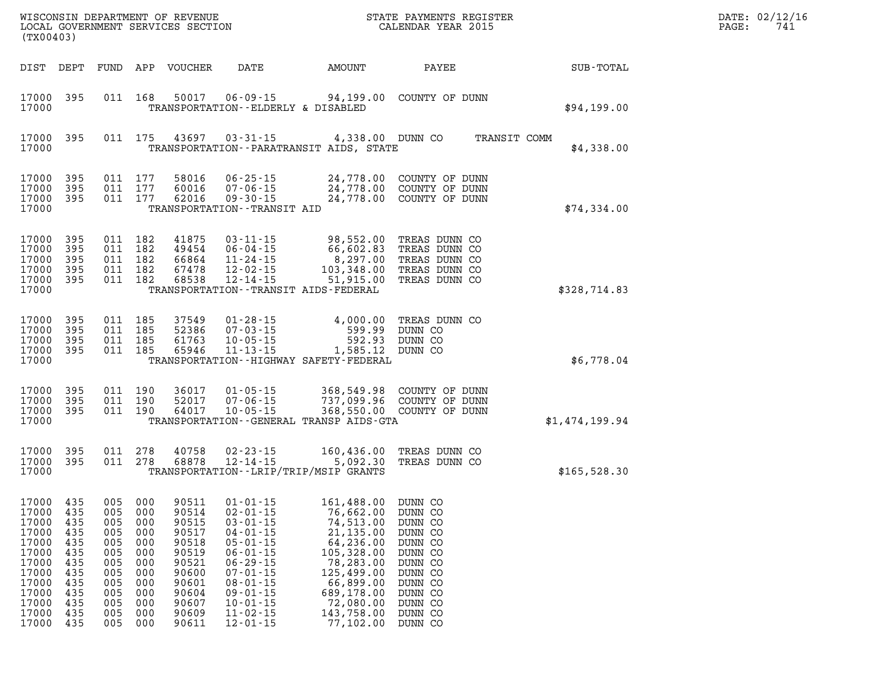| DIST | DEPT | FUND | APP | VOUCHER | DATE | AMOUNT | PAYEE | SUB-TOTAL |
|---|---|---|---|---|---|---|---|---|
| 17000 | 395 | 011 | 168 | 50017 | 06-09-15 | 94,199.00 | COUNTY OF DUNN | |
| 17000 | | | | | TRANSPORTATION--ELDERLY & DISABLED | | | $94,199.00 |
| 17000 | 395 | 011 | 175 | 43697 | 03-31-15 | 4,338.00 | DUNN CO TRANSIT COMM | |
| 17000 | | | | | TRANSPORTATION--PARATRANSIT AIDS, STATE | | | $4,338.00 |
| 17000 | 395 | 011 | 177 | 58016 | 06-25-15 | 24,778.00 | COUNTY OF DUNN | |
| 17000 | 395 | 011 | 177 | 60016 | 07-06-15 | 24,778.00 | COUNTY OF DUNN | |
| 17000 | 395 | 011 | 177 | 62016 | 09-30-15 | 24,778.00 | COUNTY OF DUNN | |
| 17000 | | | | | TRANSPORTATION--TRANSIT AID | | | $74,334.00 |
| 17000 | 395 | 011 | 182 | 41875 | 03-11-15 | 98,552.00 | TREAS DUNN CO | |
| 17000 | 395 | 011 | 182 | 49454 | 06-04-15 | 66,602.83 | TREAS DUNN CO | |
| 17000 | 395 | 011 | 182 | 66864 | 11-24-15 | 8,297.00 | TREAS DUNN CO | |
| 17000 | 395 | 011 | 182 | 67478 | 12-02-15 | 103,348.00 | TREAS DUNN CO | |
| 17000 | 395 | 011 | 182 | 68538 | 12-14-15 | 51,915.00 | TREAS DUNN CO | |
| 17000 | | | | | TRANSPORTATION--TRANSIT AIDS-FEDERAL | | | $328,714.83 |
| 17000 | 395 | 011 | 185 | 37549 | 01-28-15 | 4,000.00 | TREAS DUNN CO | |
| 17000 | 395 | 011 | 185 | 52386 | 07-03-15 | 599.99 | DUNN CO | |
| 17000 | 395 | 011 | 185 | 61763 | 10-05-15 | 592.93 | DUNN CO | |
| 17000 | 395 | 011 | 185 | 65946 | 11-13-15 | 1,585.12 | DUNN CO | |
| 17000 | | | | | TRANSPORTATION--HIGHWAY SAFETY-FEDERAL | | | $6,778.04 |
| 17000 | 395 | 011 | 190 | 36017 | 01-05-15 | 368,549.98 | COUNTY OF DUNN | |
| 17000 | 395 | 011 | 190 | 52017 | 07-06-15 | 737,099.96 | COUNTY OF DUNN | |
| 17000 | 395 | 011 | 190 | 64017 | 10-05-15 | 368,550.00 | COUNTY OF DUNN | |
| 17000 | | | | | TRANSPORTATION--GENERAL TRANSP AIDS-GTA | | | $1,474,199.94 |
| 17000 | 395 | 011 | 278 | 40758 | 02-23-15 | 160,436.00 | TREAS DUNN CO | |
| 17000 | 395 | 011 | 278 | 68878 | 12-14-15 | 5,092.30 | TREAS DUNN CO | |
| 17000 | | | | | TRANSPORTATION--LRIP/TRIP/MSIP GRANTS | | | $165,528.30 |
| 17000 | 435 | 005 | 000 | 90511 | 01-01-15 | 161,488.00 | DUNN CO | |
| 17000 | 435 | 005 | 000 | 90514 | 02-01-15 | 76,662.00 | DUNN CO | |
| 17000 | 435 | 005 | 000 | 90515 | 03-01-15 | 74,513.00 | DUNN CO | |
| 17000 | 435 | 005 | 000 | 90517 | 04-01-15 | 21,135.00 | DUNN CO | |
| 17000 | 435 | 005 | 000 | 90518 | 05-01-15 | 64,236.00 | DUNN CO | |
| 17000 | 435 | 005 | 000 | 90519 | 06-01-15 | 105,328.00 | DUNN CO | |
| 17000 | 435 | 005 | 000 | 90521 | 06-29-15 | 78,283.00 | DUNN CO | |
| 17000 | 435 | 005 | 000 | 90600 | 07-01-15 | 125,499.00 | DUNN CO | |
| 17000 | 435 | 005 | 000 | 90601 | 08-01-15 | 66,899.00 | DUNN CO | |
| 17000 | 435 | 005 | 000 | 90604 | 09-01-15 | 689,178.00 | DUNN CO | |
| 17000 | 435 | 005 | 000 | 90607 | 10-01-15 | 72,080.00 | DUNN CO | |
| 17000 | 435 | 005 | 000 | 90609 | 11-02-15 | 143,758.00 | DUNN CO | |
| 17000 | 435 | 005 | 000 | 90611 | 12-01-15 | 77,102.00 | DUNN CO | |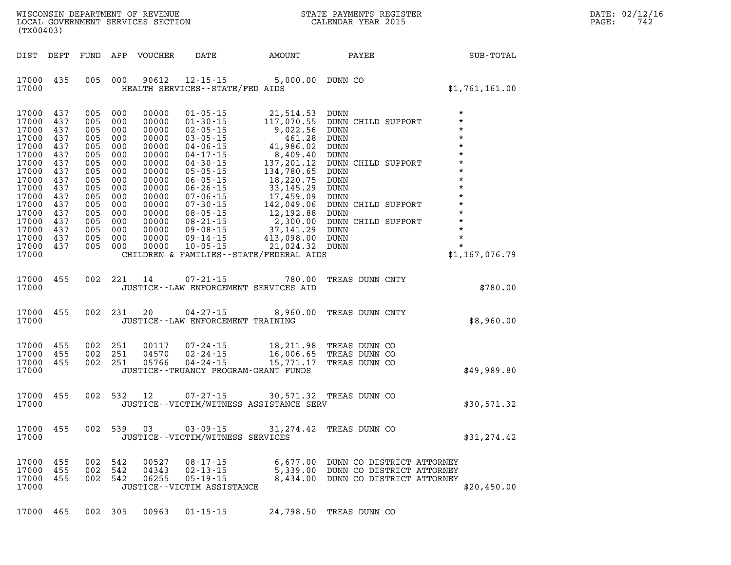WISCONSIN DEPARTMENT OF REVENUE
LOCAL GOVERNMENT SERVICES SECTION
(TX00403)

STATE PAYMENTS REGISTER
CALENDAR YEAR 2015

DATE: 02/12/16
PAGE: 742

| DIST | DEPT | FUND | APP | VOUCHER | DATE | AMOUNT | PAYEE | SUB-TOTAL |
|---|---|---|---|---|---|---|---|---|
| 17000 | 435 | 005 | 000 | 90612 | 12-15-15 | 5,000.00 | DUNN CO | |
| 17000 | | | | | HEALTH SERVICES--STATE/FED AIDS | | | $1,761,161.00 |
| 17000 | 437 | 005 | 000 | 00000 | 01-05-15 | 21,514.53 | DUNN | * |
| 17000 | 437 | 005 | 000 | 00000 | 01-30-15 | 117,070.55 | DUNN CHILD SUPPORT | * |
| 17000 | 437 | 005 | 000 | 00000 | 02-05-15 | 9,022.56 | DUNN | * |
| 17000 | 437 | 005 | 000 | 00000 | 03-05-15 | 461.28 | DUNN | * |
| 17000 | 437 | 005 | 000 | 00000 | 04-06-15 | 41,986.02 | DUNN | * |
| 17000 | 437 | 005 | 000 | 00000 | 04-17-15 | 8,409.40 | DUNN | * |
| 17000 | 437 | 005 | 000 | 00000 | 04-30-15 | 137,201.12 | DUNN CHILD SUPPORT | * |
| 17000 | 437 | 005 | 000 | 00000 | 05-05-15 | 134,780.65 | DUNN | * |
| 17000 | 437 | 005 | 000 | 00000 | 06-05-15 | 18,220.75 | DUNN | * |
| 17000 | 437 | 005 | 000 | 00000 | 06-26-15 | 33,145.29 | DUNN | * |
| 17000 | 437 | 005 | 000 | 00000 | 07-06-15 | 17,459.09 | DUNN | * |
| 17000 | 437 | 005 | 000 | 00000 | 07-30-15 | 142,049.06 | DUNN CHILD SUPPORT | * |
| 17000 | 437 | 005 | 000 | 00000 | 08-05-15 | 12,192.88 | DUNN | * |
| 17000 | 437 | 005 | 000 | 00000 | 08-21-15 | 2,300.00 | DUNN CHILD SUPPORT | * |
| 17000 | 437 | 005 | 000 | 00000 | 09-08-15 | 37,141.29 | DUNN | * |
| 17000 | 437 | 005 | 000 | 00000 | 09-14-15 | 413,098.00 | DUNN | * |
| 17000 | 437 | 005 | 000 | 00000 | 10-05-15 | 21,024.32 | DUNN | * |
| 17000 | | | | | CHILDREN & FAMILIES--STATE/FEDERAL AIDS | | | $1,167,076.79 |
| 17000 | 455 | 002 | 221 | 14 | 07-21-15 | 780.00 | TREAS DUNN CNTY | |
| 17000 | | | | | JUSTICE--LAW ENFORCEMENT SERVICES AID | | | $780.00 |
| 17000 | 455 | 002 | 231 | 20 | 04-27-15 | 8,960.00 | TREAS DUNN CNTY | |
| 17000 | | | | | JUSTICE--LAW ENFORCEMENT TRAINING | | | $8,960.00 |
| 17000 | 455 | 002 | 251 | 00117 | 07-24-15 | 18,211.98 | TREAS DUNN CO | |
| 17000 | 455 | 002 | 251 | 04570 | 02-24-15 | 16,006.65 | TREAS DUNN CO | |
| 17000 | 455 | 002 | 251 | 05766 | 04-24-15 | 15,771.17 | TREAS DUNN CO | |
| 17000 | | | | | JUSTICE--TRUANCY PROGRAM-GRANT FUNDS | | | $49,989.80 |
| 17000 | 455 | 002 | 532 | 12 | 07-27-15 | 30,571.32 | TREAS DUNN CO | |
| 17000 | | | | | JUSTICE--VICTIM/WITNESS ASSISTANCE SERV | | | $30,571.32 |
| 17000 | 455 | 002 | 539 | 03 | 03-09-15 | 31,274.42 | TREAS DUNN CO | |
| 17000 | | | | | JUSTICE--VICTIM/WITNESS SERVICES | | | $31,274.42 |
| 17000 | 455 | 002 | 542 | 00527 | 08-17-15 | 6,677.00 | DUNN CO DISTRICT ATTORNEY | |
| 17000 | 455 | 002 | 542 | 04343 | 02-13-15 | 5,339.00 | DUNN CO DISTRICT ATTORNEY | |
| 17000 | 455 | 002 | 542 | 06255 | 05-19-15 | 8,434.00 | DUNN CO DISTRICT ATTORNEY | |
| 17000 | | | | | JUSTICE--VICTIM ASSISTANCE | | | $20,450.00 |
| 17000 | 465 | 002 | 305 | 00963 | 01-15-15 | 24,798.50 | TREAS DUNN CO | |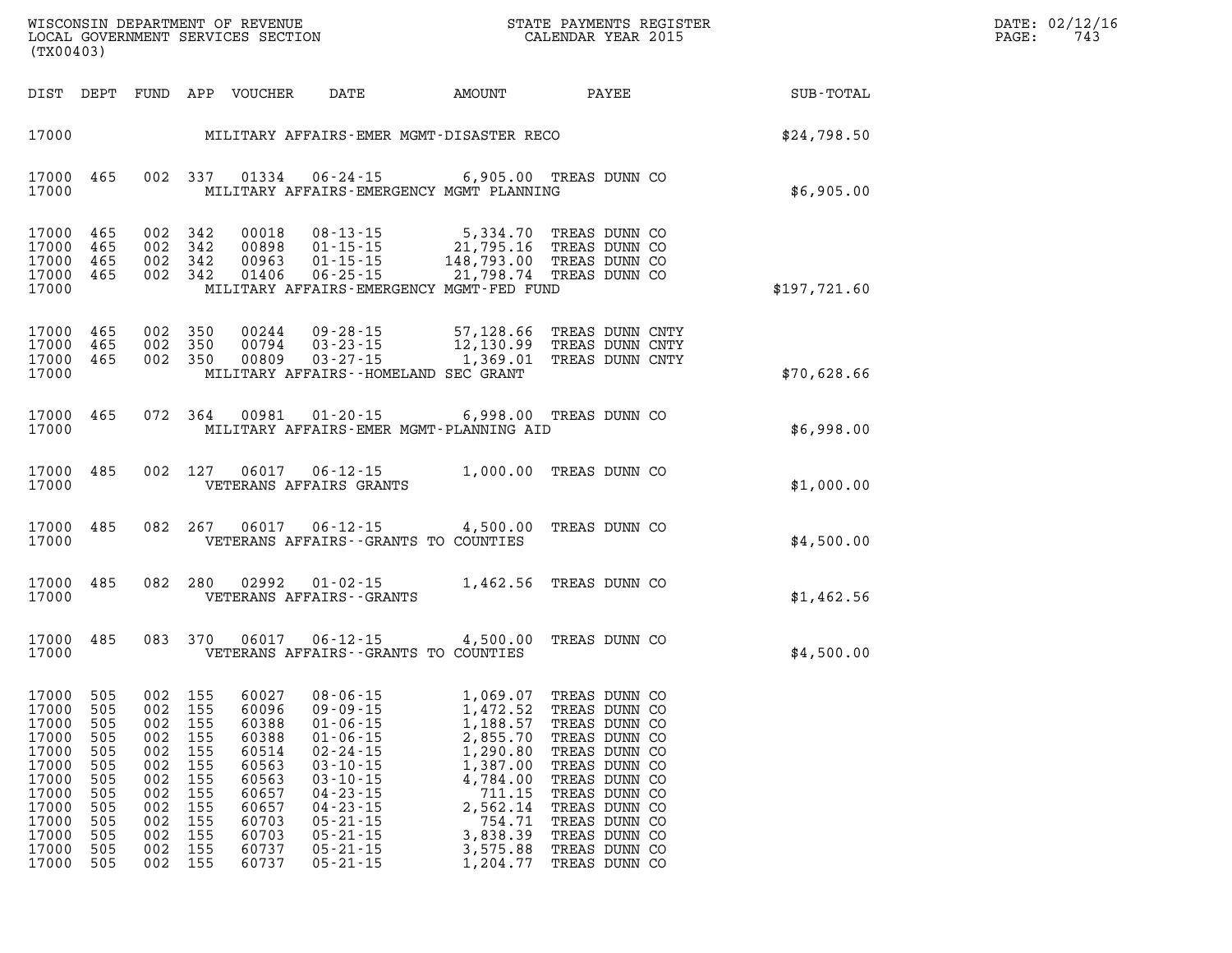WISCONSIN DEPARTMENT OF REVENUE
LOCAL GOVERNMENT SERVICES SECTION
(TX00403)

STATE PAYMENTS REGISTER
CALENDAR YEAR 2015

DATE: 02/12/16
PAGE: 743

| DIST | DEPT | FUND | APP | VOUCHER | DATE | AMOUNT | PAYEE | SUB-TOTAL |
|---|---|---|---|---|---|---|---|---|
| 17000 | | | | | MILITARY AFFAIRS-EMER MGMT-DISASTER RECO | | | $24,798.50 |
| 17000 | 465 | 002 | 337 | 01334 | 06-24-15 | 6,905.00 | TREAS DUNN CO | |
| 17000 | | | | | MILITARY AFFAIRS-EMERGENCY MGMT PLANNING | | | $6,905.00 |
| 17000 | 465 | 002 | 342 | 00018 | 08-13-15 | 5,334.70 | TREAS DUNN CO | |
| 17000 | 465 | 002 | 342 | 00898 | 01-15-15 | 21,795.16 | TREAS DUNN CO | |
| 17000 | 465 | 002 | 342 | 00963 | 01-15-15 | 148,793.00 | TREAS DUNN CO | |
| 17000 | 465 | 002 | 342 | 01406 | 06-25-15 | 21,798.74 | TREAS DUNN CO | |
| 17000 | | | | | MILITARY AFFAIRS-EMERGENCY MGMT-FED FUND | | | $197,721.60 |
| 17000 | 465 | 002 | 350 | 00244 | 09-28-15 | 57,128.66 | TREAS DUNN CNTY | |
| 17000 | 465 | 002 | 350 | 00794 | 03-23-15 | 12,130.99 | TREAS DUNN CNTY | |
| 17000 | 465 | 002 | 350 | 00809 | 03-27-15 | 1,369.01 | TREAS DUNN CNTY | |
| 17000 | | | | | MILITARY AFFAIRS--HOMELAND SEC GRANT | | | $70,628.66 |
| 17000 | 465 | 072 | 364 | 00981 | 01-20-15 | 6,998.00 | TREAS DUNN CO | |
| 17000 | | | | | MILITARY AFFAIRS-EMER MGMT-PLANNING AID | | | $6,998.00 |
| 17000 | 485 | 002 | 127 | 06017 | 06-12-15 | 1,000.00 | TREAS DUNN CO | |
| 17000 | | | | | VETERANS AFFAIRS GRANTS | | | $1,000.00 |
| 17000 | 485 | 082 | 267 | 06017 | 06-12-15 | 4,500.00 | TREAS DUNN CO | |
| 17000 | | | | | VETERANS AFFAIRS--GRANTS TO COUNTIES | | | $4,500.00 |
| 17000 | 485 | 082 | 280 | 02992 | 01-02-15 | 1,462.56 | TREAS DUNN CO | |
| 17000 | | | | | VETERANS AFFAIRS--GRANTS | | | $1,462.56 |
| 17000 | 485 | 083 | 370 | 06017 | 06-12-15 | 4,500.00 | TREAS DUNN CO | |
| 17000 | | | | | VETERANS AFFAIRS--GRANTS TO COUNTIES | | | $4,500.00 |
| 17000 | 505 | 002 | 155 | 60027 | 08-06-15 | 1,069.07 | TREAS DUNN CO | |
| 17000 | 505 | 002 | 155 | 60096 | 09-09-15 | 1,472.52 | TREAS DUNN CO | |
| 17000 | 505 | 002 | 155 | 60388 | 01-06-15 | 1,188.57 | TREAS DUNN CO | |
| 17000 | 505 | 002 | 155 | 60388 | 01-06-15 | 2,855.70 | TREAS DUNN CO | |
| 17000 | 505 | 002 | 155 | 60514 | 02-24-15 | 1,290.80 | TREAS DUNN CO | |
| 17000 | 505 | 002 | 155 | 60563 | 03-10-15 | 1,387.00 | TREAS DUNN CO | |
| 17000 | 505 | 002 | 155 | 60563 | 03-10-15 | 4,784.00 | TREAS DUNN CO | |
| 17000 | 505 | 002 | 155 | 60657 | 04-23-15 | 711.15 | TREAS DUNN CO | |
| 17000 | 505 | 002 | 155 | 60657 | 04-23-15 | 2,562.14 | TREAS DUNN CO | |
| 17000 | 505 | 002 | 155 | 60703 | 05-21-15 | 754.71 | TREAS DUNN CO | |
| 17000 | 505 | 002 | 155 | 60703 | 05-21-15 | 3,838.39 | TREAS DUNN CO | |
| 17000 | 505 | 002 | 155 | 60737 | 05-21-15 | 3,575.88 | TREAS DUNN CO | |
| 17000 | 505 | 002 | 155 | 60737 | 05-21-15 | 1,204.77 | TREAS DUNN CO | |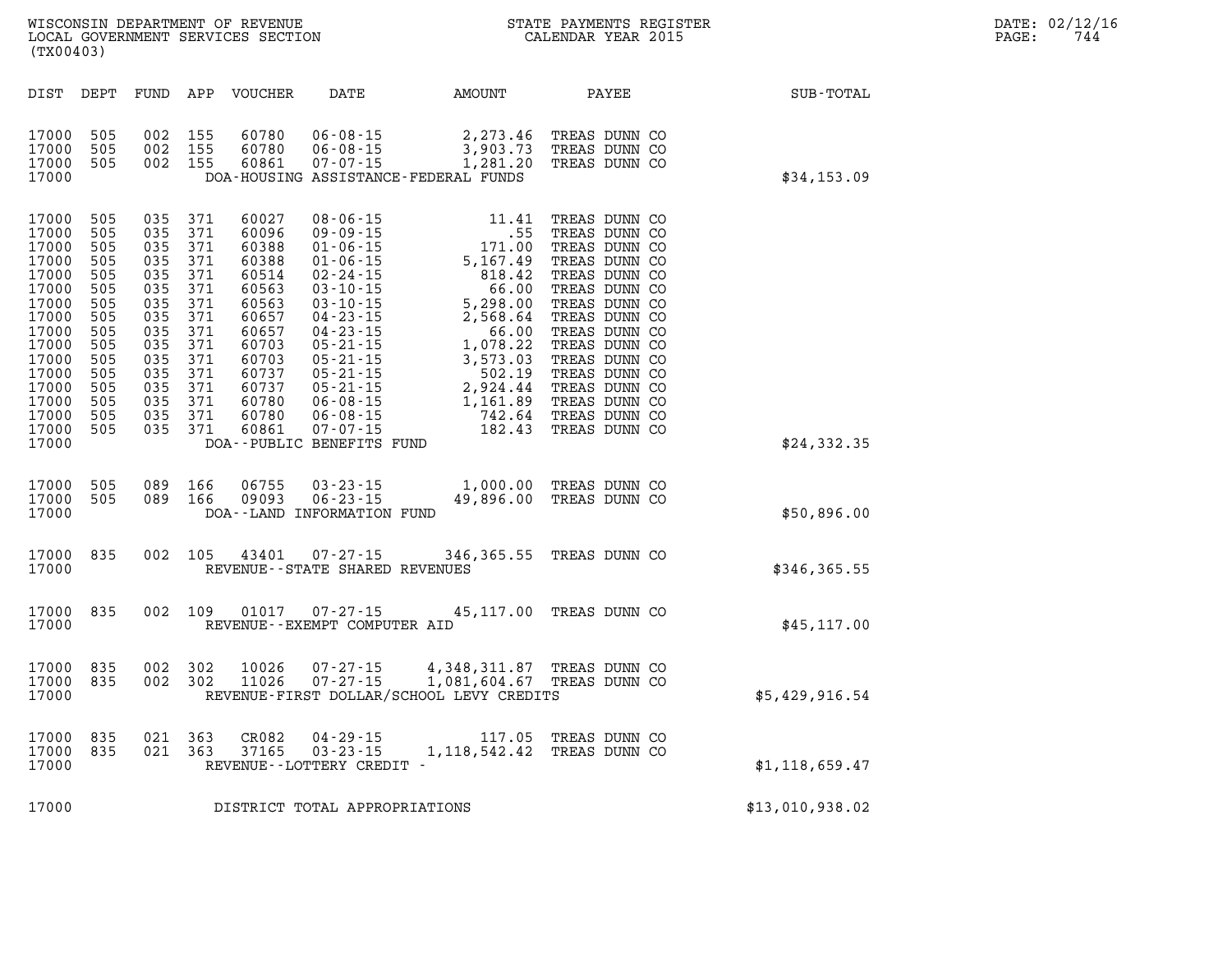WISCONSIN DEPARTMENT OF REVENUE
LOCAL GOVERNMENT SERVICES SECTION
(TX00403)

STATE PAYMENTS REGISTER
CALENDAR YEAR 2015

DATE: 02/12/16
PAGE: 744

| DIST | DEPT | FUND | APP | VOUCHER | DATE | AMOUNT | PAYEE | SUB-TOTAL |
|---|---|---|---|---|---|---|---|---|
| 17000 | 505 | 002 | 155 | 60780 | 06-08-15 | 2,273.46 | TREAS DUNN CO | |
| 17000 | 505 | 002 | 155 | 60780 | 06-08-15 | 3,903.73 | TREAS DUNN CO | |
| 17000 | 505 | 002 | 155 | 60861 | 07-07-15 | 1,281.20 | TREAS DUNN CO | |
| 17000 | | | | | DOA-HOUSING ASSISTANCE-FEDERAL FUNDS | | | $34,153.09 |
| 17000 | 505 | 035 | 371 | 60027 | 08-06-15 | 11.41 | TREAS DUNN CO | |
| 17000 | 505 | 035 | 371 | 60096 | 09-09-15 | .55 | TREAS DUNN CO | |
| 17000 | 505 | 035 | 371 | 60388 | 01-06-15 | 171.00 | TREAS DUNN CO | |
| 17000 | 505 | 035 | 371 | 60388 | 01-06-15 | 5,167.49 | TREAS DUNN CO | |
| 17000 | 505 | 035 | 371 | 60514 | 02-24-15 | 818.42 | TREAS DUNN CO | |
| 17000 | 505 | 035 | 371 | 60563 | 03-10-15 | 66.00 | TREAS DUNN CO | |
| 17000 | 505 | 035 | 371 | 60563 | 03-10-15 | 5,298.00 | TREAS DUNN CO | |
| 17000 | 505 | 035 | 371 | 60657 | 04-23-15 | 2,568.64 | TREAS DUNN CO | |
| 17000 | 505 | 035 | 371 | 60657 | 04-23-15 | 66.00 | TREAS DUNN CO | |
| 17000 | 505 | 035 | 371 | 60703 | 05-21-15 | 1,078.22 | TREAS DUNN CO | |
| 17000 | 505 | 035 | 371 | 60703 | 05-21-15 | 3,573.03 | TREAS DUNN CO | |
| 17000 | 505 | 035 | 371 | 60737 | 05-21-15 | 502.19 | TREAS DUNN CO | |
| 17000 | 505 | 035 | 371 | 60737 | 05-21-15 | 2,924.44 | TREAS DUNN CO | |
| 17000 | 505 | 035 | 371 | 60780 | 06-08-15 | 1,161.89 | TREAS DUNN CO | |
| 17000 | 505 | 035 | 371 | 60780 | 06-08-15 | 742.64 | TREAS DUNN CO | |
| 17000 | 505 | 035 | 371 | 60861 | 07-07-15 | 182.43 | TREAS DUNN CO | |
| 17000 | | | | | DOA--PUBLIC BENEFITS FUND | | | $24,332.35 |
| 17000 | 505 | 089 | 166 | 06755 | 03-23-15 | 1,000.00 | TREAS DUNN CO | |
| 17000 | 505 | 089 | 166 | 09093 | 06-23-15 | 49,896.00 | TREAS DUNN CO | |
| 17000 | | | | | DOA--LAND INFORMATION FUND | | | $50,896.00 |
| 17000 | 835 | 002 | 105 | 43401 | 07-27-15 | 346,365.55 | TREAS DUNN CO | |
| 17000 | | | | | REVENUE--STATE SHARED REVENUES | | | $346,365.55 |
| 17000 | 835 | 002 | 109 | 01017 | 07-27-15 | 45,117.00 | TREAS DUNN CO | |
| 17000 | | | | | REVENUE--EXEMPT COMPUTER AID | | | $45,117.00 |
| 17000 | 835 | 002 | 302 | 10026 | 07-27-15 | 4,348,311.87 | TREAS DUNN CO | |
| 17000 | 835 | 002 | 302 | 11026 | 07-27-15 | 1,081,604.67 | TREAS DUNN CO | |
| 17000 | | | | | REVENUE-FIRST DOLLAR/SCHOOL LEVY CREDITS | | | $5,429,916.54 |
| 17000 | 835 | 021 | 363 | CR082 | 04-29-15 | 117.05 | TREAS DUNN CO | |
| 17000 | 835 | 021 | 363 | 37165 | 03-23-15 | 1,118,542.42 | TREAS DUNN CO | |
| 17000 | | | | | REVENUE--LOTTERY CREDIT - | | | $1,118,659.47 |
| 17000 | | | | | DISTRICT TOTAL APPROPRIATIONS | | | $13,010,938.02 |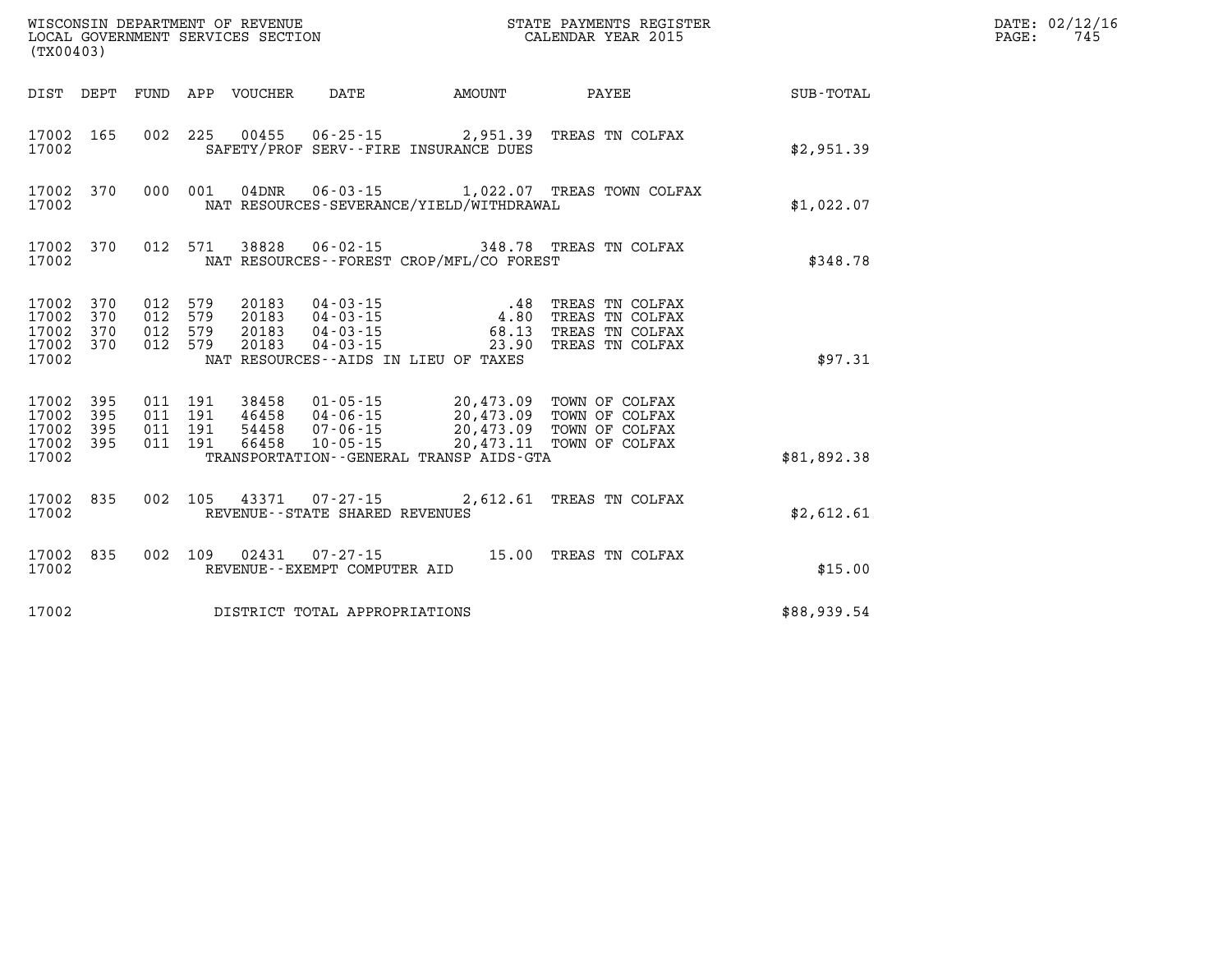WISCONSIN DEPARTMENT OF REVENUE
LOCAL GOVERNMENT SERVICES SECTION
(TX00403)

STATE PAYMENTS REGISTER
CALENDAR YEAR 2015

DATE: 02/12/16
PAGE: 745

| DIST | DEPT | FUND | APP | VOUCHER | DATE | AMOUNT | PAYEE | SUB-TOTAL |
|---|---|---|---|---|---|---|---|---|
| 17002 | 165 | 002 | 225 | 00455 | 06-25-15 | 2,951.39 | TREAS TN COLFAX | |
| 17002 | | | | | SAFETY/PROF SERV--FIRE INSURANCE DUES | | | $2,951.39 |
| 17002 | 370 | 000 | 001 | 04DNR | 06-03-15 | 1,022.07 | TREAS TOWN COLFAX | |
| 17002 | | | | | NAT RESOURCES-SEVERANCE/YIELD/WITHDRAWAL | | | $1,022.07 |
| 17002 | 370 | 012 | 571 | 38828 | 06-02-15 | 348.78 | TREAS TN COLFAX | |
| 17002 | | | | | NAT RESOURCES--FOREST CROP/MFL/CO FOREST | | | $348.78 |
| 17002 | 370 | 012 | 579 | 20183 | 04-03-15 | .48 | TREAS TN COLFAX | |
| 17002 | 370 | 012 | 579 | 20183 | 04-03-15 | 4.80 | TREAS TN COLFAX | |
| 17002 | 370 | 012 | 579 | 20183 | 04-03-15 | 68.13 | TREAS TN COLFAX | |
| 17002 | 370 | 012 | 579 | 20183 | 04-03-15 | 23.90 | TREAS TN COLFAX | |
| 17002 | | | | | NAT RESOURCES--AIDS IN LIEU OF TAXES | | | $97.31 |
| 17002 | 395 | 011 | 191 | 38458 | 01-05-15 | 20,473.09 | TOWN OF COLFAX | |
| 17002 | 395 | 011 | 191 | 46458 | 04-06-15 | 20,473.09 | TOWN OF COLFAX | |
| 17002 | 395 | 011 | 191 | 54458 | 07-06-15 | 20,473.09 | TOWN OF COLFAX | |
| 17002 | 395 | 011 | 191 | 66458 | 10-05-15 | 20,473.11 | TOWN OF COLFAX | |
| 17002 | | | | | TRANSPORTATION--GENERAL TRANSP AIDS-GTA | | | $81,892.38 |
| 17002 | 835 | 002 | 105 | 43371 | 07-27-15 | 2,612.61 | TREAS TN COLFAX | |
| 17002 | | | | | REVENUE--STATE SHARED REVENUES | | | $2,612.61 |
| 17002 | 835 | 002 | 109 | 02431 | 07-27-15 | 15.00 | TREAS TN COLFAX | |
| 17002 | | | | | REVENUE--EXEMPT COMPUTER AID | | | $15.00 |
| 17002 | | | | | DISTRICT TOTAL APPROPRIATIONS | | | $88,939.54 |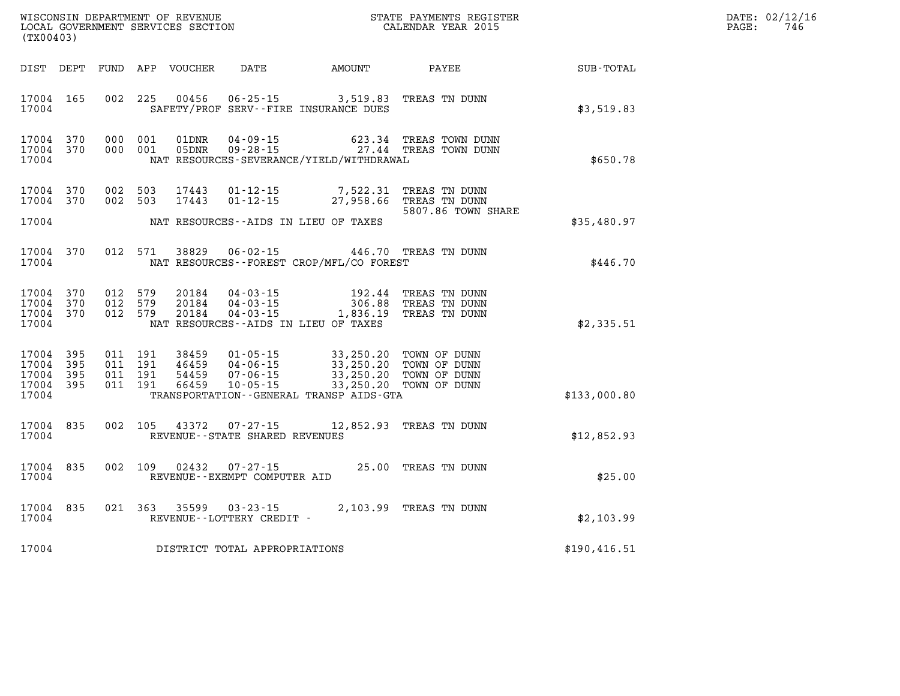WISCONSIN DEPARTMENT OF REVENUE
LOCAL GOVERNMENT SERVICES SECTION
(TX00403)

STATE PAYMENTS REGISTER
CALENDAR YEAR 2015

DATE: 02/12/16
PAGE: 746

| DIST | DEPT | FUND | APP | VOUCHER | DATE | AMOUNT | PAYEE | SUB-TOTAL |
|---|---|---|---|---|---|---|---|---|
| 17004 | 165 | 002 | 225 | 00456 | 06-25-15 | 3,519.83 | TREAS TN DUNN | |
| 17004 | | | | | SAFETY/PROF SERV--FIRE INSURANCE DUES | | | $3,519.83 |
| 17004 | 370 | 000 | 001 | 01DNR | 04-09-15 | 623.34 | TREAS TOWN DUNN | |
| 17004 | 370 | 000 | 001 | 05DNR | 09-28-15 | 27.44 | TREAS TOWN DUNN | |
| 17004 | | | | | NAT RESOURCES-SEVERANCE/YIELD/WITHDRAWAL | | | $650.78 |
| 17004 | 370 | 002 | 503 | 17443 | 01-12-15 | 7,522.31 | TREAS TN DUNN | |
| 17004 | 370 | 002 | 503 | 17443 | 01-12-15 | 27,958.66 | TREAS TN DUNN 5807.86 TOWN SHARE | |
| 17004 | | | | | NAT RESOURCES--AIDS IN LIEU OF TAXES | | | $35,480.97 |
| 17004 | 370 | 012 | 571 | 38829 | 06-02-15 | 446.70 | TREAS TN DUNN | |
| 17004 | | | | | NAT RESOURCES--FOREST CROP/MFL/CO FOREST | | | $446.70 |
| 17004 | 370 | 012 | 579 | 20184 | 04-03-15 | 192.44 | TREAS TN DUNN | |
| 17004 | 370 | 012 | 579 | 20184 | 04-03-15 | 306.88 | TREAS TN DUNN | |
| 17004 | 370 | 012 | 579 | 20184 | 04-03-15 | 1,836.19 | TREAS TN DUNN | |
| 17004 | | | | | NAT RESOURCES--AIDS IN LIEU OF TAXES | | | $2,335.51 |
| 17004 | 395 | 011 | 191 | 38459 | 01-05-15 | 33,250.20 | TOWN OF DUNN | |
| 17004 | 395 | 011 | 191 | 46459 | 04-06-15 | 33,250.20 | TOWN OF DUNN | |
| 17004 | 395 | 011 | 191 | 54459 | 07-06-15 | 33,250.20 | TOWN OF DUNN | |
| 17004 | 395 | 011 | 191 | 66459 | 10-05-15 | 33,250.20 | TOWN OF DUNN | |
| 17004 | | | | | TRANSPORTATION--GENERAL TRANSP AIDS-GTA | | | $133,000.80 |
| 17004 | 835 | 002 | 105 | 43372 | 07-27-15 | 12,852.93 | TREAS TN DUNN | |
| 17004 | | | | | REVENUE--STATE SHARED REVENUES | | | $12,852.93 |
| 17004 | 835 | 002 | 109 | 02432 | 07-27-15 | 25.00 | TREAS TN DUNN | |
| 17004 | | | | | REVENUE--EXEMPT COMPUTER AID | | | $25.00 |
| 17004 | 835 | 021 | 363 | 35599 | 03-23-15 | 2,103.99 | TREAS TN DUNN | |
| 17004 | | | | | REVENUE--LOTTERY CREDIT - | | | $2,103.99 |
| 17004 | | | | | DISTRICT TOTAL APPROPRIATIONS | | | $190,416.51 |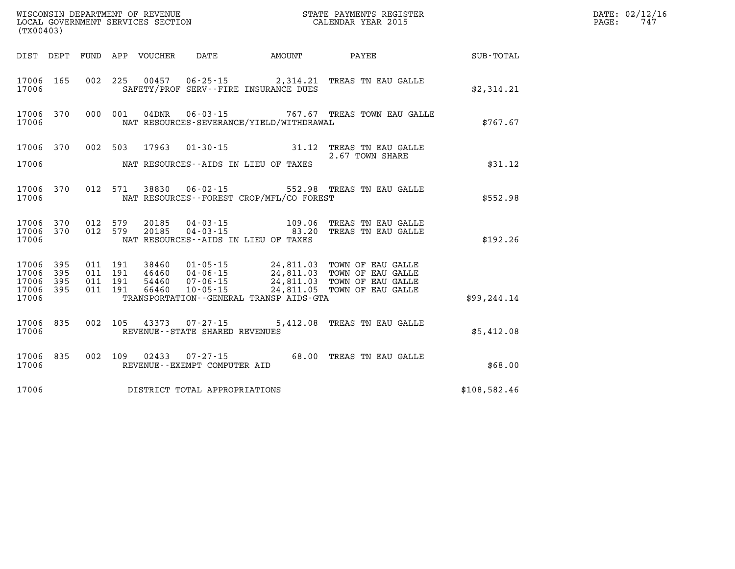WISCONSIN DEPARTMENT OF REVENUE
LOCAL GOVERNMENT SERVICES SECTION
(TX00403)

STATE PAYMENTS REGISTER
CALENDAR YEAR 2015

DATE: 02/12/16

| DIST | DEPT | FUND | APP | VOUCHER | DATE | AMOUNT | PAYEE | SUB-TOTAL |
|---|---|---|---|---|---|---|---|---|
| 17006 | 165 | 002 | 225 | 00457 | 06-25-15 | 2,314.21 | TREAS TN EAU GALLE | |
| 17006 | | | | | SAFETY/PROF SERV--FIRE INSURANCE DUES | | | $2,314.21 |
| 17006 | 370 | 000 | 001 | 04DNR | 06-03-15 | 767.67 | TREAS TOWN EAU GALLE | |
| 17006 | | | | | NAT RESOURCES-SEVERANCE/YIELD/WITHDRAWAL | | | $767.67 |
| 17006 | 370 | 002 | 503 | 17963 | 01-30-15 | 31.12 | TREAS TN EAU GALLE 2.67 TOWN SHARE | |
| 17006 | | | | | NAT RESOURCES--AIDS IN LIEU OF TAXES | | | $31.12 |
| 17006 | 370 | 012 | 571 | 38830 | 06-02-15 | 552.98 | TREAS TN EAU GALLE | |
| 17006 | | | | | NAT RESOURCES--FOREST CROP/MFL/CO FOREST | | | $552.98 |
| 17006 | 370 | 012 | 579 | 20185 | 04-03-15 | 109.06 | TREAS TN EAU GALLE | |
| 17006 | 370 | 012 | 579 | 20185 | 04-03-15 | 83.20 | TREAS TN EAU GALLE | |
| 17006 | | | | | NAT RESOURCES--AIDS IN LIEU OF TAXES | | | $192.26 |
| 17006 | 395 | 011 | 191 | 38460 | 01-05-15 | 24,811.03 | TOWN OF EAU GALLE | |
| 17006 | 395 | 011 | 191 | 46460 | 04-06-15 | 24,811.03 | TOWN OF EAU GALLE | |
| 17006 | 395 | 011 | 191 | 54460 | 07-06-15 | 24,811.03 | TOWN OF EAU GALLE | |
| 17006 | 395 | 011 | 191 | 66460 | 10-05-15 | 24,811.05 | TOWN OF EAU GALLE | |
| 17006 | | | | | TRANSPORTATION--GENERAL TRANSP AIDS-GTA | | | $99,244.14 |
| 17006 | 835 | 002 | 105 | 43373 | 07-27-15 | 5,412.08 | TREAS TN EAU GALLE | |
| 17006 | | | | | REVENUE--STATE SHARED REVENUES | | | $5,412.08 |
| 17006 | 835 | 002 | 109 | 02433 | 07-27-15 | 68.00 | TREAS TN EAU GALLE | |
| 17006 | | | | | REVENUE--EXEMPT COMPUTER AID | | | $68.00 |
| 17006 | | | | | DISTRICT TOTAL APPROPRIATIONS | | | $108,582.46 |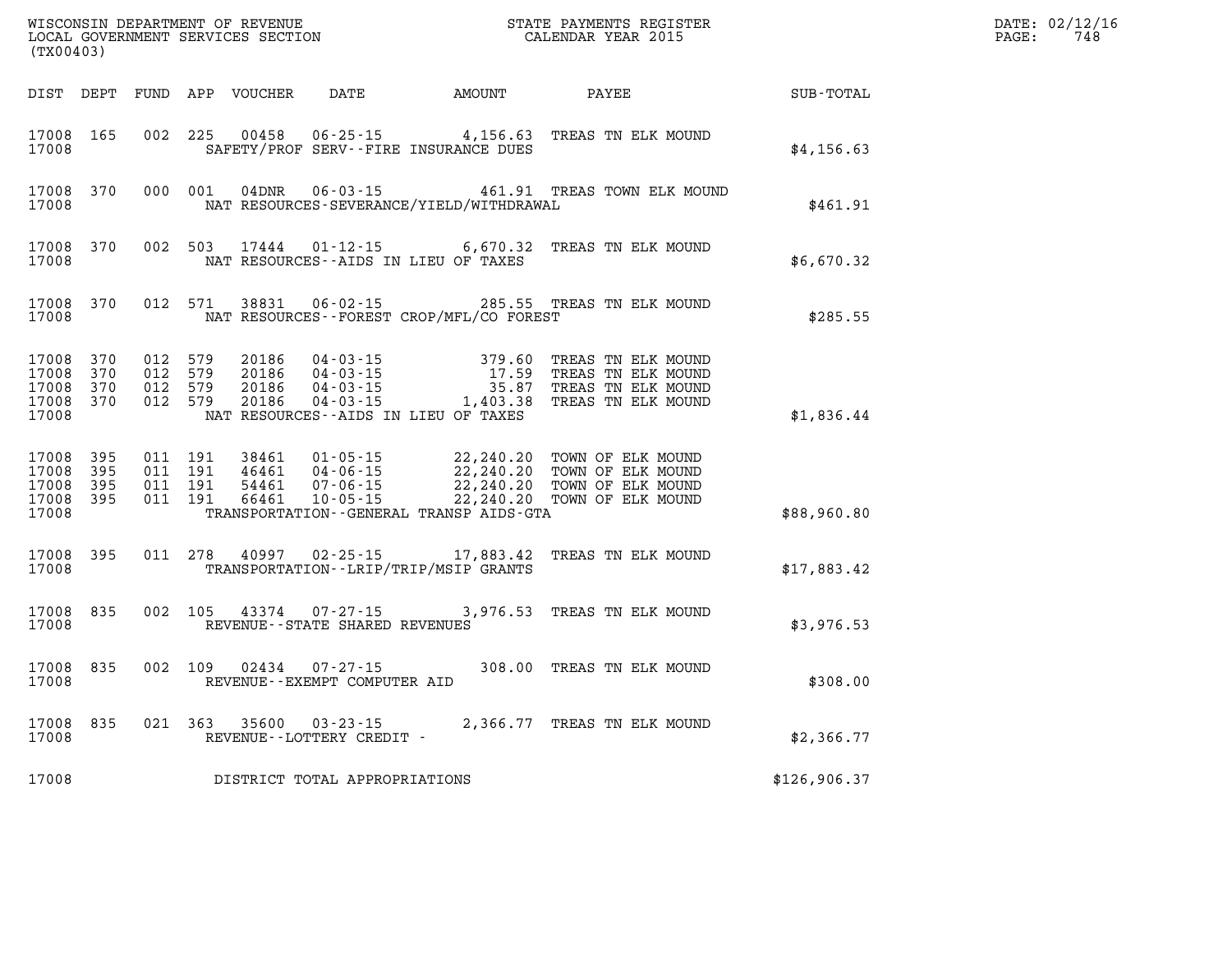WISCONSIN DEPARTMENT OF REVENUE
LOCAL GOVERNMENT SERVICES SECTION
(TX00403)

STATE PAYMENTS REGISTER
CALENDAR YEAR 2015

DATE: 02/12/16
PAGE: 748

| DIST | DEPT | FUND | APP | VOUCHER | DATE | AMOUNT | PAYEE | SUB-TOTAL |
|---|---|---|---|---|---|---|---|---|
| 17008 | 165 | 002 | 225 | 00458 | 06-25-15 | 4,156.63 | TREAS TN ELK MOUND | |
| 17008 | | | | SAFETY/PROF SERV--FIRE INSURANCE DUES | | | | $4,156.63 |
| 17008 | 370 | 000 | 001 | 04DNR | 06-03-15 | 461.91 | TREAS TOWN ELK MOUND | |
| 17008 | | | | NAT RESOURCES-SEVERANCE/YIELD/WITHDRAWAL | | | | $461.91 |
| 17008 | 370 | 002 | 503 | 17444 | 01-12-15 | 6,670.32 | TREAS TN ELK MOUND | |
| 17008 | | | | NAT RESOURCES--AIDS IN LIEU OF TAXES | | | | $6,670.32 |
| 17008 | 370 | 012 | 571 | 38831 | 06-02-15 | 285.55 | TREAS TN ELK MOUND | |
| 17008 | | | | NAT RESOURCES--FOREST CROP/MFL/CO FOREST | | | | $285.55 |
| 17008 | 370 | 012 | 579 | 20186 | 04-03-15 | 379.60 | TREAS TN ELK MOUND | |
| 17008 | 370 | 012 | 579 | 20186 | 04-03-15 | 17.59 | TREAS TN ELK MOUND | |
| 17008 | 370 | 012 | 579 | 20186 | 04-03-15 | 35.87 | TREAS TN ELK MOUND | |
| 17008 | 370 | 012 | 579 | 20186 | 04-03-15 | 1,403.38 | TREAS TN ELK MOUND | |
| 17008 | | | | NAT RESOURCES--AIDS IN LIEU OF TAXES | | | | $1,836.44 |
| 17008 | 395 | 011 | 191 | 38461 | 01-05-15 | 22,240.20 | TOWN OF ELK MOUND | |
| 17008 | 395 | 011 | 191 | 46461 | 04-06-15 | 22,240.20 | TOWN OF ELK MOUND | |
| 17008 | 395 | 011 | 191 | 54461 | 07-06-15 | 22,240.20 | TOWN OF ELK MOUND | |
| 17008 | 395 | 011 | 191 | 66461 | 10-05-15 | 22,240.20 | TOWN OF ELK MOUND | |
| 17008 | | | | TRANSPORTATION--GENERAL TRANSP AIDS-GTA | | | | $88,960.80 |
| 17008 | 395 | 011 | 278 | 40997 | 02-25-15 | 17,883.42 | TREAS TN ELK MOUND | |
| 17008 | | | | TRANSPORTATION--LRIP/TRIP/MSIP GRANTS | | | | $17,883.42 |
| 17008 | 835 | 002 | 105 | 43374 | 07-27-15 | 3,976.53 | TREAS TN ELK MOUND | |
| 17008 | | | | REVENUE--STATE SHARED REVENUES | | | | $3,976.53 |
| 17008 | 835 | 002 | 109 | 02434 | 07-27-15 | 308.00 | TREAS TN ELK MOUND | |
| 17008 | | | | REVENUE--EXEMPT COMPUTER AID | | | | $308.00 |
| 17008 | 835 | 021 | 363 | 35600 | 03-23-15 | 2,366.77 | TREAS TN ELK MOUND | |
| 17008 | | | | REVENUE--LOTTERY CREDIT - | | | | $2,366.77 |
| 17008 | | | | DISTRICT TOTAL APPROPRIATIONS | | | | $126,906.37 |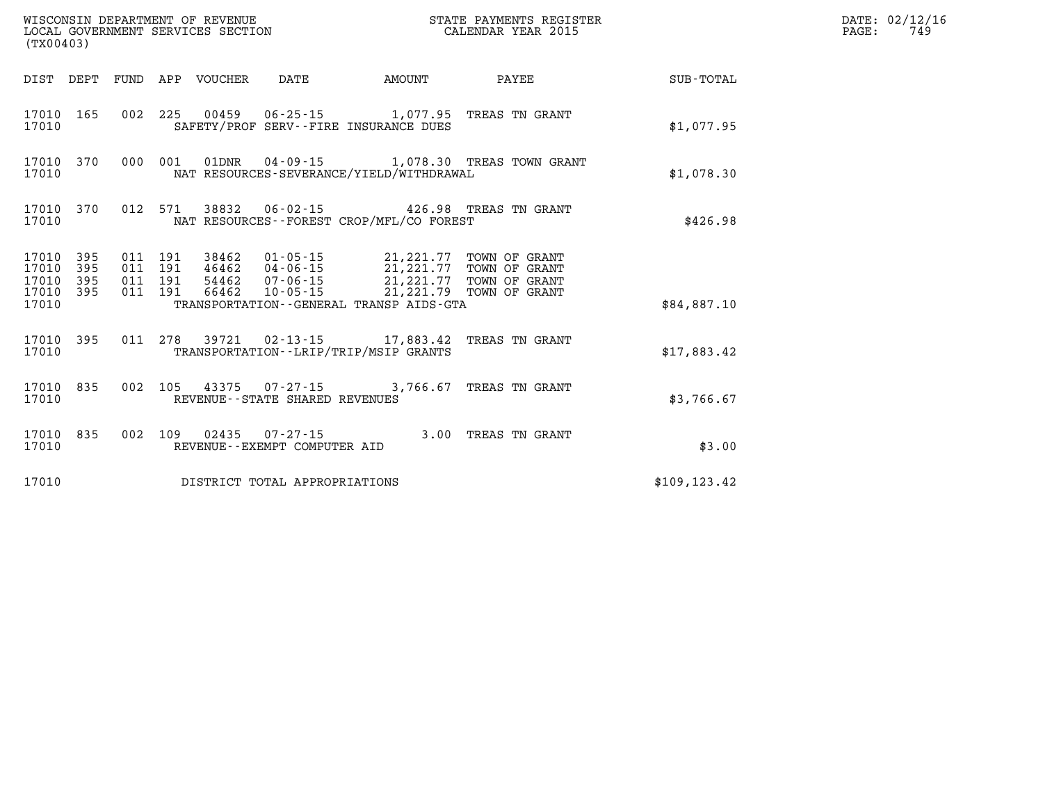WISCONSIN DEPARTMENT OF REVENUE
LOCAL GOVERNMENT SERVICES SECTION
(TX00403)

STATE PAYMENTS REGISTER
CALENDAR YEAR 2015

DATE: 02/12/16
PAGE: 749

| DIST | DEPT | FUND | APP | VOUCHER | DATE | AMOUNT | PAYEE | SUB-TOTAL |
|---|---|---|---|---|---|---|---|---|
| 17010 | 165 | 002 | 225 | 00459 | 06-25-15 | 1,077.95 | TREAS TN GRANT | |
| 17010 | | | | SAFETY/PROF SERV--FIRE INSURANCE DUES | | | | $1,077.95 |
| 17010 | 370 | 000 | 001 | 01DNR | 04-09-15 | 1,078.30 | TREAS TOWN GRANT | |
| 17010 | | | | NAT RESOURCES-SEVERANCE/YIELD/WITHDRAWAL | | | | $1,078.30 |
| 17010 | 370 | 012 | 571 | 38832 | 06-02-15 | 426.98 | TREAS TN GRANT | |
| 17010 | | | | NAT RESOURCES--FOREST CROP/MFL/CO FOREST | | | | $426.98 |
| 17010 | 395 | 011 | 191 | 38462 | 01-05-15 | 21,221.77 | TOWN OF GRANT | |
| 17010 | 395 | 011 | 191 | 46462 | 04-06-15 | 21,221.77 | TOWN OF GRANT | |
| 17010 | 395 | 011 | 191 | 54462 | 07-06-15 | 21,221.77 | TOWN OF GRANT | |
| 17010 | 395 | 011 | 191 | 66462 | 10-05-15 | 21,221.79 | TOWN OF GRANT | |
| 17010 | | | | TRANSPORTATION--GENERAL TRANSP AIDS-GTA | | | | $84,887.10 |
| 17010 | 395 | 011 | 278 | 39721 | 02-13-15 | 17,883.42 | TREAS TN GRANT | |
| 17010 | | | | TRANSPORTATION--LRIP/TRIP/MSIP GRANTS | | | | $17,883.42 |
| 17010 | 835 | 002 | 105 | 43375 | 07-27-15 | 3,766.67 | TREAS TN GRANT | |
| 17010 | | | | REVENUE--STATE SHARED REVENUES | | | | $3,766.67 |
| 17010 | 835 | 002 | 109 | 02435 | 07-27-15 | 3.00 | TREAS TN GRANT | |
| 17010 | | | | REVENUE--EXEMPT COMPUTER AID | | | | $3.00 |
| 17010 | | | | DISTRICT TOTAL APPROPRIATIONS | | | | $109,123.42 |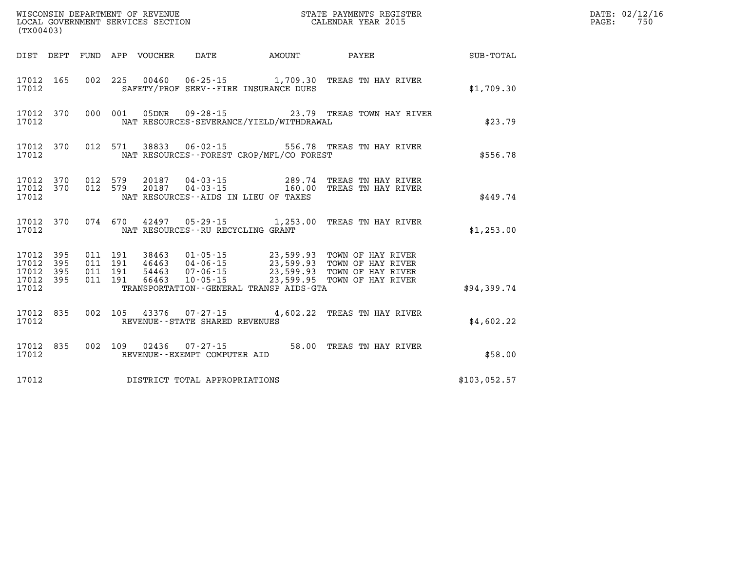WISCONSIN DEPARTMENT OF REVENUE
LOCAL GOVERNMENT SERVICES SECTION
(TX00403)

STATE PAYMENTS REGISTER
CALENDAR YEAR 2015

DATE: 02/12/16
PAGE: 750

| DIST | DEPT | FUND | APP | VOUCHER | DATE | AMOUNT | PAYEE | SUB-TOTAL |
|---|---|---|---|---|---|---|---|---|
| 17012 | 165 | 002 | 225 | 00460 | 06-25-15 | 1,709.30 | TREAS TN HAY RIVER | |
| 17012 | | | | | SAFETY/PROF SERV--FIRE INSURANCE DUES | | | $1,709.30 |
| 17012 | 370 | 000 | 001 | 05DNR | 09-28-15 | 23.79 | TREAS TOWN HAY RIVER | |
| 17012 | | | | | NAT RESOURCES-SEVERANCE/YIELD/WITHDRAWAL | | | $23.79 |
| 17012 | 370 | 012 | 571 | 38833 | 06-02-15 | 556.78 | TREAS TN HAY RIVER | |
| 17012 | | | | | NAT RESOURCES--FOREST CROP/MFL/CO FOREST | | | $556.78 |
| 17012 | 370 | 012 | 579 | 20187 | 04-03-15 | 289.74 | TREAS TN HAY RIVER | |
| 17012 | 370 | 012 | 579 | 20187 | 04-03-15 | 160.00 | TREAS TN HAY RIVER | |
| 17012 | | | | | NAT RESOURCES--AIDS IN LIEU OF TAXES | | | $449.74 |
| 17012 | 370 | 074 | 670 | 42497 | 05-29-15 | 1,253.00 | TREAS TN HAY RIVER | |
| 17012 | | | | | NAT RESOURCES--RU RECYCLING GRANT | | | $1,253.00 |
| 17012 | 395 | 011 | 191 | 38463 | 01-05-15 | 23,599.93 | TOWN OF HAY RIVER | |
| 17012 | 395 | 011 | 191 | 46463 | 04-06-15 | 23,599.93 | TOWN OF HAY RIVER | |
| 17012 | 395 | 011 | 191 | 54463 | 07-06-15 | 23,599.93 | TOWN OF HAY RIVER | |
| 17012 | 395 | 011 | 191 | 66463 | 10-05-15 | 23,599.95 | TOWN OF HAY RIVER | |
| 17012 | | | | | TRANSPORTATION--GENERAL TRANSP AIDS-GTA | | | $94,399.74 |
| 17012 | 835 | 002 | 105 | 43376 | 07-27-15 | 4,602.22 | TREAS TN HAY RIVER | |
| 17012 | | | | | REVENUE--STATE SHARED REVENUES | | | $4,602.22 |
| 17012 | 835 | 002 | 109 | 02436 | 07-27-15 | 58.00 | TREAS TN HAY RIVER | |
| 17012 | | | | | REVENUE--EXEMPT COMPUTER AID | | | $58.00 |
| 17012 | | | | | DISTRICT TOTAL APPROPRIATIONS | | | $103,052.57 |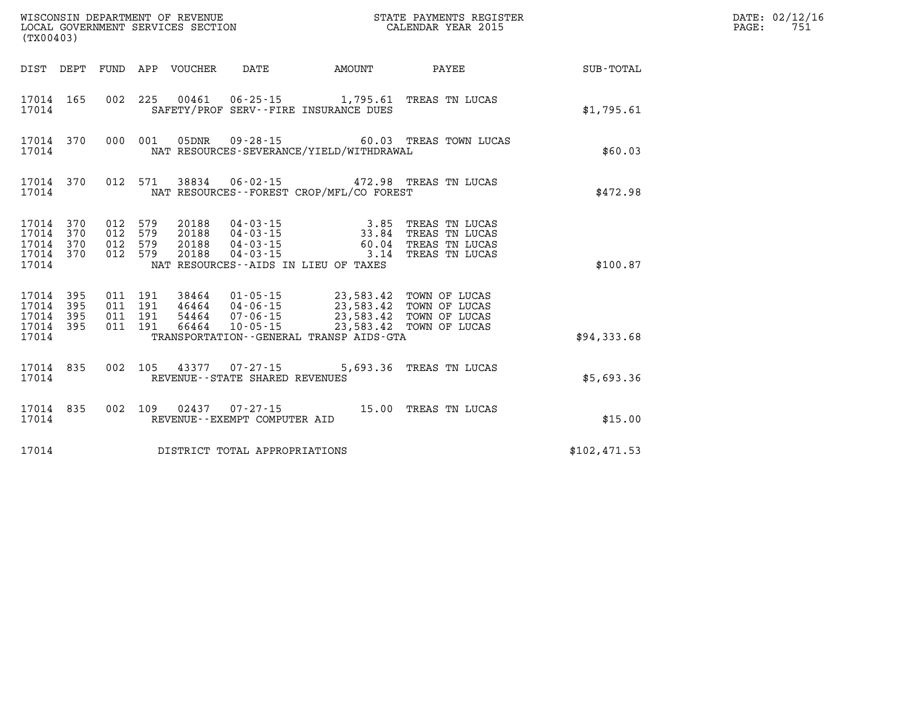WISCONSIN DEPARTMENT OF REVENUE
LOCAL GOVERNMENT SERVICES SECTION
(TX00403)

STATE PAYMENTS REGISTER
CALENDAR YEAR 2015

DATE: 02/12/16
PAGE: 751

| DIST | DEPT | FUND | APP | VOUCHER | DATE | AMOUNT | PAYEE | SUB-TOTAL |
|---|---|---|---|---|---|---|---|---|
| 17014 | 165 | 002 | 225 | 00461 | 06-25-15 | 1,795.61 | TREAS TN LUCAS | |
| 17014 | | | | | SAFETY/PROF SERV--FIRE INSURANCE DUES | | | $1,795.61 |
| 17014 | 370 | 000 | 001 | 05DNR | 09-28-15 | 60.03 | TREAS TOWN LUCAS | |
| 17014 | | | | | NAT RESOURCES-SEVERANCE/YIELD/WITHDRAWAL | | | $60.03 |
| 17014 | 370 | 012 | 571 | 38834 | 06-02-15 | 472.98 | TREAS TN LUCAS | |
| 17014 | | | | | NAT RESOURCES--FOREST CROP/MFL/CO FOREST | | | $472.98 |
| 17014 | 370 | 012 | 579 | 20188 | 04-03-15 | 3.85 | TREAS TN LUCAS | |
| 17014 | 370 | 012 | 579 | 20188 | 04-03-15 | 33.84 | TREAS TN LUCAS | |
| 17014 | 370 | 012 | 579 | 20188 | 04-03-15 | 60.04 | TREAS TN LUCAS | |
| 17014 | 370 | 012 | 579 | 20188 | 04-03-15 | 3.14 | TREAS TN LUCAS | |
| 17014 | | | | | NAT RESOURCES--AIDS IN LIEU OF TAXES | | | $100.87 |
| 17014 | 395 | 011 | 191 | 38464 | 01-05-15 | 23,583.42 | TOWN OF LUCAS | |
| 17014 | 395 | 011 | 191 | 46464 | 04-06-15 | 23,583.42 | TOWN OF LUCAS | |
| 17014 | 395 | 011 | 191 | 54464 | 07-06-15 | 23,583.42 | TOWN OF LUCAS | |
| 17014 | 395 | 011 | 191 | 66464 | 10-05-15 | 23,583.42 | TOWN OF LUCAS | |
| 17014 | | | | | TRANSPORTATION--GENERAL TRANSP AIDS-GTA | | | $94,333.68 |
| 17014 | 835 | 002 | 105 | 43377 | 07-27-15 | 5,693.36 | TREAS TN LUCAS | |
| 17014 | | | | | REVENUE--STATE SHARED REVENUES | | | $5,693.36 |
| 17014 | 835 | 002 | 109 | 02437 | 07-27-15 | 15.00 | TREAS TN LUCAS | |
| 17014 | | | | | REVENUE--EXEMPT COMPUTER AID | | | $15.00 |
| 17014 | | | | | DISTRICT TOTAL APPROPRIATIONS | | | $102,471.53 |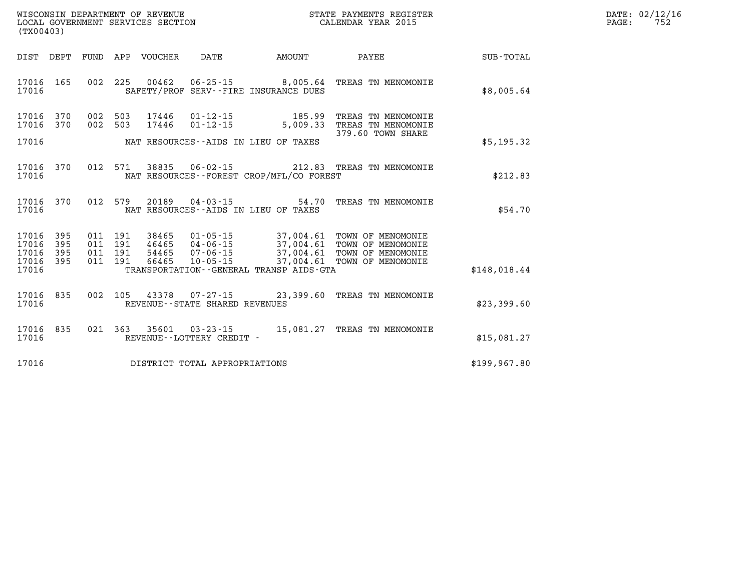WISCONSIN DEPARTMENT OF REVENUE
LOCAL GOVERNMENT SERVICES SECTION
(TX00403)

STATE PAYMENTS REGISTER
CALENDAR YEAR 2015

DATE: 02/12/16
PAGE: 752

| DIST | DEPT | FUND | APP | VOUCHER | DATE | AMOUNT | PAYEE | SUB-TOTAL |
|---|---|---|---|---|---|---|---|---|
| 17016 | 165 | 002 | 225 | 00462 | 06-25-15 | 8,005.64 | TREAS TN MENOMONIE | |
| 17016 | | | | SAFETY/PROF SERV--FIRE INSURANCE DUES | | | | $8,005.64 |
| 17016 | 370 | 002 | 503 | 17446 | 01-12-15 | 185.99 | TREAS TN MENOMONIE | |
| 17016 | 370 | 002 | 503 | 17446 | 01-12-15 | 5,009.33 | TREAS TN MENOMONIE | |
| | | | | | | | 379.60 TOWN SHARE | |
| 17016 | | | | NAT RESOURCES--AIDS IN LIEU OF TAXES | | | | $5,195.32 |
| 17016 | 370 | 012 | 571 | 38835 | 06-02-15 | 212.83 | TREAS TN MENOMONIE | |
| 17016 | | | | NAT RESOURCES--FOREST CROP/MFL/CO FOREST | | | | $212.83 |
| 17016 | 370 | 012 | 579 | 20189 | 04-03-15 | 54.70 | TREAS TN MENOMONIE | |
| 17016 | | | | NAT RESOURCES--AIDS IN LIEU OF TAXES | | | | $54.70 |
| 17016 | 395 | 011 | 191 | 38465 | 01-05-15 | 37,004.61 | TOWN OF MENOMONIE | |
| 17016 | 395 | 011 | 191 | 46465 | 04-06-15 | 37,004.61 | TOWN OF MENOMONIE | |
| 17016 | 395 | 011 | 191 | 54465 | 07-06-15 | 37,004.61 | TOWN OF MENOMONIE | |
| 17016 | 395 | 011 | 191 | 66465 | 10-05-15 | 37,004.61 | TOWN OF MENOMONIE | |
| 17016 | | | | TRANSPORTATION--GENERAL TRANSP AIDS-GTA | | | | $148,018.44 |
| 17016 | 835 | 002 | 105 | 43378 | 07-27-15 | 23,399.60 | TREAS TN MENOMONIE | |
| 17016 | | | | REVENUE--STATE SHARED REVENUES | | | | $23,399.60 |
| 17016 | 835 | 021 | 363 | 35601 | 03-23-15 | 15,081.27 | TREAS TN MENOMONIE | |
| 17016 | | | | REVENUE--LOTTERY CREDIT - | | | | $15,081.27 |
| 17016 | | | | DISTRICT TOTAL APPROPRIATIONS | | | | $199,967.80 |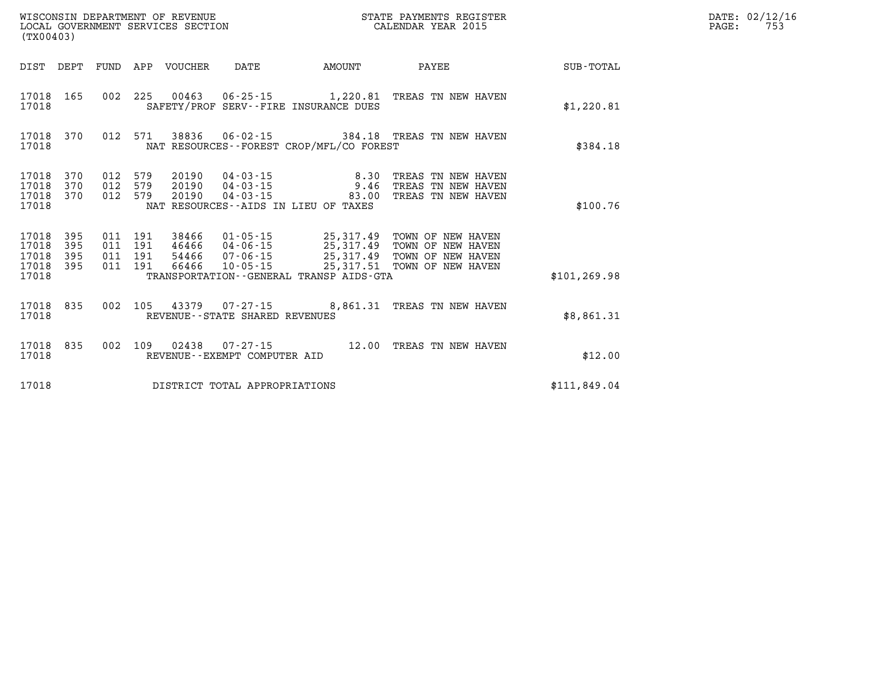WISCONSIN DEPARTMENT OF REVENUE
LOCAL GOVERNMENT SERVICES SECTION
(TX00403)

STATE PAYMENTS REGISTER
CALENDAR YEAR 2015

DATE: 02/12/16

| DIST | DEPT | FUND | APP | VOUCHER | DATE | AMOUNT | PAYEE | SUB-TOTAL |
|---|---|---|---|---|---|---|---|---|
| 17018 | 165 | 002 | 225 | 00463 | 06-25-15 | 1,220.81 | TREAS TN NEW HAVEN | |
| 17018 | | | | SAFETY/PROF SERV--FIRE INSURANCE DUES | | | | $1,220.81 |
| 17018 | 370 | 012 | 571 | 38836 | 06-02-15 | 384.18 | TREAS TN NEW HAVEN | |
| 17018 | | | | NAT RESOURCES--FOREST CROP/MFL/CO FOREST | | | | $384.18 |
| 17018 | 370 | 012 | 579 | 20190 | 04-03-15 | 8.30 | TREAS TN NEW HAVEN | |
| 17018 | 370 | 012 | 579 | 20190 | 04-03-15 | 9.46 | TREAS TN NEW HAVEN | |
| 17018 | 370 | 012 | 579 | 20190 | 04-03-15 | 83.00 | TREAS TN NEW HAVEN | |
| 17018 | | | | NAT RESOURCES--AIDS IN LIEU OF TAXES | | | | $100.76 |
| 17018 | 395 | 011 | 191 | 38466 | 01-05-15 | 25,317.49 | TOWN OF NEW HAVEN | |
| 17018 | 395 | 011 | 191 | 46466 | 04-06-15 | 25,317.49 | TOWN OF NEW HAVEN | |
| 17018 | 395 | 011 | 191 | 54466 | 07-06-15 | 25,317.49 | TOWN OF NEW HAVEN | |
| 17018 | 395 | 011 | 191 | 66466 | 10-05-15 | 25,317.51 | TOWN OF NEW HAVEN | |
| 17018 | | | | TRANSPORTATION--GENERAL TRANSP AIDS-GTA | | | | $101,269.98 |
| 17018 | 835 | 002 | 105 | 43379 | 07-27-15 | 8,861.31 | TREAS TN NEW HAVEN | |
| 17018 | | | | REVENUE--STATE SHARED REVENUES | | | | $8,861.31 |
| 17018 | 835 | 002 | 109 | 02438 | 07-27-15 | 12.00 | TREAS TN NEW HAVEN | |
| 17018 | | | | REVENUE--EXEMPT COMPUTER AID | | | | $12.00 |
| 17018 | | | | DISTRICT TOTAL APPROPRIATIONS | | | | $111,849.04 |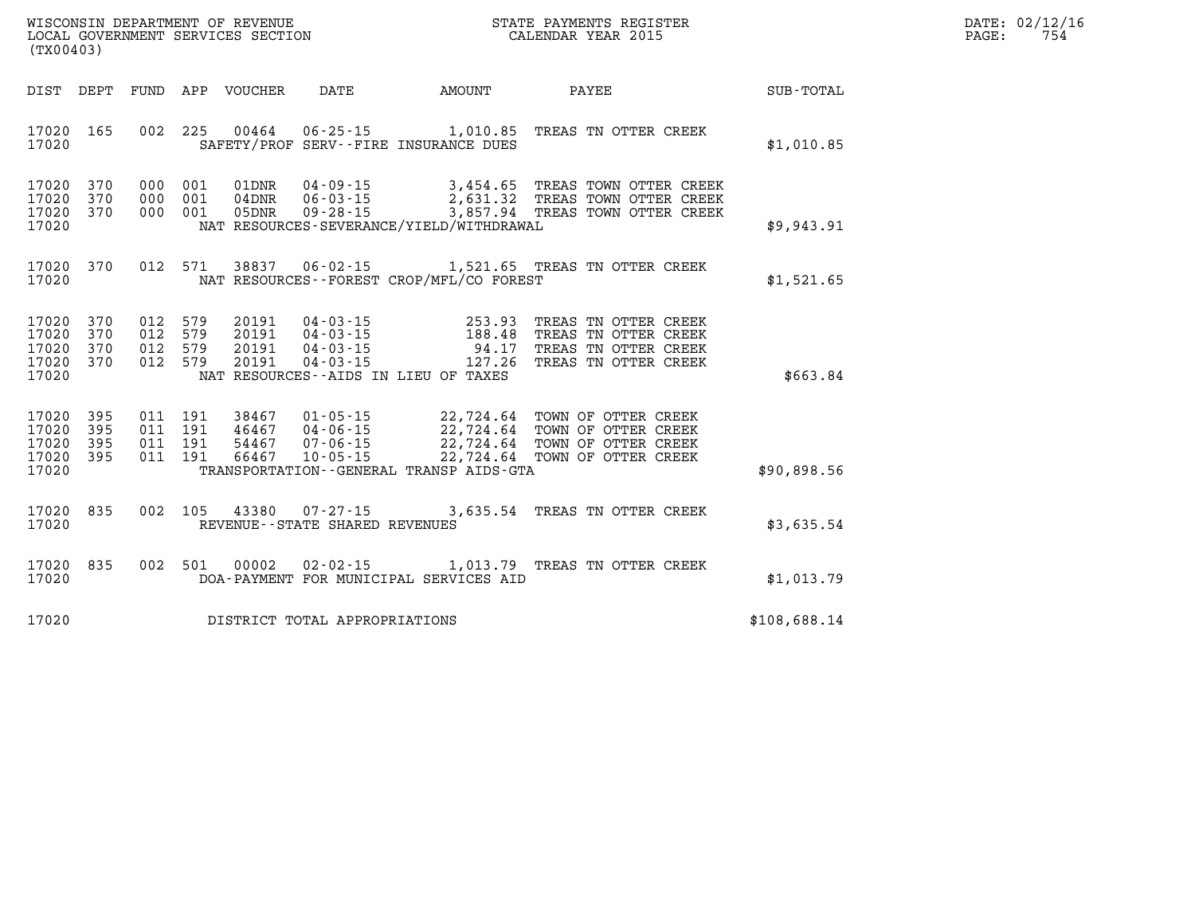WISCONSIN DEPARTMENT OF REVENUE
LOCAL GOVERNMENT SERVICES SECTION
(TX00403)

STATE PAYMENTS REGISTER
CALENDAR YEAR 2015

DATE: 02/12/16
PAGE: 754

| DIST | DEPT | FUND | APP | VOUCHER | DATE | AMOUNT | PAYEE | SUB-TOTAL |
|---|---|---|---|---|---|---|---|---|
| 17020 | 165 | 002 | 225 | 00464 | 06-25-15 | 1,010.85 | TREAS TN OTTER CREEK | |
| 17020 | | | | | SAFETY/PROF SERV--FIRE INSURANCE DUES | | | $1,010.85 |
| 17020 | 370 | 000 | 001 | 01DNR | 04-09-15 | 3,454.65 | TREAS TOWN OTTER CREEK | |
| 17020 | 370 | 000 | 001 | 04DNR | 06-03-15 | 2,631.32 | TREAS TOWN OTTER CREEK | |
| 17020 | 370 | 000 | 001 | 05DNR | 09-28-15 | 3,857.94 | TREAS TOWN OTTER CREEK | |
| 17020 | | | | | NAT RESOURCES-SEVERANCE/YIELD/WITHDRAWAL | | | $9,943.91 |
| 17020 | 370 | 012 | 571 | 38837 | 06-02-15 | 1,521.65 | TREAS TN OTTER CREEK | |
| 17020 | | | | | NAT RESOURCES--FOREST CROP/MFL/CO FOREST | | | $1,521.65 |
| 17020 | 370 | 012 | 579 | 20191 | 04-03-15 | 253.93 | TREAS TN OTTER CREEK | |
| 17020 | 370 | 012 | 579 | 20191 | 04-03-15 | 188.48 | TREAS TN OTTER CREEK | |
| 17020 | 370 | 012 | 579 | 20191 | 04-03-15 | 94.17 | TREAS TN OTTER CREEK | |
| 17020 | 370 | 012 | 579 | 20191 | 04-03-15 | 127.26 | TREAS TN OTTER CREEK | |
| 17020 | | | | | NAT RESOURCES--AIDS IN LIEU OF TAXES | | | $663.84 |
| 17020 | 395 | 011 | 191 | 38467 | 01-05-15 | 22,724.64 | TOWN OF OTTER CREEK | |
| 17020 | 395 | 011 | 191 | 46467 | 04-06-15 | 22,724.64 | TOWN OF OTTER CREEK | |
| 17020 | 395 | 011 | 191 | 54467 | 07-06-15 | 22,724.64 | TOWN OF OTTER CREEK | |
| 17020 | 395 | 011 | 191 | 66467 | 10-05-15 | 22,724.64 | TOWN OF OTTER CREEK | |
| 17020 | | | | | TRANSPORTATION--GENERAL TRANSP AIDS-GTA | | | $90,898.56 |
| 17020 | 835 | 002 | 105 | 43380 | 07-27-15 | 3,635.54 | TREAS TN OTTER CREEK | |
| 17020 | | | | | REVENUE--STATE SHARED REVENUES | | | $3,635.54 |
| 17020 | 835 | 002 | 501 | 00002 | 02-02-15 | 1,013.79 | TREAS TN OTTER CREEK | |
| 17020 | | | | | DOA-PAYMENT FOR MUNICIPAL SERVICES AID | | | $1,013.79 |
| 17020 | | | | | DISTRICT TOTAL APPROPRIATIONS | | | $108,688.14 |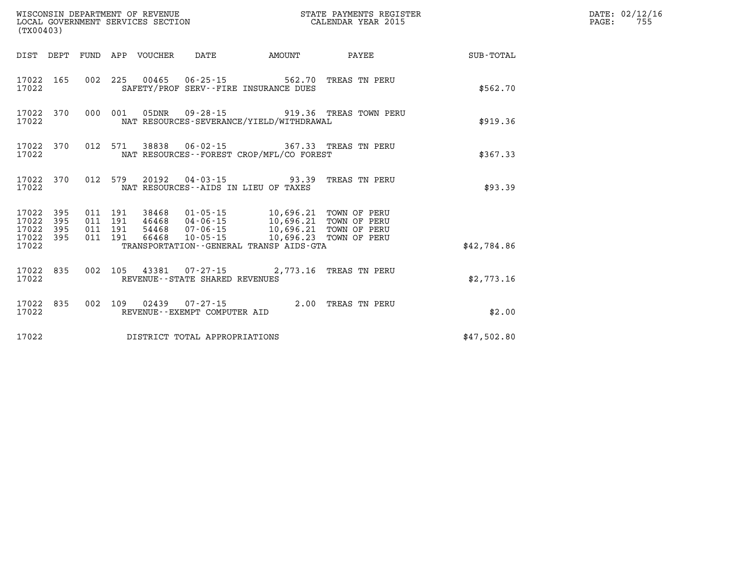WISCONSIN DEPARTMENT OF REVENUE
LOCAL GOVERNMENT SERVICES SECTION
(TX00403)

STATE PAYMENTS REGISTER
CALENDAR YEAR 2015

DATE: 02/12/16
PAGE: 755

| DIST | DEPT | FUND | APP | VOUCHER | DATE | AMOUNT | PAYEE | SUB-TOTAL |
|---|---|---|---|---|---|---|---|---|
| 17022 | 165 | 002 | 225 | 00465 | 06-25-15 | 562.70 | TREAS TN PERU | |
| 17022 | | | | | SAFETY/PROF SERV--FIRE INSURANCE DUES | | | $562.70 |
| 17022 | 370 | 000 | 001 | 05DNR | 09-28-15 | 919.36 | TREAS TOWN PERU | |
| 17022 | | | | | NAT RESOURCES-SEVERANCE/YIELD/WITHDRAWAL | | | $919.36 |
| 17022 | 370 | 012 | 571 | 38838 | 06-02-15 | 367.33 | TREAS TN PERU | |
| 17022 | | | | | NAT RESOURCES--FOREST CROP/MFL/CO FOREST | | | $367.33 |
| 17022 | 370 | 012 | 579 | 20192 | 04-03-15 | 93.39 | TREAS TN PERU | |
| 17022 | | | | | NAT RESOURCES--AIDS IN LIEU OF TAXES | | | $93.39 |
| 17022 | 395 | 011 | 191 | 38468 | 01-05-15 | 10,696.21 | TOWN OF PERU | |
| 17022 | 395 | 011 | 191 | 46468 | 04-06-15 | 10,696.21 | TOWN OF PERU | |
| 17022 | 395 | 011 | 191 | 54468 | 07-06-15 | 10,696.21 | TOWN OF PERU | |
| 17022 | 395 | 011 | 191 | 66468 | 10-05-15 | 10,696.23 | TOWN OF PERU | |
| 17022 | | | | | TRANSPORTATION--GENERAL TRANSP AIDS-GTA | | | $42,784.86 |
| 17022 | 835 | 002 | 105 | 43381 | 07-27-15 | 2,773.16 | TREAS TN PERU | |
| 17022 | | | | | REVENUE--STATE SHARED REVENUES | | | $2,773.16 |
| 17022 | 835 | 002 | 109 | 02439 | 07-27-15 | 2.00 | TREAS TN PERU | |
| 17022 | | | | | REVENUE--EXEMPT COMPUTER AID | | | $2.00 |
| 17022 | | | | | DISTRICT TOTAL APPROPRIATIONS | | | $47,502.80 |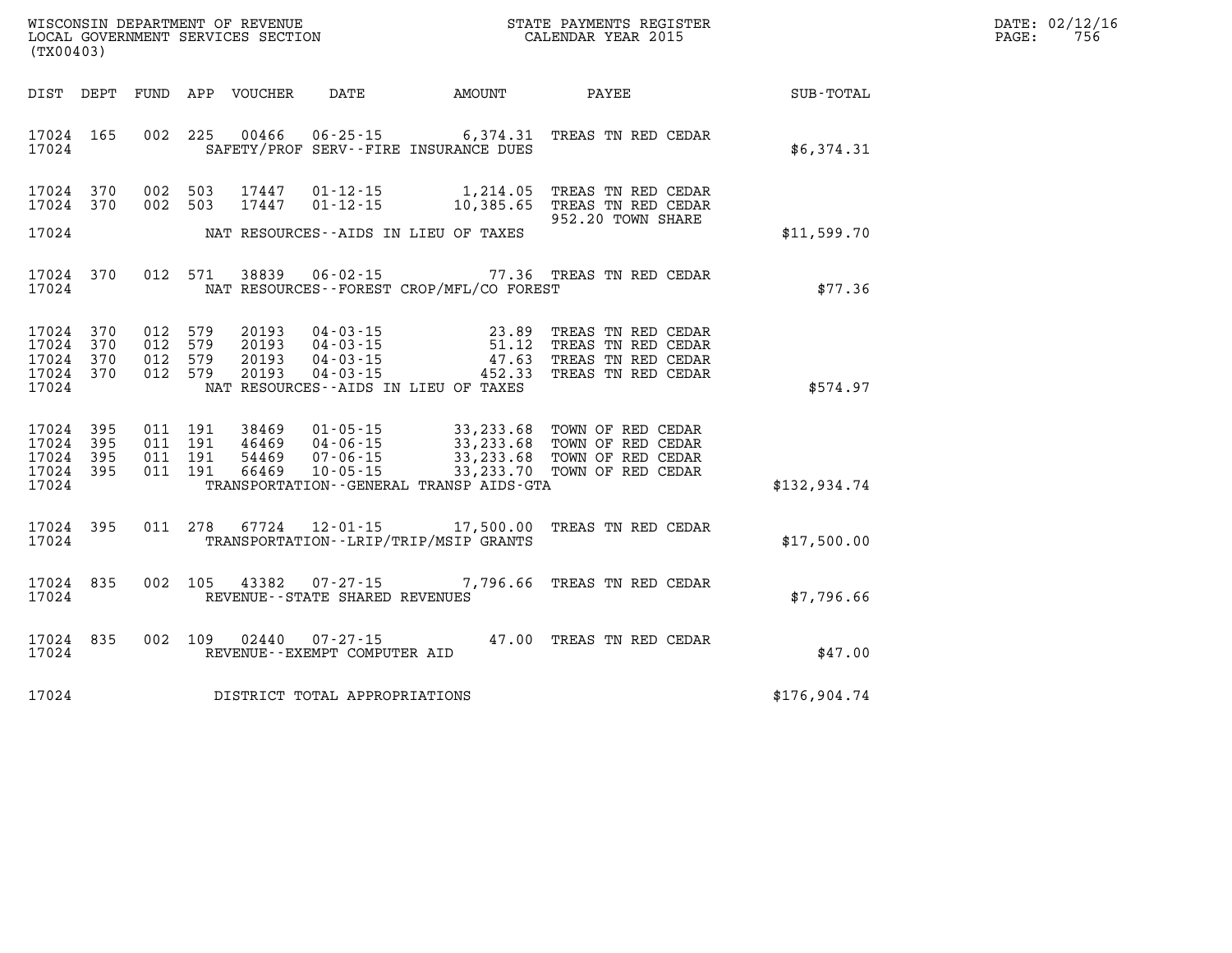WISCONSIN DEPARTMENT OF REVENUE
LOCAL GOVERNMENT SERVICES SECTION
(TX00403)

STATE PAYMENTS REGISTER
CALENDAR YEAR 2015

DATE: 02/12/16
PAGE: 756

| DIST | DEPT | FUND | APP | VOUCHER | DATE | AMOUNT | PAYEE | SUB-TOTAL |
|---|---|---|---|---|---|---|---|---|
| 17024 | 165 | 002 | 225 | 00466 | 06-25-15 | 6,374.31 | TREAS TN RED CEDAR | |
| 17024 | | | | | SAFETY/PROF SERV--FIRE INSURANCE DUES | | | $6,374.31 |
| 17024 | 370 | 002 | 503 | 17447 | 01-12-15 | 1,214.05 | TREAS TN RED CEDAR | |
| 17024 | 370 | 002 | 503 | 17447 | 01-12-15 | 10,385.65 | TREAS TN RED CEDAR | |
| | | | | | | | 952.20 TOWN SHARE | |
| 17024 | | | | | NAT RESOURCES--AIDS IN LIEU OF TAXES | | | $11,599.70 |
| 17024 | 370 | 012 | 571 | 38839 | 06-02-15 | 77.36 | TREAS TN RED CEDAR | |
| 17024 | | | | | NAT RESOURCES--FOREST CROP/MFL/CO FOREST | | | $77.36 |
| 17024 | 370 | 012 | 579 | 20193 | 04-03-15 | 23.89 | TREAS TN RED CEDAR | |
| 17024 | 370 | 012 | 579 | 20193 | 04-03-15 | 51.12 | TREAS TN RED CEDAR | |
| 17024 | 370 | 012 | 579 | 20193 | 04-03-15 | 47.63 | TREAS TN RED CEDAR | |
| 17024 | 370 | 012 | 579 | 20193 | 04-03-15 | 452.33 | TREAS TN RED CEDAR | |
| 17024 | | | | | NAT RESOURCES--AIDS IN LIEU OF TAXES | | | $574.97 |
| 17024 | 395 | 011 | 191 | 38469 | 01-05-15 | 33,233.68 | TOWN OF RED CEDAR | |
| 17024 | 395 | 011 | 191 | 46469 | 04-06-15 | 33,233.68 | TOWN OF RED CEDAR | |
| 17024 | 395 | 011 | 191 | 54469 | 07-06-15 | 33,233.68 | TOWN OF RED CEDAR | |
| 17024 | 395 | 011 | 191 | 66469 | 10-05-15 | 33,233.70 | TOWN OF RED CEDAR | |
| 17024 | | | | | TRANSPORTATION--GENERAL TRANSP AIDS-GTA | | | $132,934.74 |
| 17024 | 395 | 011 | 278 | 67724 | 12-01-15 | 17,500.00 | TREAS TN RED CEDAR | |
| 17024 | | | | | TRANSPORTATION--LRIP/TRIP/MSIP GRANTS | | | $17,500.00 |
| 17024 | 835 | 002 | 105 | 43382 | 07-27-15 | 7,796.66 | TREAS TN RED CEDAR | |
| 17024 | | | | | REVENUE--STATE SHARED REVENUES | | | $7,796.66 |
| 17024 | 835 | 002 | 109 | 02440 | 07-27-15 | 47.00 | TREAS TN RED CEDAR | |
| 17024 | | | | | REVENUE--EXEMPT COMPUTER AID | | | $47.00 |
| 17024 | | | | | DISTRICT TOTAL APPROPRIATIONS | | | $176,904.74 |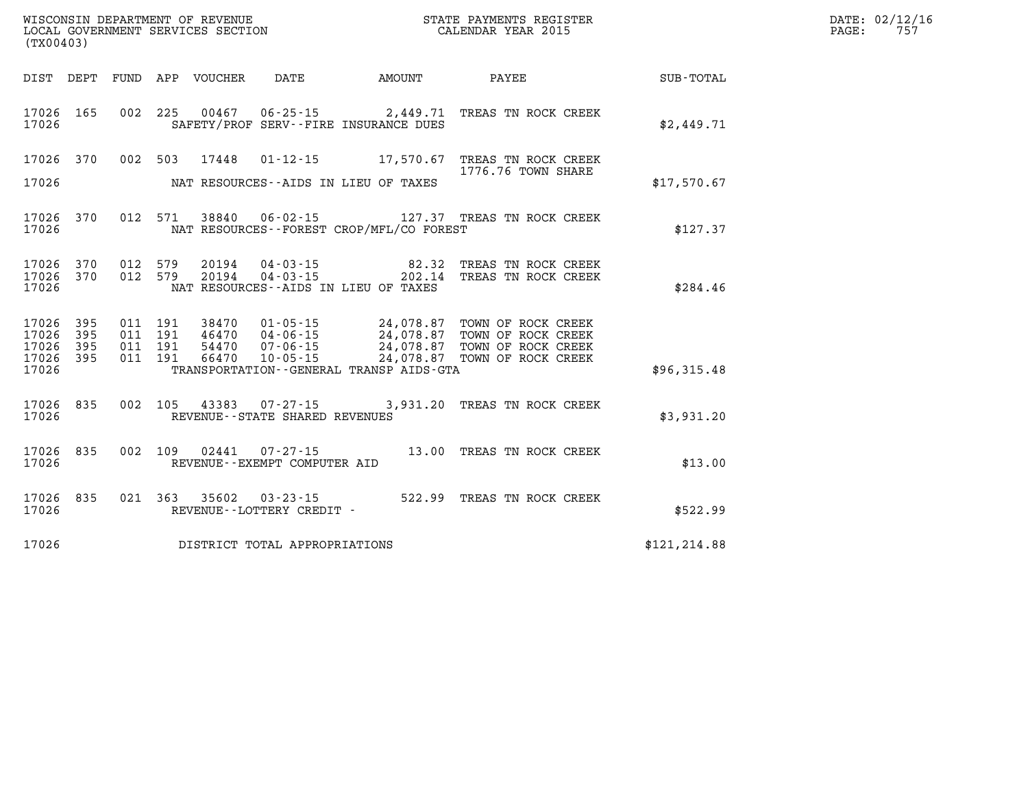WISCONSIN DEPARTMENT OF REVENUE
LOCAL GOVERNMENT SERVICES SECTION
(TX00403)

STATE PAYMENTS REGISTER
CALENDAR YEAR 2015

DATE: 02/12/16
PAGE: 757

| DIST | DEPT | FUND | APP | VOUCHER | DATE | AMOUNT | PAYEE | SUB-TOTAL |
|---|---|---|---|---|---|---|---|---|
| 17026 | 165 | 002 | 225 | 00467 | 06-25-15 | 2,449.71 | TREAS TN ROCK CREEK | |
| 17026 | | | | SAFETY/PROF SERV--FIRE INSURANCE DUES | | | | $2,449.71 |
| 17026 | 370 | 002 | 503 | 17448 | 01-12-15 | 17,570.67 | TREAS TN ROCK CREEK 1776.76 TOWN SHARE | |
| 17026 | | | | NAT RESOURCES--AIDS IN LIEU OF TAXES | | | | $17,570.67 |
| 17026 | 370 | 012 | 571 | 38840 | 06-02-15 | 127.37 | TREAS TN ROCK CREEK | |
| 17026 | | | | NAT RESOURCES--FOREST CROP/MFL/CO FOREST | | | | $127.37 |
| 17026 | 370 | 012 | 579 | 20194 | 04-03-15 | 82.32 | TREAS TN ROCK CREEK | |
| 17026 | 370 | 012 | 579 | 20194 | 04-03-15 | 202.14 | TREAS TN ROCK CREEK | |
| 17026 | | | | NAT RESOURCES--AIDS IN LIEU OF TAXES | | | | $284.46 |
| 17026 | 395 | 011 | 191 | 38470 | 01-05-15 | 24,078.87 | TOWN OF ROCK CREEK | |
| 17026 | 395 | 011 | 191 | 46470 | 04-06-15 | 24,078.87 | TOWN OF ROCK CREEK | |
| 17026 | 395 | 011 | 191 | 54470 | 07-06-15 | 24,078.87 | TOWN OF ROCK CREEK | |
| 17026 | 395 | 011 | 191 | 66470 | 10-05-15 | 24,078.87 | TOWN OF ROCK CREEK | |
| 17026 | | | | TRANSPORTATION--GENERAL TRANSP AIDS-GTA | | | | $96,315.48 |
| 17026 | 835 | 002 | 105 | 43383 | 07-27-15 | 3,931.20 | TREAS TN ROCK CREEK | |
| 17026 | | | | REVENUE--STATE SHARED REVENUES | | | | $3,931.20 |
| 17026 | 835 | 002 | 109 | 02441 | 07-27-15 | 13.00 | TREAS TN ROCK CREEK | |
| 17026 | | | | REVENUE--EXEMPT COMPUTER AID | | | | $13.00 |
| 17026 | 835 | 021 | 363 | 35602 | 03-23-15 | 522.99 | TREAS TN ROCK CREEK | |
| 17026 | | | | REVENUE--LOTTERY CREDIT - | | | | $522.99 |
| 17026 | | | | DISTRICT TOTAL APPROPRIATIONS | | | | $121,214.88 |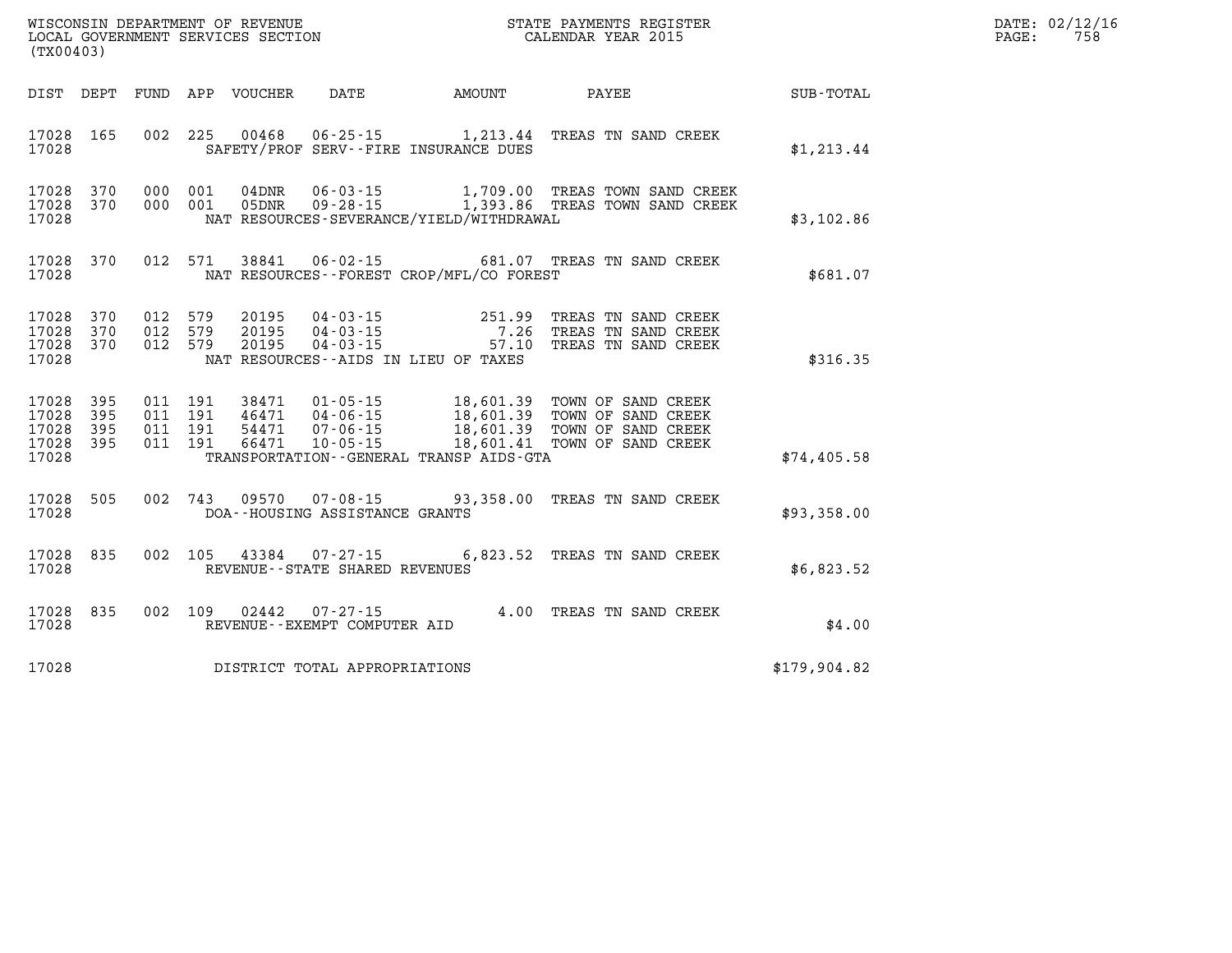WISCONSIN DEPARTMENT OF REVENUE
LOCAL GOVERNMENT SERVICES SECTION
(TX00403)

STATE PAYMENTS REGISTER
CALENDAR YEAR 2015

DATE: 02/12/16
PAGE: 758

| DIST | DEPT | FUND | APP | VOUCHER | DATE | AMOUNT | PAYEE | SUB-TOTAL |
|---|---|---|---|---|---|---|---|---|
| 17028 | 165 | 002 | 225 | 00468 | 06-25-15 | 1,213.44 | TREAS TN SAND CREEK | |
| 17028 | | | | | SAFETY/PROF SERV--FIRE INSURANCE DUES | | | $1,213.44 |
| 17028 | 370 | 000 | 001 | 04DNR | 06-03-15 | 1,709.00 | TREAS TOWN SAND CREEK | |
| 17028 | 370 | 000 | 001 | 05DNR | 09-28-15 | 1,393.86 | TREAS TOWN SAND CREEK | |
| 17028 | | | | | NAT RESOURCES-SEVERANCE/YIELD/WITHDRAWAL | | | $3,102.86 |
| 17028 | 370 | 012 | 571 | 38841 | 06-02-15 | 681.07 | TREAS TN SAND CREEK | |
| 17028 | | | | | NAT RESOURCES--FOREST CROP/MFL/CO FOREST | | | $681.07 |
| 17028 | 370 | 012 | 579 | 20195 | 04-03-15 | 251.99 | TREAS TN SAND CREEK | |
| 17028 | 370 | 012 | 579 | 20195 | 04-03-15 | 7.26 | TREAS TN SAND CREEK | |
| 17028 | 370 | 012 | 579 | 20195 | 04-03-15 | 57.10 | TREAS TN SAND CREEK | |
| 17028 | | | | | NAT RESOURCES--AIDS IN LIEU OF TAXES | | | $316.35 |
| 17028 | 395 | 011 | 191 | 38471 | 01-05-15 | 18,601.39 | TOWN OF SAND CREEK | |
| 17028 | 395 | 011 | 191 | 46471 | 04-06-15 | 18,601.39 | TOWN OF SAND CREEK | |
| 17028 | 395 | 011 | 191 | 54471 | 07-06-15 | 18,601.39 | TOWN OF SAND CREEK | |
| 17028 | 395 | 011 | 191 | 66471 | 10-05-15 | 18,601.41 | TOWN OF SAND CREEK | |
| 17028 | | | | | TRANSPORTATION--GENERAL TRANSP AIDS-GTA | | | $74,405.58 |
| 17028 | 505 | 002 | 743 | 09570 | 07-08-15 | 93,358.00 | TREAS TN SAND CREEK | |
| 17028 | | | | | DOA--HOUSING ASSISTANCE GRANTS | | | $93,358.00 |
| 17028 | 835 | 002 | 105 | 43384 | 07-27-15 | 6,823.52 | TREAS TN SAND CREEK | |
| 17028 | | | | | REVENUE--STATE SHARED REVENUES | | | $6,823.52 |
| 17028 | 835 | 002 | 109 | 02442 | 07-27-15 | 4.00 | TREAS TN SAND CREEK | |
| 17028 | | | | | REVENUE--EXEMPT COMPUTER AID | | | $4.00 |
| 17028 | | | | | DISTRICT TOTAL APPROPRIATIONS | | | $179,904.82 |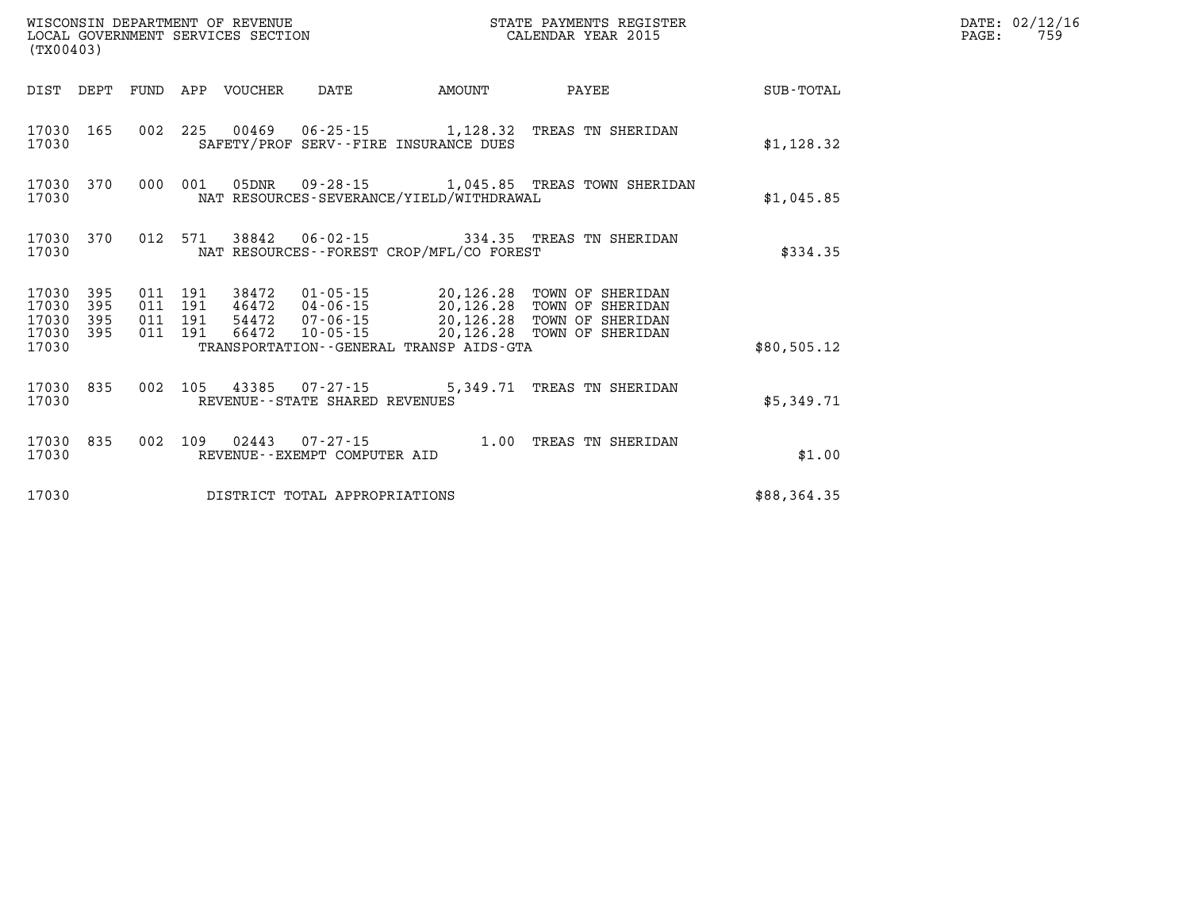WISCONSIN DEPARTMENT OF REVENUE
LOCAL GOVERNMENT SERVICES SECTION
(TX00403)

STATE PAYMENTS REGISTER
CALENDAR YEAR 2015

DATE: 02/12/16
PAGE: 759

| DIST | DEPT | FUND | APP | VOUCHER | DATE | AMOUNT | PAYEE | SUB-TOTAL |
|---|---|---|---|---|---|---|---|---|
| 17030 | 165 | 002 | 225 | 00469 | 06-25-15 | 1,128.32 | TREAS TN SHERIDAN | |
| 17030 | | | | SAFETY/PROF SERV--FIRE INSURANCE DUES | | | | $1,128.32 |
| 17030 | 370 | 000 | 001 | 05DNR | 09-28-15 | 1,045.85 | TREAS TOWN SHERIDAN | |
| 17030 | | | | NAT RESOURCES-SEVERANCE/YIELD/WITHDRAWAL | | | | $1,045.85 |
| 17030 | 370 | 012 | 571 | 38842 | 06-02-15 | 334.35 | TREAS TN SHERIDAN | |
| 17030 | | | | NAT RESOURCES--FOREST CROP/MFL/CO FOREST | | | | $334.35 |
| 17030 | 395 | 011 | 191 | 38472 | 01-05-15 | 20,126.28 | TOWN OF SHERIDAN | |
| 17030 | 395 | 011 | 191 | 46472 | 04-06-15 | 20,126.28 | TOWN OF SHERIDAN | |
| 17030 | 395 | 011 | 191 | 54472 | 07-06-15 | 20,126.28 | TOWN OF SHERIDAN | |
| 17030 | 395 | 011 | 191 | 66472 | 10-05-15 | 20,126.28 | TOWN OF SHERIDAN | |
| 17030 | | | | TRANSPORTATION--GENERAL TRANSP AIDS-GTA | | | | $80,505.12 |
| 17030 | 835 | 002 | 105 | 43385 | 07-27-15 | 5,349.71 | TREAS TN SHERIDAN | |
| 17030 | | | | REVENUE--STATE SHARED REVENUES | | | | $5,349.71 |
| 17030 | 835 | 002 | 109 | 02443 | 07-27-15 | 1.00 | TREAS TN SHERIDAN | |
| 17030 | | | | REVENUE--EXEMPT COMPUTER AID | | | | $1.00 |
| 17030 | | | | DISTRICT TOTAL APPROPRIATIONS | | | | $88,364.35 |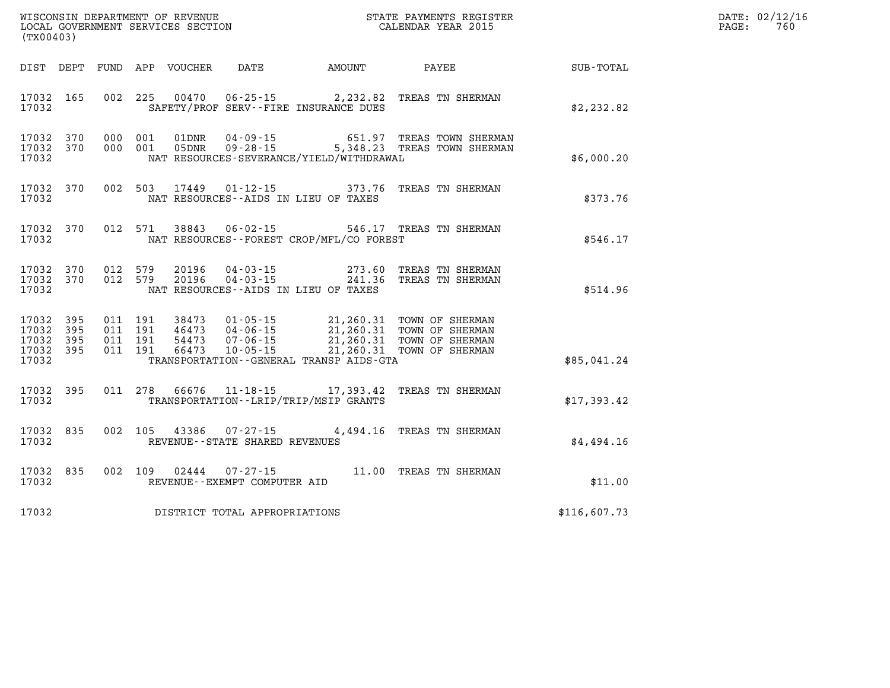WISCONSIN DEPARTMENT OF REVENUE
LOCAL GOVERNMENT SERVICES SECTION
(TX00403)

STATE PAYMENTS REGISTER
CALENDAR YEAR 2015

DATE: 02/12/16
PAGE: 760

| DIST | DEPT | FUND | APP | VOUCHER | DATE | AMOUNT | PAYEE | SUB-TOTAL |
|---|---|---|---|---|---|---|---|---|
| 17032 | 165 | 002 | 225 | 00470 | 06-25-15 | 2,232.82 | TREAS TN SHERMAN | |
| 17032 | | | | | SAFETY/PROF SERV--FIRE INSURANCE DUES | | | $2,232.82 |
| 17032 | 370 | 000 | 001 | 01DNR | 04-09-15 | 651.97 | TREAS TOWN SHERMAN | |
| 17032 | 370 | 000 | 001 | 05DNR | 09-28-15 | 5,348.23 | TREAS TOWN SHERMAN | |
| 17032 | | | | | NAT RESOURCES-SEVERANCE/YIELD/WITHDRAWAL | | | $6,000.20 |
| 17032 | 370 | 002 | 503 | 17449 | 01-12-15 | 373.76 | TREAS TN SHERMAN | |
| 17032 | | | | | NAT RESOURCES--AIDS IN LIEU OF TAXES | | | $373.76 |
| 17032 | 370 | 012 | 571 | 38843 | 06-02-15 | 546.17 | TREAS TN SHERMAN | |
| 17032 | | | | | NAT RESOURCES--FOREST CROP/MFL/CO FOREST | | | $546.17 |
| 17032 | 370 | 012 | 579 | 20196 | 04-03-15 | 273.60 | TREAS TN SHERMAN | |
| 17032 | 370 | 012 | 579 | 20196 | 04-03-15 | 241.36 | TREAS TN SHERMAN | |
| 17032 | | | | | NAT RESOURCES--AIDS IN LIEU OF TAXES | | | $514.96 |
| 17032 | 395 | 011 | 191 | 38473 | 01-05-15 | 21,260.31 | TOWN OF SHERMAN | |
| 17032 | 395 | 011 | 191 | 46473 | 04-06-15 | 21,260.31 | TOWN OF SHERMAN | |
| 17032 | 395 | 011 | 191 | 54473 | 07-06-15 | 21,260.31 | TOWN OF SHERMAN | |
| 17032 | 395 | 011 | 191 | 66473 | 10-05-15 | 21,260.31 | TOWN OF SHERMAN | |
| 17032 | | | | | TRANSPORTATION--GENERAL TRANSP AIDS-GTA | | | $85,041.24 |
| 17032 | 395 | 011 | 278 | 66676 | 11-18-15 | 17,393.42 | TREAS TN SHERMAN | |
| 17032 | | | | | TRANSPORTATION--LRIP/TRIP/MSIP GRANTS | | | $17,393.42 |
| 17032 | 835 | 002 | 105 | 43386 | 07-27-15 | 4,494.16 | TREAS TN SHERMAN | |
| 17032 | | | | | REVENUE--STATE SHARED REVENUES | | | $4,494.16 |
| 17032 | 835 | 002 | 109 | 02444 | 07-27-15 | 11.00 | TREAS TN SHERMAN | |
| 17032 | | | | | REVENUE--EXEMPT COMPUTER AID | | | $11.00 |
| 17032 | | | | | DISTRICT TOTAL APPROPRIATIONS | | | $116,607.73 |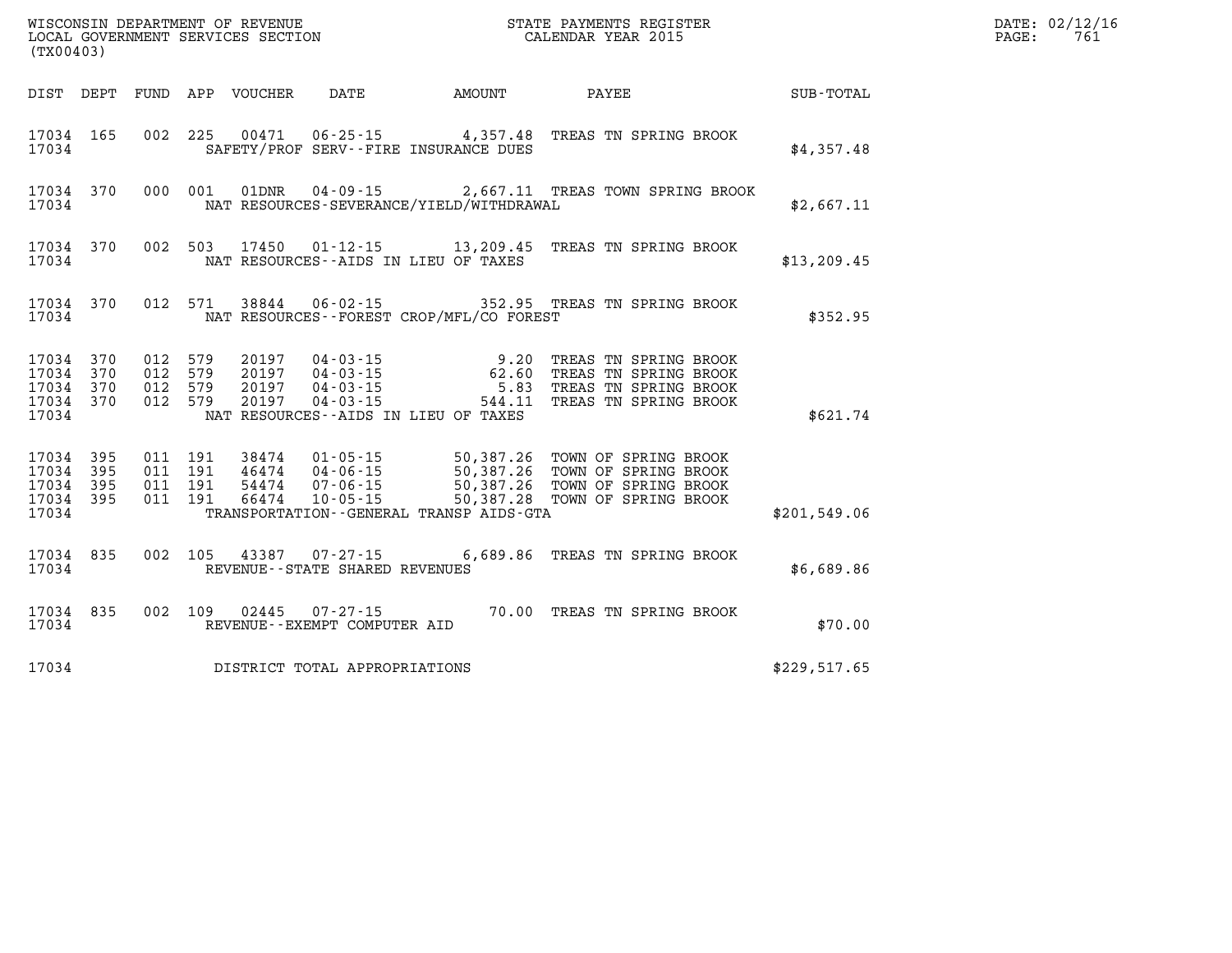WISCONSIN DEPARTMENT OF REVENUE
LOCAL GOVERNMENT SERVICES SECTION
(TX00403)

STATE PAYMENTS REGISTER
CALENDAR YEAR 2015

DATE: 02/12/16
PAGE: 761

| DIST | DEPT | FUND | APP | VOUCHER | DATE | AMOUNT | PAYEE | SUB-TOTAL |
|---|---|---|---|---|---|---|---|---|
| 17034 | 165 | 002 | 225 | 00471 | 06-25-15 | 4,357.48 | TREAS TN SPRING BROOK | |
| 17034 | | | | | SAFETY/PROF SERV--FIRE INSURANCE DUES | | | $4,357.48 |
| 17034 | 370 | 000 | 001 | 01DNR | 04-09-15 | 2,667.11 | TREAS TOWN SPRING BROOK | |
| 17034 | | | | | NAT RESOURCES-SEVERANCE/YIELD/WITHDRAWAL | | | $2,667.11 |
| 17034 | 370 | 002 | 503 | 17450 | 01-12-15 | 13,209.45 | TREAS TN SPRING BROOK | |
| 17034 | | | | | NAT RESOURCES--AIDS IN LIEU OF TAXES | | | $13,209.45 |
| 17034 | 370 | 012 | 571 | 38844 | 06-02-15 | 352.95 | TREAS TN SPRING BROOK | |
| 17034 | | | | | NAT RESOURCES--FOREST CROP/MFL/CO FOREST | | | $352.95 |
| 17034 | 370 | 012 | 579 | 20197 | 04-03-15 | 9.20 | TREAS TN SPRING BROOK | |
| 17034 | 370 | 012 | 579 | 20197 | 04-03-15 | 62.60 | TREAS TN SPRING BROOK | |
| 17034 | 370 | 012 | 579 | 20197 | 04-03-15 | 5.83 | TREAS TN SPRING BROOK | |
| 17034 | 370 | 012 | 579 | 20197 | 04-03-15 | 544.11 | TREAS TN SPRING BROOK | |
| 17034 | | | | | NAT RESOURCES--AIDS IN LIEU OF TAXES | | | $621.74 |
| 17034 | 395 | 011 | 191 | 38474 | 01-05-15 | 50,387.26 | TOWN OF SPRING BROOK | |
| 17034 | 395 | 011 | 191 | 46474 | 04-06-15 | 50,387.26 | TOWN OF SPRING BROOK | |
| 17034 | 395 | 011 | 191 | 54474 | 07-06-15 | 50,387.26 | TOWN OF SPRING BROOK | |
| 17034 | 395 | 011 | 191 | 66474 | 10-05-15 | 50,387.28 | TOWN OF SPRING BROOK | |
| 17034 | | | | | TRANSPORTATION--GENERAL TRANSP AIDS-GTA | | | $201,549.06 |
| 17034 | 835 | 002 | 105 | 43387 | 07-27-15 | 6,689.86 | TREAS TN SPRING BROOK | |
| 17034 | | | | | REVENUE--STATE SHARED REVENUES | | | $6,689.86 |
| 17034 | 835 | 002 | 109 | 02445 | 07-27-15 | 70.00 | TREAS TN SPRING BROOK | |
| 17034 | | | | | REVENUE--EXEMPT COMPUTER AID | | | $70.00 |
| 17034 | | | | | DISTRICT TOTAL APPROPRIATIONS | | | $229,517.65 |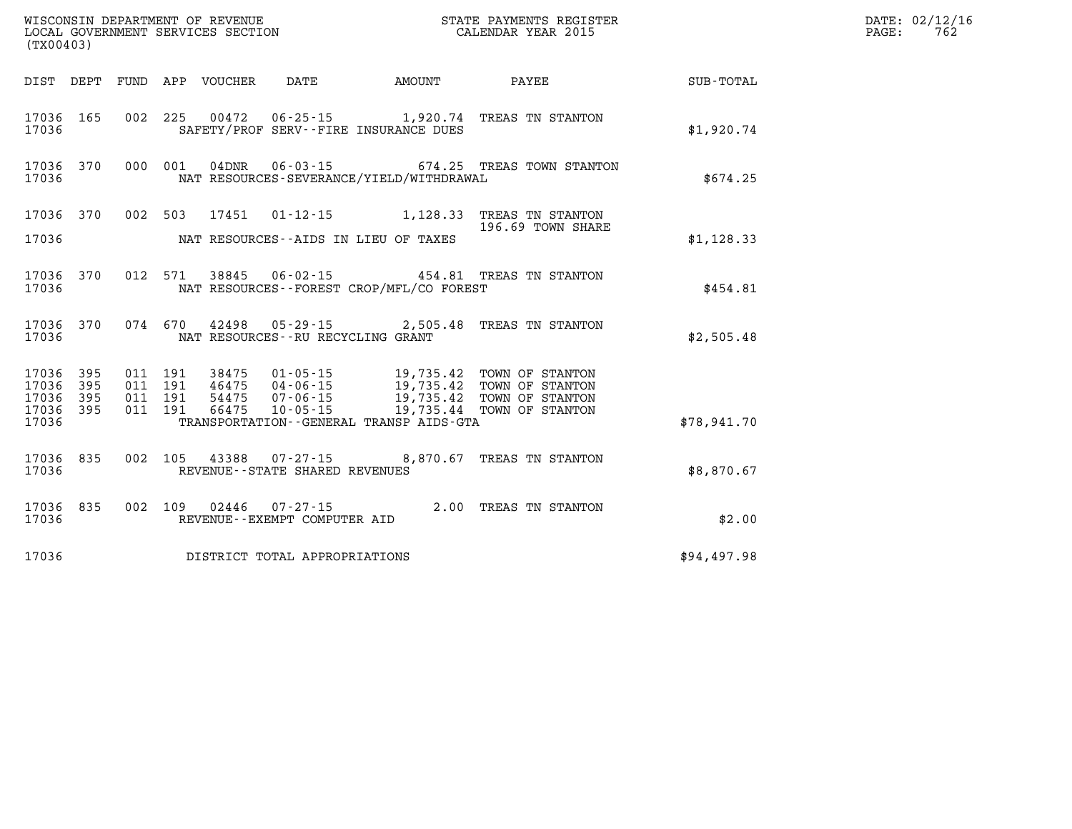WISCONSIN DEPARTMENT OF REVENUE
LOCAL GOVERNMENT SERVICES SECTION
(TX00403)

STATE PAYMENTS REGISTER
CALENDAR YEAR 2015

DATE: 02/12/16
PAGE: 762

| DIST | DEPT | FUND | APP | VOUCHER | DATE | AMOUNT | PAYEE | SUB-TOTAL |
|---|---|---|---|---|---|---|---|---|
| 17036 | 165 | 002 | 225 | 00472 | 06-25-15 | 1,920.74 | TREAS TN STANTON | |
| 17036 | | | | SAFETY/PROF SERV--FIRE INSURANCE DUES | | | | $1,920.74 |
| 17036 | 370 | 000 | 001 | 04DNR | 06-03-15 | 674.25 | TREAS TOWN STANTON | |
| 17036 | | | | NAT RESOURCES-SEVERANCE/YIELD/WITHDRAWAL | | | | $674.25 |
| 17036 | 370 | 002 | 503 | 17451 | 01-12-15 | 1,128.33 | TREAS TN STANTON<br>196.69 TOWN SHARE | |
| 17036 | | | | NAT RESOURCES--AIDS IN LIEU OF TAXES | | | | $1,128.33 |
| 17036 | 370 | 012 | 571 | 38845 | 06-02-15 | 454.81 | TREAS TN STANTON | |
| 17036 | | | | NAT RESOURCES--FOREST CROP/MFL/CO FOREST | | | | $454.81 |
| 17036 | 370 | 074 | 670 | 42498 | 05-29-15 | 2,505.48 | TREAS TN STANTON | |
| 17036 | | | | NAT RESOURCES--RU RECYCLING GRANT | | | | $2,505.48 |
| 17036 | 395 | 011 | 191 | 38475 | 01-05-15 | 19,735.42 | TOWN OF STANTON | |
| 17036 | 395 | 011 | 191 | 46475 | 04-06-15 | 19,735.42 | TOWN OF STANTON | |
| 17036 | 395 | 011 | 191 | 54475 | 07-06-15 | 19,735.42 | TOWN OF STANTON | |
| 17036 | 395 | 011 | 191 | 66475 | 10-05-15 | 19,735.44 | TOWN OF STANTON | |
| 17036 | | | | TRANSPORTATION--GENERAL TRANSP AIDS-GTA | | | | $78,941.70 |
| 17036 | 835 | 002 | 105 | 43388 | 07-27-15 | 8,870.67 | TREAS TN STANTON | |
| 17036 | | | | REVENUE--STATE SHARED REVENUES | | | | $8,870.67 |
| 17036 | 835 | 002 | 109 | 02446 | 07-27-15 | 2.00 | TREAS TN STANTON | |
| 17036 | | | | REVENUE--EXEMPT COMPUTER AID | | | | $2.00 |
| 17036 | | | | DISTRICT TOTAL APPROPRIATIONS | | | | $94,497.98 |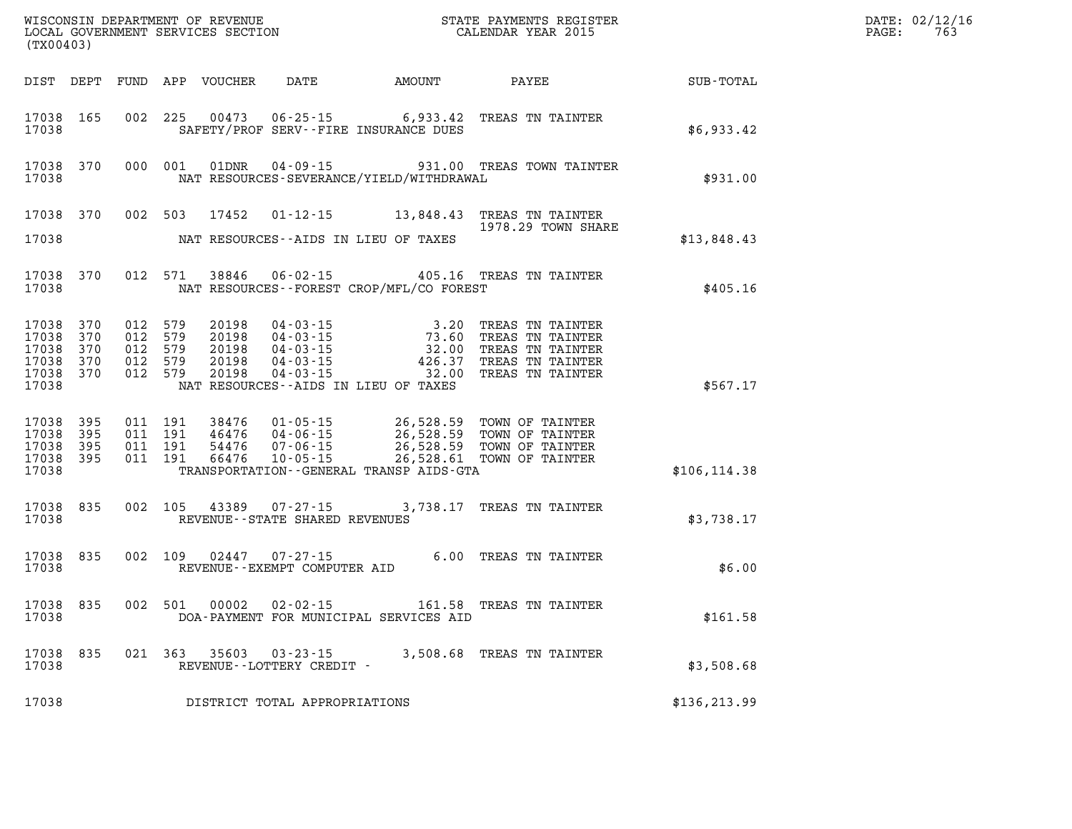WISCONSIN DEPARTMENT OF REVENUE
LOCAL GOVERNMENT SERVICES SECTION
(TX00403)

STATE PAYMENTS REGISTER
CALENDAR YEAR 2015

DATE: 02/12/16
PAGE: 763

| DIST | DEPT | FUND | APP | VOUCHER | DATE | AMOUNT | PAYEE | SUB-TOTAL |
|---|---|---|---|---|---|---|---|---|
| 17038 | 165 | 002 | 225 | 00473 | 06-25-15 | 6,933.42 | TREAS TN TAINTER | |
| 17038 | | | | | SAFETY/PROF SERV--FIRE INSURANCE DUES | | | $6,933.42 |
| 17038 | 370 | 000 | 001 | 01DNR | 04-09-15 | 931.00 | TREAS TOWN TAINTER | |
| 17038 | | | | | NAT RESOURCES-SEVERANCE/YIELD/WITHDRAWAL | | | $931.00 |
| 17038 | 370 | 002 | 503 | 17452 | 01-12-15 | 13,848.43 | TREAS TN TAINTER 1978.29 TOWN SHARE | |
| 17038 | | | | | NAT RESOURCES--AIDS IN LIEU OF TAXES | | | $13,848.43 |
| 17038 | 370 | 012 | 571 | 38846 | 06-02-15 | 405.16 | TREAS TN TAINTER | |
| 17038 | | | | | NAT RESOURCES--FOREST CROP/MFL/CO FOREST | | | $405.16 |
| 17038 | 370 | 012 | 579 | 20198 | 04-03-15 | 3.20 | TREAS TN TAINTER | |
| 17038 | 370 | 012 | 579 | 20198 | 04-03-15 | 73.60 | TREAS TN TAINTER | |
| 17038 | 370 | 012 | 579 | 20198 | 04-03-15 | 32.00 | TREAS TN TAINTER | |
| 17038 | 370 | 012 | 579 | 20198 | 04-03-15 | 426.37 | TREAS TN TAINTER | |
| 17038 | 370 | 012 | 579 | 20198 | 04-03-15 | 32.00 | TREAS TN TAINTER | |
| 17038 | | | | | NAT RESOURCES--AIDS IN LIEU OF TAXES | | | $567.17 |
| 17038 | 395 | 011 | 191 | 38476 | 01-05-15 | 26,528.59 | TOWN OF TAINTER | |
| 17038 | 395 | 011 | 191 | 46476 | 04-06-15 | 26,528.59 | TOWN OF TAINTER | |
| 17038 | 395 | 011 | 191 | 54476 | 07-06-15 | 26,528.59 | TOWN OF TAINTER | |
| 17038 | 395 | 011 | 191 | 66476 | 10-05-15 | 26,528.61 | TOWN OF TAINTER | |
| 17038 | | | | | TRANSPORTATION--GENERAL TRANSP AIDS-GTA | | | $106,114.38 |
| 17038 | 835 | 002 | 105 | 43389 | 07-27-15 | 3,738.17 | TREAS TN TAINTER | |
| 17038 | | | | | REVENUE--STATE SHARED REVENUES | | | $3,738.17 |
| 17038 | 835 | 002 | 109 | 02447 | 07-27-15 | 6.00 | TREAS TN TAINTER | |
| 17038 | | | | | REVENUE--EXEMPT COMPUTER AID | | | $6.00 |
| 17038 | 835 | 002 | 501 | 00002 | 02-02-15 | 161.58 | TREAS TN TAINTER | |
| 17038 | | | | | DOA-PAYMENT FOR MUNICIPAL SERVICES AID | | | $161.58 |
| 17038 | 835 | 021 | 363 | 35603 | 03-23-15 | 3,508.68 | TREAS TN TAINTER | |
| 17038 | | | | | REVENUE--LOTTERY CREDIT - | | | $3,508.68 |
| 17038 | | | | | DISTRICT TOTAL APPROPRIATIONS | | | $136,213.99 |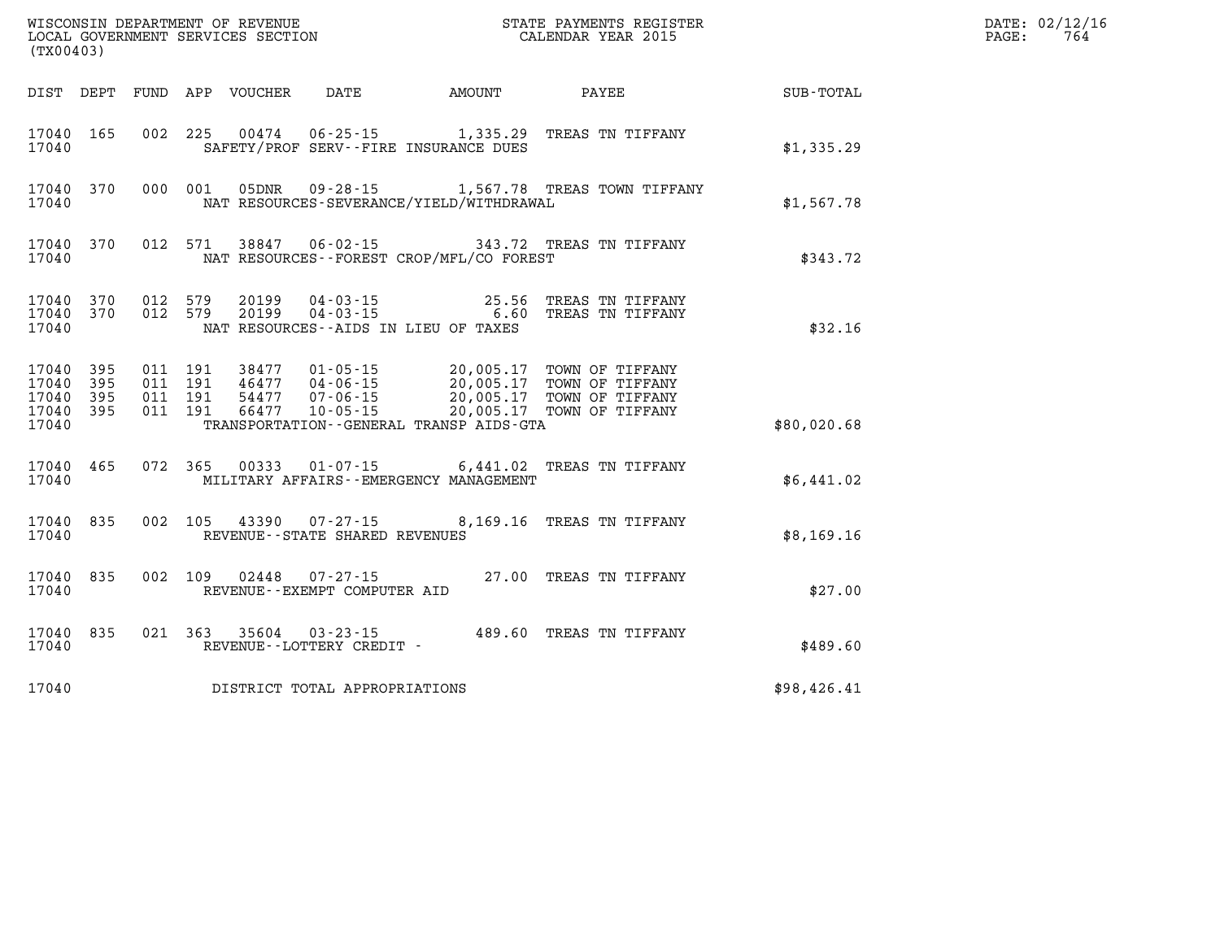WISCONSIN DEPARTMENT OF REVENUE
LOCAL GOVERNMENT SERVICES SECTION
(TX00403)

STATE PAYMENTS REGISTER
CALENDAR YEAR 2015

DATE: 02/12/16
PAGE: 764

| DIST | DEPT | FUND | APP | VOUCHER | DATE | AMOUNT | PAYEE | SUB-TOTAL |
|---|---|---|---|---|---|---|---|---|
| 17040 | 165 | 002 | 225 | 00474 | 06-25-15 | 1,335.29 | TREAS TN TIFFANY | |
| 17040 | | | | | SAFETY/PROF SERV--FIRE INSURANCE DUES | | | $1,335.29 |
| 17040 | 370 | 000 | 001 | 05DNR | 09-28-15 | 1,567.78 | TREAS TOWN TIFFANY | |
| 17040 | | | | | NAT RESOURCES-SEVERANCE/YIELD/WITHDRAWAL | | | $1,567.78 |
| 17040 | 370 | 012 | 571 | 38847 | 06-02-15 | 343.72 | TREAS TN TIFFANY | |
| 17040 | | | | | NAT RESOURCES--FOREST CROP/MFL/CO FOREST | | | $343.72 |
| 17040 | 370 | 012 | 579 | 20199 | 04-03-15 | 25.56 | TREAS TN TIFFANY | |
| 17040 | 370 | 012 | 579 | 20199 | 04-03-15 | 6.60 | TREAS TN TIFFANY | |
| 17040 | | | | | NAT RESOURCES--AIDS IN LIEU OF TAXES | | | $32.16 |
| 17040 | 395 | 011 | 191 | 38477 | 01-05-15 | 20,005.17 | TOWN OF TIFFANY | |
| 17040 | 395 | 011 | 191 | 46477 | 04-06-15 | 20,005.17 | TOWN OF TIFFANY | |
| 17040 | 395 | 011 | 191 | 54477 | 07-06-15 | 20,005.17 | TOWN OF TIFFANY | |
| 17040 | 395 | 011 | 191 | 66477 | 10-05-15 | 20,005.17 | TOWN OF TIFFANY | |
| 17040 | | | | | TRANSPORTATION--GENERAL TRANSP AIDS-GTA | | | $80,020.68 |
| 17040 | 465 | 072 | 365 | 00333 | 01-07-15 | 6,441.02 | TREAS TN TIFFANY | |
| 17040 | | | | | MILITARY AFFAIRS--EMERGENCY MANAGEMENT | | | $6,441.02 |
| 17040 | 835 | 002 | 105 | 43390 | 07-27-15 | 8,169.16 | TREAS TN TIFFANY | |
| 17040 | | | | | REVENUE--STATE SHARED REVENUES | | | $8,169.16 |
| 17040 | 835 | 002 | 109 | 02448 | 07-27-15 | 27.00 | TREAS TN TIFFANY | |
| 17040 | | | | | REVENUE--EXEMPT COMPUTER AID | | | $27.00 |
| 17040 | 835 | 021 | 363 | 35604 | 03-23-15 | 489.60 | TREAS TN TIFFANY | |
| 17040 | | | | | REVENUE--LOTTERY CREDIT - | | | $489.60 |
| 17040 | | | | | DISTRICT TOTAL APPROPRIATIONS | | | $98,426.41 |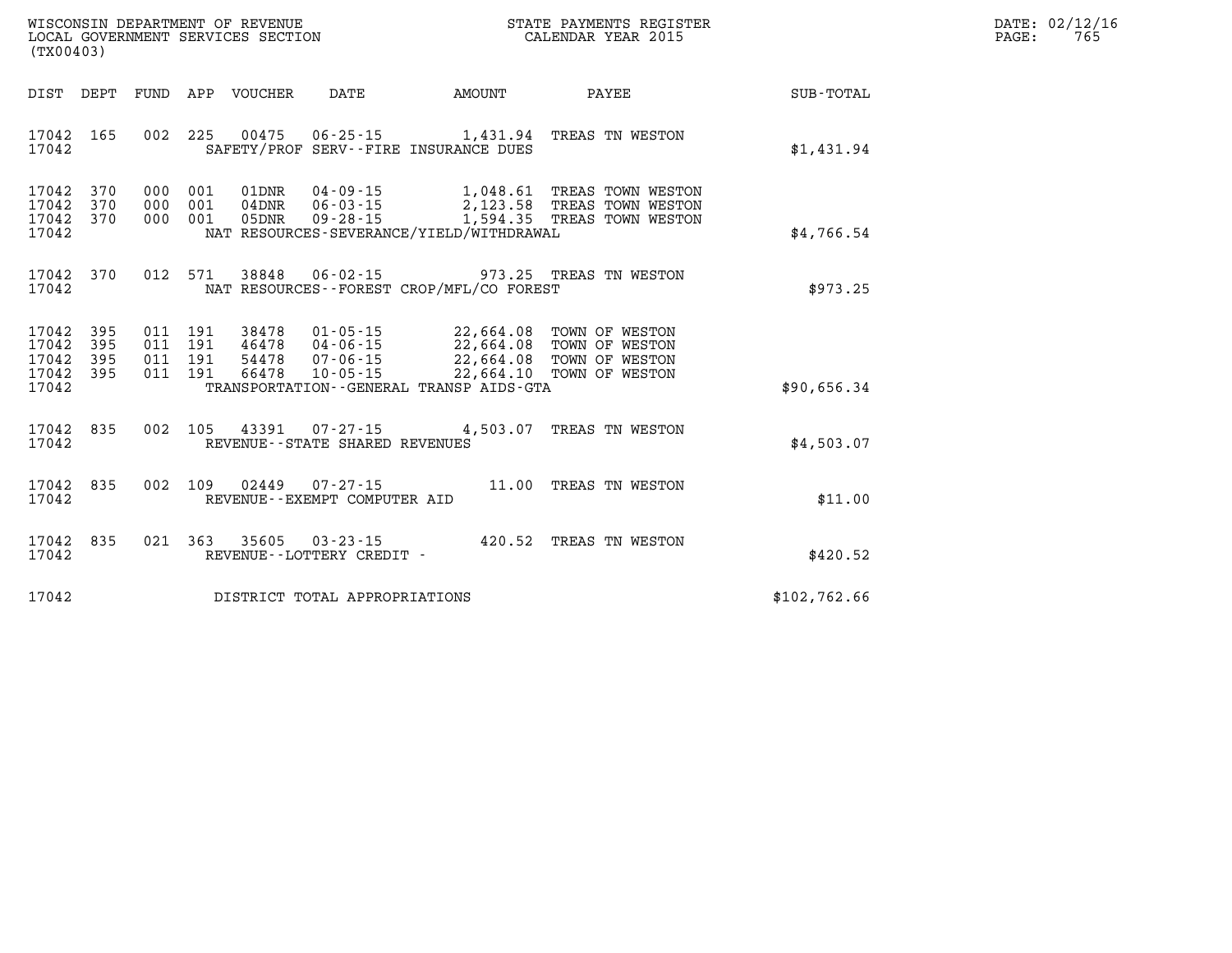WISCONSIN DEPARTMENT OF REVENUE
LOCAL GOVERNMENT SERVICES SECTION
(TX00403)

STATE PAYMENTS REGISTER
CALENDAR YEAR 2015

DATE: 02/12/16
PAGE: 765

| DIST | DEPT | FUND | APP | VOUCHER | DATE | AMOUNT | PAYEE | SUB-TOTAL |
|---|---|---|---|---|---|---|---|---|
| 17042 | 165 | 002 | 225 | 00475 | 06-25-15 | 1,431.94 | TREAS TN WESTON | |
| 17042 | | | | SAFETY/PROF SERV--FIRE INSURANCE DUES | | | | $1,431.94 |
| 17042 | 370 | 000 | 001 | 01DNR | 04-09-15 | 1,048.61 | TREAS TOWN WESTON | |
| 17042 | 370 | 000 | 001 | 04DNR | 06-03-15 | 2,123.58 | TREAS TOWN WESTON | |
| 17042 | 370 | 000 | 001 | 05DNR | 09-28-15 | 1,594.35 | TREAS TOWN WESTON | |
| 17042 | | | | NAT RESOURCES-SEVERANCE/YIELD/WITHDRAWAL | | | | $4,766.54 |
| 17042 | 370 | 012 | 571 | 38848 | 06-02-15 | 973.25 | TREAS TN WESTON | |
| 17042 | | | | NAT RESOURCES--FOREST CROP/MFL/CO FOREST | | | | $973.25 |
| 17042 | 395 | 011 | 191 | 38478 | 01-05-15 | 22,664.08 | TOWN OF WESTON | |
| 17042 | 395 | 011 | 191 | 46478 | 04-06-15 | 22,664.08 | TOWN OF WESTON | |
| 17042 | 395 | 011 | 191 | 54478 | 07-06-15 | 22,664.08 | TOWN OF WESTON | |
| 17042 | 395 | 011 | 191 | 66478 | 10-05-15 | 22,664.10 | TOWN OF WESTON | |
| 17042 | | | | TRANSPORTATION--GENERAL TRANSP AIDS-GTA | | | | $90,656.34 |
| 17042 | 835 | 002 | 105 | 43391 | 07-27-15 | 4,503.07 | TREAS TN WESTON | |
| 17042 | | | | REVENUE--STATE SHARED REVENUES | | | | $4,503.07 |
| 17042 | 835 | 002 | 109 | 02449 | 07-27-15 | 11.00 | TREAS TN WESTON | |
| 17042 | | | | REVENUE--EXEMPT COMPUTER AID | | | | $11.00 |
| 17042 | 835 | 021 | 363 | 35605 | 03-23-15 | 420.52 | TREAS TN WESTON | |
| 17042 | | | | REVENUE--LOTTERY CREDIT - | | | | $420.52 |
| 17042 | | | | DISTRICT TOTAL APPROPRIATIONS | | | | $102,762.66 |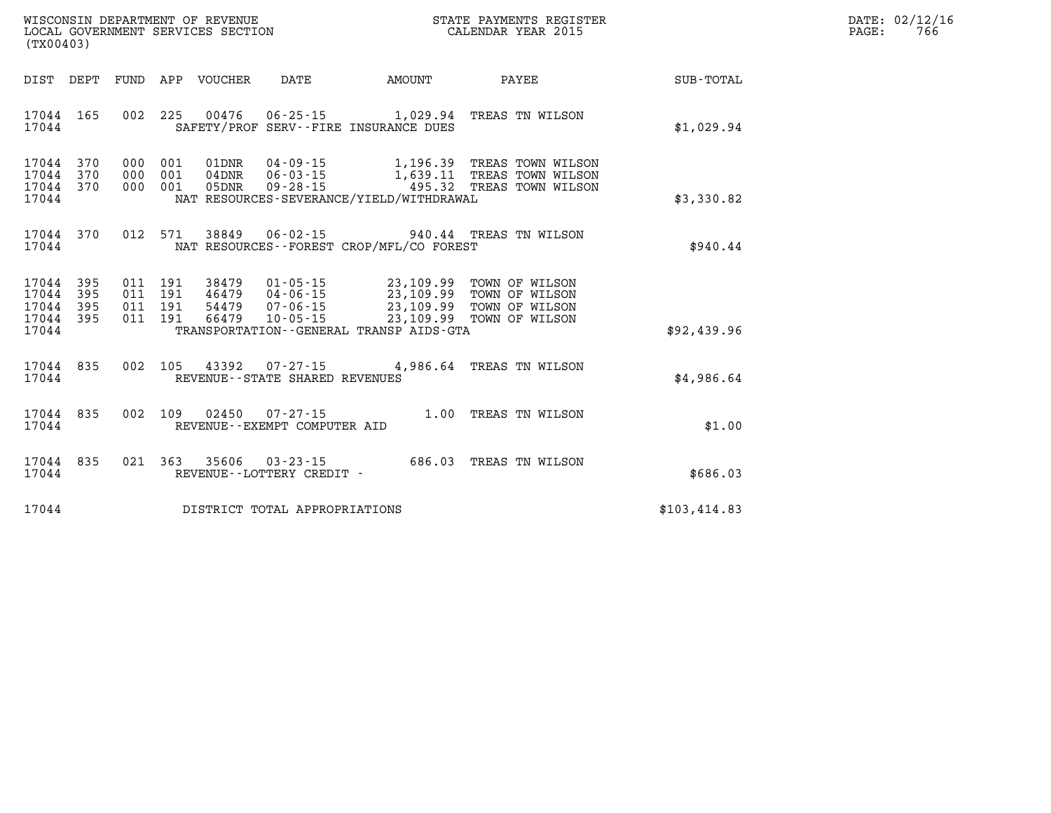WISCONSIN DEPARTMENT OF REVENUE
LOCAL GOVERNMENT SERVICES SECTION
(TX00403)

STATE PAYMENTS REGISTER
CALENDAR YEAR 2015

DATE: 02/12/16
PAGE: 766

| DIST | DEPT | FUND | APP | VOUCHER | DATE | AMOUNT | PAYEE | SUB-TOTAL |
|---|---|---|---|---|---|---|---|---|
| 17044 | 165 | 002 | 225 | 00476 | 06-25-15 | 1,029.94 | TREAS TN WILSON | |
| 17044 | | | | SAFETY/PROF SERV--FIRE INSURANCE DUES | | | | $1,029.94 |
| 17044 | 370 | 000 | 001 | 01DNR | 04-09-15 | 1,196.39 | TREAS TOWN WILSON | |
| 17044 | 370 | 000 | 001 | 04DNR | 06-03-15 | 1,639.11 | TREAS TOWN WILSON | |
| 17044 | 370 | 000 | 001 | 05DNR | 09-28-15 | 495.32 | TREAS TOWN WILSON | |
| 17044 | | | | NAT RESOURCES-SEVERANCE/YIELD/WITHDRAWAL | | | | $3,330.82 |
| 17044 | 370 | 012 | 571 | 38849 | 06-02-15 | 940.44 | TREAS TN WILSON | |
| 17044 | | | | NAT RESOURCES--FOREST CROP/MFL/CO FOREST | | | | $940.44 |
| 17044 | 395 | 011 | 191 | 38479 | 01-05-15 | 23,109.99 | TOWN OF WILSON | |
| 17044 | 395 | 011 | 191 | 46479 | 04-06-15 | 23,109.99 | TOWN OF WILSON | |
| 17044 | 395 | 011 | 191 | 54479 | 07-06-15 | 23,109.99 | TOWN OF WILSON | |
| 17044 | 395 | 011 | 191 | 66479 | 10-05-15 | 23,109.99 | TOWN OF WILSON | |
| 17044 | | | | TRANSPORTATION--GENERAL TRANSP AIDS-GTA | | | | $92,439.96 |
| 17044 | 835 | 002 | 105 | 43392 | 07-27-15 | 4,986.64 | TREAS TN WILSON | |
| 17044 | | | | REVENUE--STATE SHARED REVENUES | | | | $4,986.64 |
| 17044 | 835 | 002 | 109 | 02450 | 07-27-15 | 1.00 | TREAS TN WILSON | |
| 17044 | | | | REVENUE--EXEMPT COMPUTER AID | | | | $1.00 |
| 17044 | 835 | 021 | 363 | 35606 | 03-23-15 | 686.03 | TREAS TN WILSON | |
| 17044 | | | | REVENUE--LOTTERY CREDIT - | | | | $686.03 |
| 17044 | | | | DISTRICT TOTAL APPROPRIATIONS | | | | $103,414.83 |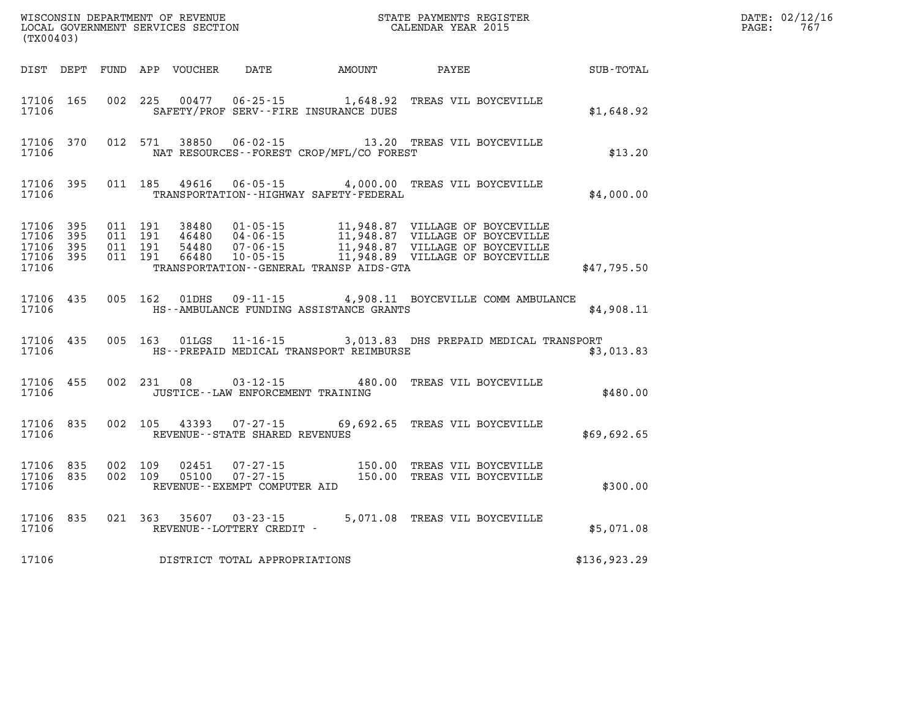WISCONSIN DEPARTMENT OF REVENUE
LOCAL GOVERNMENT SERVICES SECTION
(TX00403)

STATE PAYMENTS REGISTER
CALENDAR YEAR 2015

DATE: 02/12/16

| DIST | DEPT | FUND | APP | VOUCHER | DATE | AMOUNT | PAYEE | SUB-TOTAL |
|---|---|---|---|---|---|---|---|---|
| 17106 | 165 | 002 | 225 | 00477 | 06-25-15 | 1,648.92 | TREAS VIL BOYCEVILLE | |
| 17106 | | | | SAFETY/PROF SERV--FIRE INSURANCE DUES | | | | $1,648.92 |
| 17106 | 370 | 012 | 571 | 38850 | 06-02-15 | 13.20 | TREAS VIL BOYCEVILLE | |
| 17106 | | | | NAT RESOURCES--FOREST CROP/MFL/CO FOREST | | | | $13.20 |
| 17106 | 395 | 011 | 185 | 49616 | 06-05-15 | 4,000.00 | TREAS VIL BOYCEVILLE | |
| 17106 | | | | TRANSPORTATION--HIGHWAY SAFETY-FEDERAL | | | | $4,000.00 |
| 17106 | 395 | 011 | 191 | 38480 | 01-05-15 | 11,948.87 | VILLAGE OF BOYCEVILLE | |
| 17106 | 395 | 011 | 191 | 46480 | 04-06-15 | 11,948.87 | VILLAGE OF BOYCEVILLE | |
| 17106 | 395 | 011 | 191 | 54480 | 07-06-15 | 11,948.87 | VILLAGE OF BOYCEVILLE | |
| 17106 | 395 | 011 | 191 | 66480 | 10-05-15 | 11,948.89 | VILLAGE OF BOYCEVILLE | |
| 17106 | | | | TRANSPORTATION--GENERAL TRANSP AIDS-GTA | | | | $47,795.50 |
| 17106 | 435 | 005 | 162 | 01DHS | 09-11-15 | 4,908.11 | BOYCEVILLE COMM AMBULANCE | |
| 17106 | | | | HS--AMBULANCE FUNDING ASSISTANCE GRANTS | | | | $4,908.11 |
| 17106 | 435 | 005 | 163 | 01LGS | 11-16-15 | 3,013.83 | DHS PREPAID MEDICAL TRANSPORT | |
| 17106 | | | | HS--PREPAID MEDICAL TRANSPORT REIMBURSE | | | | $3,013.83 |
| 17106 | 455 | 002 | 231 | 08 | 03-12-15 | 480.00 | TREAS VIL BOYCEVILLE | |
| 17106 | | | | JUSTICE--LAW ENFORCEMENT TRAINING | | | | $480.00 |
| 17106 | 835 | 002 | 105 | 43393 | 07-27-15 | 69,692.65 | TREAS VIL BOYCEVILLE | |
| 17106 | | | | REVENUE--STATE SHARED REVENUES | | | | $69,692.65 |
| 17106 | 835 | 002 | 109 | 02451 | 07-27-15 | 150.00 | TREAS VIL BOYCEVILLE | |
| 17106 | 835 | 002 | 109 | 05100 | 07-27-15 | 150.00 | TREAS VIL BOYCEVILLE | |
| 17106 | | | | REVENUE--EXEMPT COMPUTER AID | | | | $300.00 |
| 17106 | 835 | 021 | 363 | 35607 | 03-23-15 | 5,071.08 | TREAS VIL BOYCEVILLE | |
| 17106 | | | | REVENUE--LOTTERY CREDIT - | | | | $5,071.08 |
| 17106 | | | | DISTRICT TOTAL APPROPRIATIONS | | | | $136,923.29 |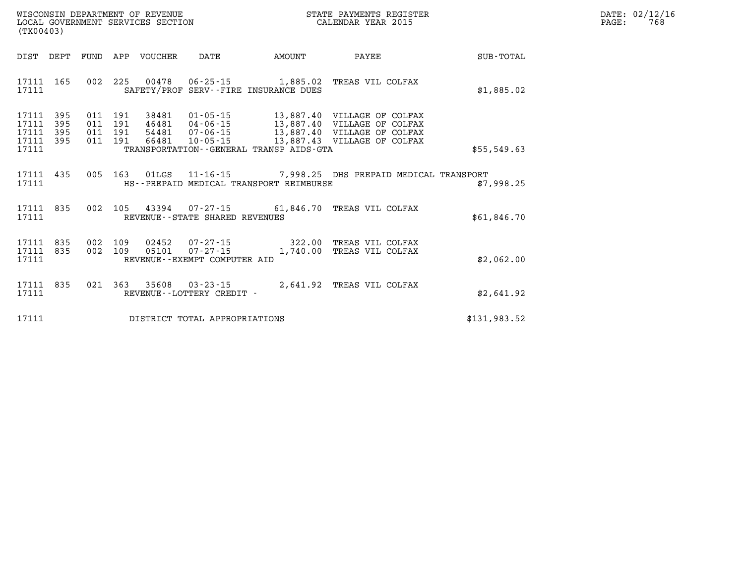WISCONSIN DEPARTMENT OF REVENUE
LOCAL GOVERNMENT SERVICES SECTION
(TX00403)

STATE PAYMENTS REGISTER
CALENDAR YEAR 2015

DATE: 02/12/16
PAGE: 768

| DIST | DEPT | FUND | APP | VOUCHER | DATE | AMOUNT | PAYEE | SUB-TOTAL |
|---|---|---|---|---|---|---|---|---|
| 17111 | 165 | 002 | 225 | 00478 | 06-25-15 | 1,885.02 | TREAS VIL COLFAX | |
| 17111 | | | | | SAFETY/PROF SERV--FIRE INSURANCE DUES | | | $1,885.02 |
| 17111 | 395 | 011 | 191 | 38481 | 01-05-15 | 13,887.40 | VILLAGE OF COLFAX | |
| 17111 | 395 | 011 | 191 | 46481 | 04-06-15 | 13,887.40 | VILLAGE OF COLFAX | |
| 17111 | 395 | 011 | 191 | 54481 | 07-06-15 | 13,887.40 | VILLAGE OF COLFAX | |
| 17111 | 395 | 011 | 191 | 66481 | 10-05-15 | 13,887.43 | VILLAGE OF COLFAX | |
| 17111 | | | | | TRANSPORTATION--GENERAL TRANSP AIDS-GTA | | | $55,549.63 |
| 17111 | 435 | 005 | 163 | 01LGS | 11-16-15 | 7,998.25 | DHS PREPAID MEDICAL TRANSPORT | |
| 17111 | | | | | HS--PREPAID MEDICAL TRANSPORT REIMBURSE | | | $7,998.25 |
| 17111 | 835 | 002 | 105 | 43394 | 07-27-15 | 61,846.70 | TREAS VIL COLFAX | |
| 17111 | | | | | REVENUE--STATE SHARED REVENUES | | | $61,846.70 |
| 17111 | 835 | 002 | 109 | 02452 | 07-27-15 | 322.00 | TREAS VIL COLFAX | |
| 17111 | 835 | 002 | 109 | 05101 | 07-27-15 | 1,740.00 | TREAS VIL COLFAX | |
| 17111 | | | | | REVENUE--EXEMPT COMPUTER AID | | | $2,062.00 |
| 17111 | 835 | 021 | 363 | 35608 | 03-23-15 | 2,641.92 | TREAS VIL COLFAX | |
| 17111 | | | | | REVENUE--LOTTERY CREDIT - | | | $2,641.92 |
| 17111 | | | | | DISTRICT TOTAL APPROPRIATIONS | | | $131,983.52 |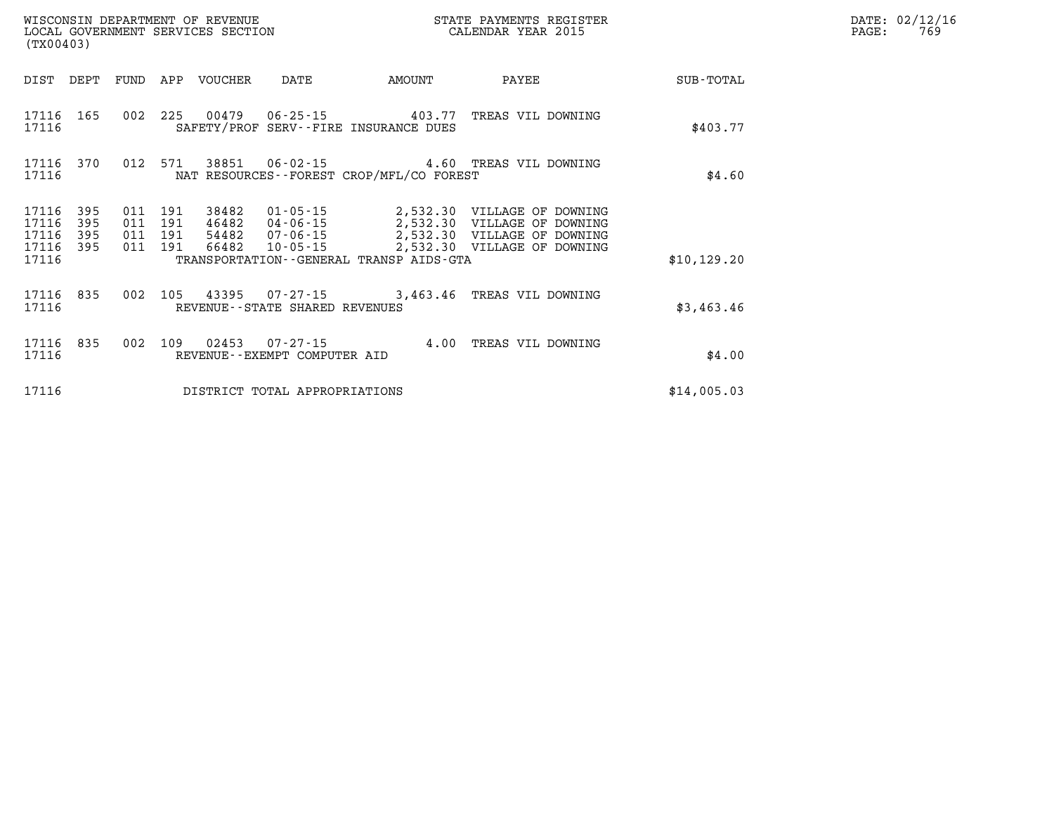WISCONSIN DEPARTMENT OF REVENUE
LOCAL GOVERNMENT SERVICES SECTION
(TX00403)

STATE PAYMENTS REGISTER
CALENDAR YEAR 2015

| DIST | DEPT | FUND | APP | VOUCHER | DATE | AMOUNT | PAYEE | SUB-TOTAL |
|---|---|---|---|---|---|---|---|---|
| 17116 | 165 | 002 | 225 | 00479 | 06-25-15 | 403.77 | TREAS VIL DOWNING | |
| 17116 | | | | SAFETY/PROF SERV--FIRE INSURANCE DUES | | | | $403.77 |
| 17116 | 370 | 012 | 571 | 38851 | 06-02-15 | 4.60 | TREAS VIL DOWNING | |
| 17116 | | | | NAT RESOURCES--FOREST CROP/MFL/CO FOREST | | | | $4.60 |
| 17116 | 395 | 011 | 191 | 38482 | 01-05-15 | 2,532.30 | VILLAGE OF DOWNING | |
| 17116 | 395 | 011 | 191 | 46482 | 04-06-15 | 2,532.30 | VILLAGE OF DOWNING | |
| 17116 | 395 | 011 | 191 | 54482 | 07-06-15 | 2,532.30 | VILLAGE OF DOWNING | |
| 17116 | 395 | 011 | 191 | 66482 | 10-05-15 | 2,532.30 | VILLAGE OF DOWNING | |
| 17116 | | | | TRANSPORTATION--GENERAL TRANSP AIDS-GTA | | | | $10,129.20 |
| 17116 | 835 | 002 | 105 | 43395 | 07-27-15 | 3,463.46 | TREAS VIL DOWNING | |
| 17116 | | | | REVENUE--STATE SHARED REVENUES | | | | $3,463.46 |
| 17116 | 835 | 002 | 109 | 02453 | 07-27-15 | 4.00 | TREAS VIL DOWNING | |
| 17116 | | | | REVENUE--EXEMPT COMPUTER AID | | | | $4.00 |
| 17116 | | | | DISTRICT TOTAL APPROPRIATIONS | | | | $14,005.03 |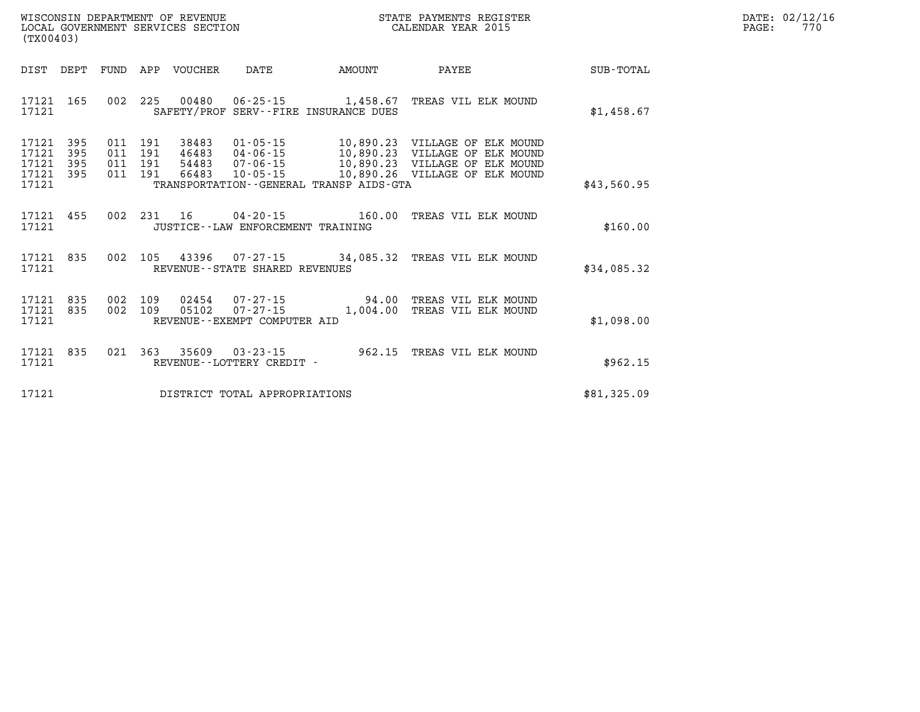WISCONSIN DEPARTMENT OF REVENUE
LOCAL GOVERNMENT SERVICES SECTION
(TX00403)

STATE PAYMENTS REGISTER
CALENDAR YEAR 2015

DATE: 02/12/16
PAGE: 770

| DIST | DEPT | FUND | APP | VOUCHER | DATE | AMOUNT | PAYEE | SUB-TOTAL |
|---|---|---|---|---|---|---|---|---|
| 17121 | 165 | 002 | 225 | 00480 | 06-25-15 | 1,458.67 | TREAS VIL ELK MOUND | |
| 17121 | | | | SAFETY/PROF SERV--FIRE INSURANCE DUES | | | | $1,458.67 |
| 17121 | 395 | 011 | 191 | 38483 | 01-05-15 | 10,890.23 | VILLAGE OF ELK MOUND | |
| 17121 | 395 | 011 | 191 | 46483 | 04-06-15 | 10,890.23 | VILLAGE OF ELK MOUND | |
| 17121 | 395 | 011 | 191 | 54483 | 07-06-15 | 10,890.23 | VILLAGE OF ELK MOUND | |
| 17121 | 395 | 011 | 191 | 66483 | 10-05-15 | 10,890.26 | VILLAGE OF ELK MOUND | |
| 17121 | | | | TRANSPORTATION--GENERAL TRANSP AIDS-GTA | | | | $43,560.95 |
| 17121 | 455 | 002 | 231 | 16 | 04-20-15 | 160.00 | TREAS VIL ELK MOUND | |
| 17121 | | | | JUSTICE--LAW ENFORCEMENT TRAINING | | | | $160.00 |
| 17121 | 835 | 002 | 105 | 43396 | 07-27-15 | 34,085.32 | TREAS VIL ELK MOUND | |
| 17121 | | | | REVENUE--STATE SHARED REVENUES | | | | $34,085.32 |
| 17121 | 835 | 002 | 109 | 02454 | 07-27-15 | 94.00 | TREAS VIL ELK MOUND | |
| 17121 | 835 | 002 | 109 | 05102 | 07-27-15 | 1,004.00 | TREAS VIL ELK MOUND | |
| 17121 | | | | REVENUE--EXEMPT COMPUTER AID | | | | $1,098.00 |
| 17121 | 835 | 021 | 363 | 35609 | 03-23-15 | 962.15 | TREAS VIL ELK MOUND | |
| 17121 | | | | REVENUE--LOTTERY CREDIT - | | | | $962.15 |
| 17121 | | | | DISTRICT TOTAL APPROPRIATIONS | | | | $81,325.09 |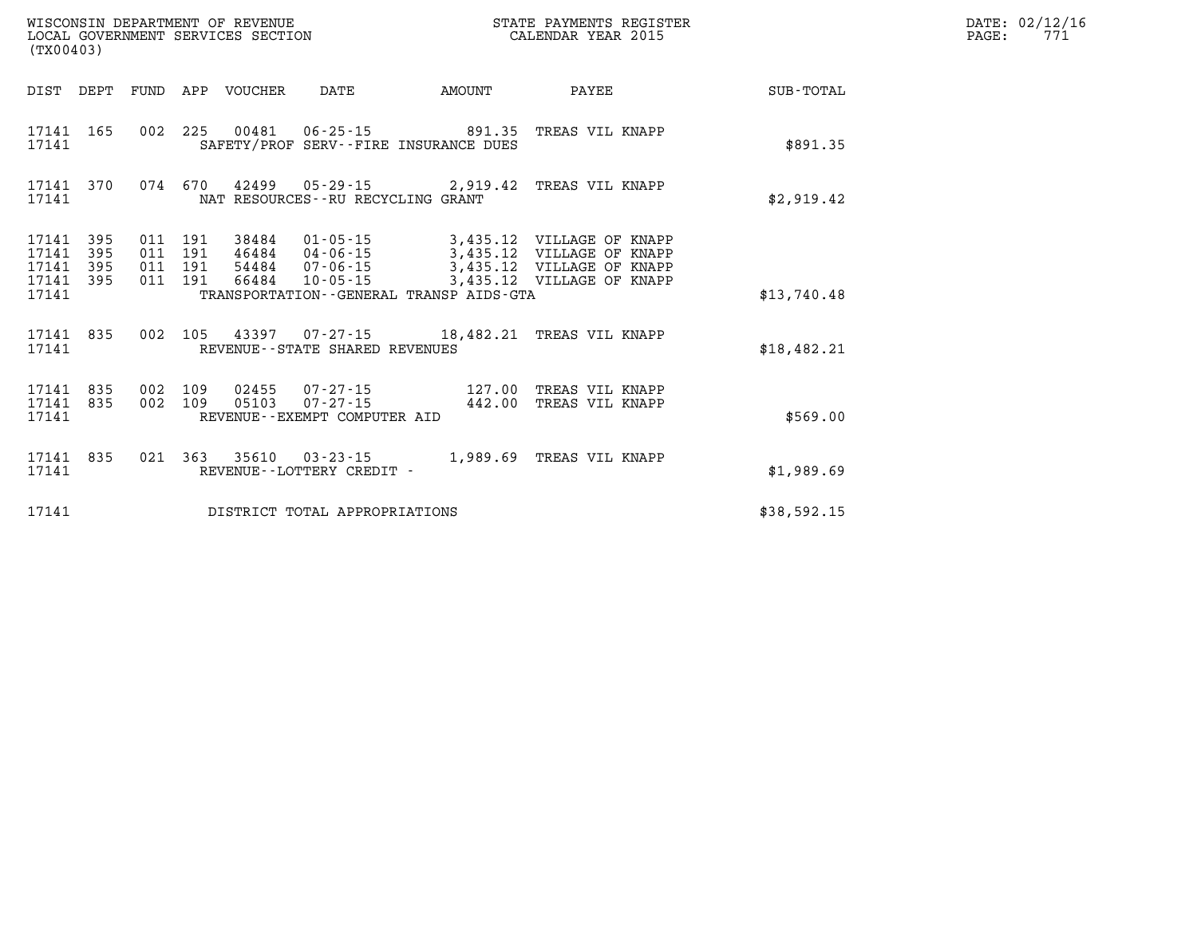WISCONSIN DEPARTMENT OF REVENUE
LOCAL GOVERNMENT SERVICES SECTION
(TX00403)

STATE PAYMENTS REGISTER
CALENDAR YEAR 2015

DATE: 02/12/16
PAGE: 771

| DIST | DEPT | FUND | APP | VOUCHER | DATE | AMOUNT | PAYEE | SUB-TOTAL |
|---|---|---|---|---|---|---|---|---|
| 17141 | 165 | 002 | 225 | 00481 | 06-25-15 | 891.35 | TREAS VIL KNAPP | |
| 17141 | | | | SAFETY/PROF SERV--FIRE INSURANCE DUES | | | | $891.35 |
| 17141 | 370 | 074 | 670 | 42499 | 05-29-15 | 2,919.42 | TREAS VIL KNAPP | |
| 17141 | | | | NAT RESOURCES--RU RECYCLING GRANT | | | | $2,919.42 |
| 17141 | 395 | 011 | 191 | 38484 | 01-05-15 | 3,435.12 | VILLAGE OF KNAPP | |
| 17141 | 395 | 011 | 191 | 46484 | 04-06-15 | 3,435.12 | VILLAGE OF KNAPP | |
| 17141 | 395 | 011 | 191 | 54484 | 07-06-15 | 3,435.12 | VILLAGE OF KNAPP | |
| 17141 | 395 | 011 | 191 | 66484 | 10-05-15 | 3,435.12 | VILLAGE OF KNAPP | |
| 17141 | | | | TRANSPORTATION--GENERAL TRANSP AIDS-GTA | | | | $13,740.48 |
| 17141 | 835 | 002 | 105 | 43397 | 07-27-15 | 18,482.21 | TREAS VIL KNAPP | |
| 17141 | | | | REVENUE--STATE SHARED REVENUES | | | | $18,482.21 |
| 17141 | 835 | 002 | 109 | 02455 | 07-27-15 | 127.00 | TREAS VIL KNAPP | |
| 17141 | 835 | 002 | 109 | 05103 | 07-27-15 | 442.00 | TREAS VIL KNAPP | |
| 17141 | | | | REVENUE--EXEMPT COMPUTER AID | | | | $569.00 |
| 17141 | 835 | 021 | 363 | 35610 | 03-23-15 | 1,989.69 | TREAS VIL KNAPP | |
| 17141 | | | | REVENUE--LOTTERY CREDIT - | | | | $1,989.69 |
| 17141 | | | | DISTRICT TOTAL APPROPRIATIONS | | | | $38,592.15 |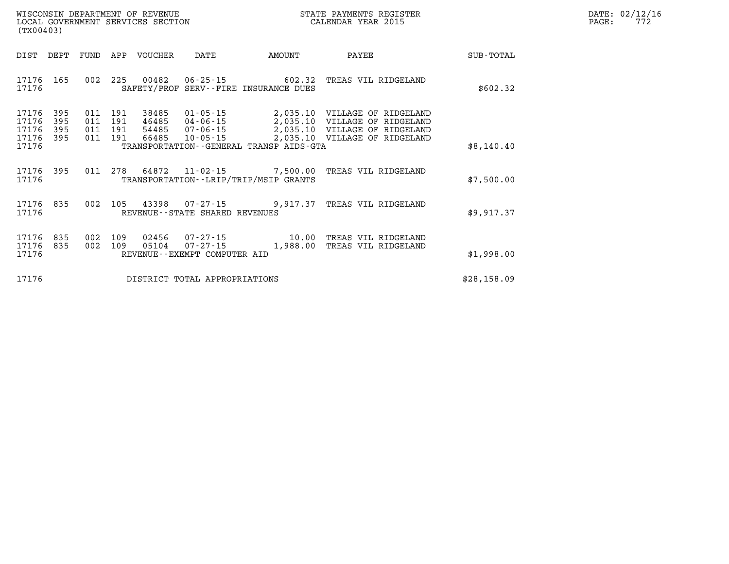WISCONSIN DEPARTMENT OF REVENUE
LOCAL GOVERNMENT SERVICES SECTION
(TX00403)

STATE PAYMENTS REGISTER
CALENDAR YEAR 2015

DATE: 02/12/16
PAGE: 772

| DIST | DEPT | FUND | APP | VOUCHER | DATE | AMOUNT | PAYEE | SUB-TOTAL |
|---|---|---|---|---|---|---|---|---|
| 17176 | 165 | 002 | 225 | 00482 | 06-25-15 | 602.32 | TREAS VIL RIDGELAND | |
| 17176 | | | | SAFETY/PROF SERV--FIRE INSURANCE DUES | | | | $602.32 |
| 17176 | 395 | 011 | 191 | 38485 | 01-05-15 | 2,035.10 | VILLAGE OF RIDGELAND | |
| 17176 | 395 | 011 | 191 | 46485 | 04-06-15 | 2,035.10 | VILLAGE OF RIDGELAND | |
| 17176 | 395 | 011 | 191 | 54485 | 07-06-15 | 2,035.10 | VILLAGE OF RIDGELAND | |
| 17176 | 395 | 011 | 191 | 66485 | 10-05-15 | 2,035.10 | VILLAGE OF RIDGELAND | |
| 17176 | | | | TRANSPORTATION--GENERAL TRANSP AIDS-GTA | | | | $8,140.40 |
| 17176 | 395 | 011 | 278 | 64872 | 11-02-15 | 7,500.00 | TREAS VIL RIDGELAND | |
| 17176 | | | | TRANSPORTATION--LRIP/TRIP/MSIP GRANTS | | | | $7,500.00 |
| 17176 | 835 | 002 | 105 | 43398 | 07-27-15 | 9,917.37 | TREAS VIL RIDGELAND | |
| 17176 | | | | REVENUE--STATE SHARED REVENUES | | | | $9,917.37 |
| 17176 | 835 | 002 | 109 | 02456 | 07-27-15 | 10.00 | TREAS VIL RIDGELAND | |
| 17176 | 835 | 002 | 109 | 05104 | 07-27-15 | 1,988.00 | TREAS VIL RIDGELAND | |
| 17176 | | | | REVENUE--EXEMPT COMPUTER AID | | | | $1,998.00 |
| 17176 | | | | DISTRICT TOTAL APPROPRIATIONS | | | | $28,158.09 |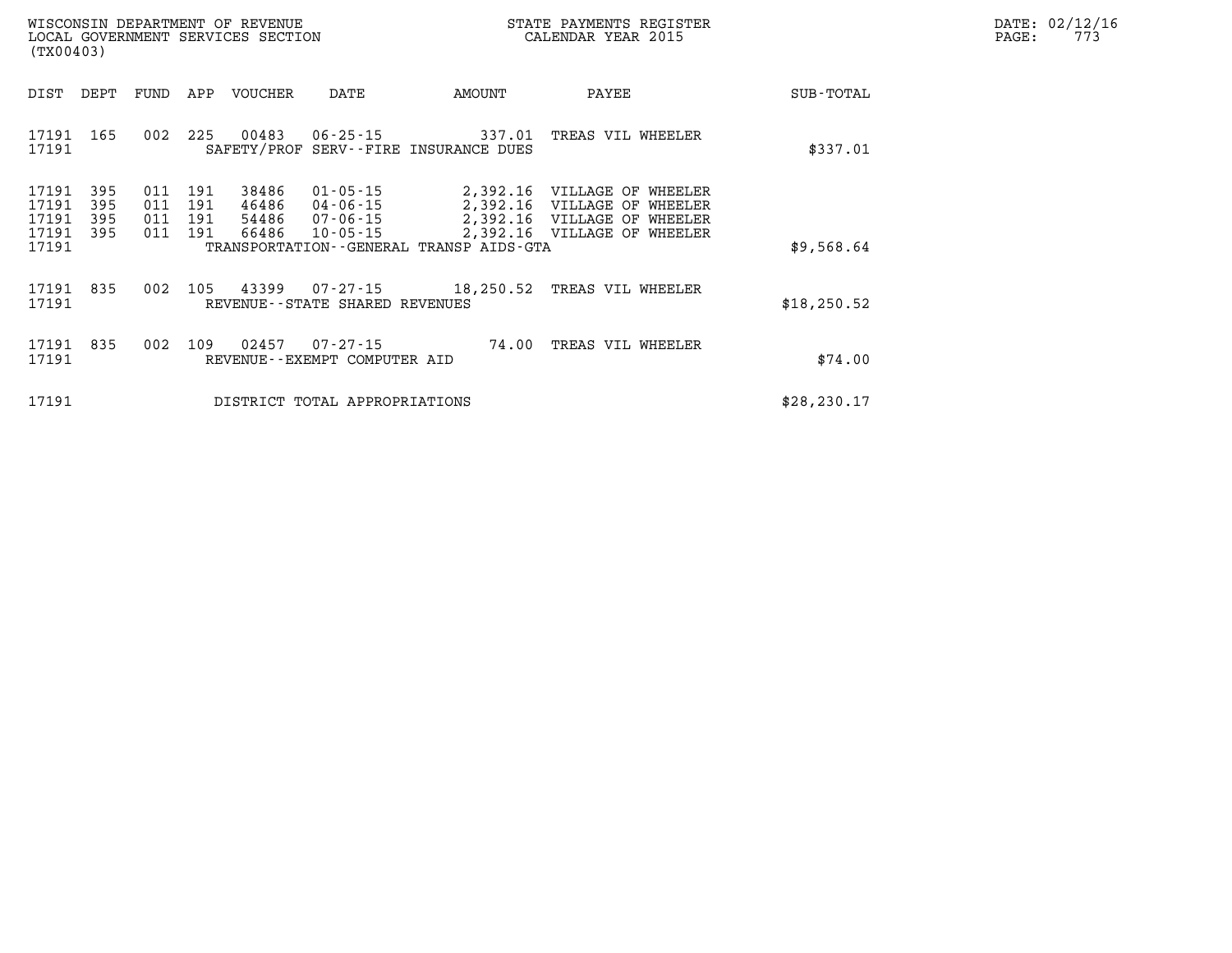WISCONSIN DEPARTMENT OF REVENUE
LOCAL GOVERNMENT SERVICES SECTION
(TX00403)

STATE PAYMENTS REGISTER
CALENDAR YEAR 2015

DATE: 02/12/16
PAGE: 773

| DIST | DEPT | FUND | APP | VOUCHER | DATE | AMOUNT | PAYEE | SUB-TOTAL |
|---|---|---|---|---|---|---|---|---|
| 17191 | 165 | 002 | 225 | 00483 | 06-25-15 | 337.01 | TREAS VIL WHEELER | |
| 17191 | | | | SAFETY/PROF SERV--FIRE INSURANCE DUES | | | | $337.01 |
| 17191 | 395 | 011 | 191 | 38486 | 01-05-15 | 2,392.16 | VILLAGE OF WHEELER | |
| 17191 | 395 | 011 | 191 | 46486 | 04-06-15 | 2,392.16 | VILLAGE OF WHEELER | |
| 17191 | 395 | 011 | 191 | 54486 | 07-06-15 | 2,392.16 | VILLAGE OF WHEELER | |
| 17191 | 395 | 011 | 191 | 66486 | 10-05-15 | 2,392.16 | VILLAGE OF WHEELER | |
| 17191 | | | | TRANSPORTATION--GENERAL TRANSP AIDS-GTA | | | | $9,568.64 |
| 17191 | 835 | 002 | 105 | 43399 | 07-27-15 | 18,250.52 | TREAS VIL WHEELER | |
| 17191 | | | | REVENUE--STATE SHARED REVENUES | | | | $18,250.52 |
| 17191 | 835 | 002 | 109 | 02457 | 07-27-15 | 74.00 | TREAS VIL WHEELER | |
| 17191 | | | | REVENUE--EXEMPT COMPUTER AID | | | | $74.00 |
| 17191 | | | | DISTRICT TOTAL APPROPRIATIONS | | | | $28,230.17 |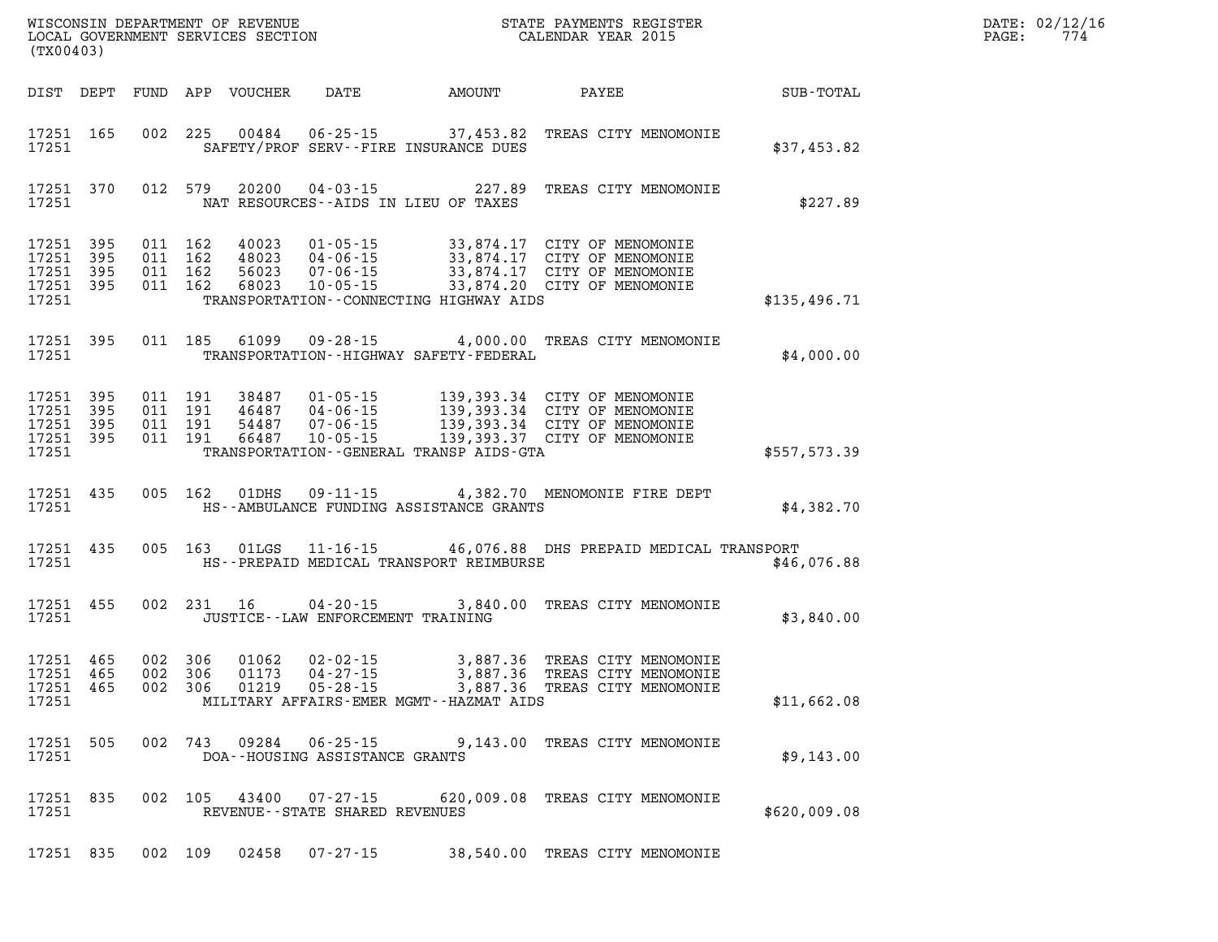WISCONSIN DEPARTMENT OF REVENUE
LOCAL GOVERNMENT SERVICES SECTION
(TX00403)

STATE PAYMENTS REGISTER
CALENDAR YEAR 2015

DATE: 02/12/16
PAGE: 774

| DIST | DEPT | FUND | APP | VOUCHER | DATE | AMOUNT | PAYEE | SUB-TOTAL |
|---|---|---|---|---|---|---|---|---|
| 17251 | 165 | 002 | 225 | 00484 | 06-25-15 | 37,453.82 | TREAS CITY MENOMONIE | |
| 17251 | | | | | SAFETY/PROF SERV--FIRE INSURANCE DUES | | | $37,453.82 |
| 17251 | 370 | 012 | 579 | 20200 | 04-03-15 | 227.89 | TREAS CITY MENOMONIE | |
| 17251 | | | | | NAT RESOURCES--AIDS IN LIEU OF TAXES | | | $227.89 |
| 17251 | 395 | 011 | 162 | 40023 | 01-05-15 | 33,874.17 | CITY OF MENOMONIE | |
| 17251 | 395 | 011 | 162 | 48023 | 04-06-15 | 33,874.17 | CITY OF MENOMONIE | |
| 17251 | 395 | 011 | 162 | 56023 | 07-06-15 | 33,874.17 | CITY OF MENOMONIE | |
| 17251 | 395 | 011 | 162 | 68023 | 10-05-15 | 33,874.20 | CITY OF MENOMONIE | |
| 17251 | | | | | TRANSPORTATION--CONNECTING HIGHWAY AIDS | | | $135,496.71 |
| 17251 | 395 | 011 | 185 | 61099 | 09-28-15 | 4,000.00 | TREAS CITY MENOMONIE | |
| 17251 | | | | | TRANSPORTATION--HIGHWAY SAFETY-FEDERAL | | | $4,000.00 |
| 17251 | 395 | 011 | 191 | 38487 | 01-05-15 | 139,393.34 | CITY OF MENOMONIE | |
| 17251 | 395 | 011 | 191 | 46487 | 04-06-15 | 139,393.34 | CITY OF MENOMONIE | |
| 17251 | 395 | 011 | 191 | 54487 | 07-06-15 | 139,393.34 | CITY OF MENOMONIE | |
| 17251 | 395 | 011 | 191 | 66487 | 10-05-15 | 139,393.37 | CITY OF MENOMONIE | |
| 17251 | | | | | TRANSPORTATION--GENERAL TRANSP AIDS-GTA | | | $557,573.39 |
| 17251 | 435 | 005 | 162 | 01DHS | 09-11-15 | 4,382.70 | MENOMONIE FIRE DEPT | |
| 17251 | | | | | HS--AMBULANCE FUNDING ASSISTANCE GRANTS | | | $4,382.70 |
| 17251 | 435 | 005 | 163 | 01LGS | 11-16-15 | 46,076.88 | DHS PREPAID MEDICAL TRANSPORT | |
| 17251 | | | | | HS--PREPAID MEDICAL TRANSPORT REIMBURSE | | | $46,076.88 |
| 17251 | 455 | 002 | 231 | 16 | 04-20-15 | 3,840.00 | TREAS CITY MENOMONIE | |
| 17251 | | | | | JUSTICE--LAW ENFORCEMENT TRAINING | | | $3,840.00 |
| 17251 | 465 | 002 | 306 | 01062 | 02-02-15 | 3,887.36 | TREAS CITY MENOMONIE | |
| 17251 | 465 | 002 | 306 | 01173 | 04-27-15 | 3,887.36 | TREAS CITY MENOMONIE | |
| 17251 | 465 | 002 | 306 | 01219 | 05-28-15 | 3,887.36 | TREAS CITY MENOMONIE | |
| 17251 | | | | | MILITARY AFFAIRS-EMER MGMT--HAZMAT AIDS | | | $11,662.08 |
| 17251 | 505 | 002 | 743 | 09284 | 06-25-15 | 9,143.00 | TREAS CITY MENOMONIE | |
| 17251 | | | | | DOA--HOUSING ASSISTANCE GRANTS | | | $9,143.00 |
| 17251 | 835 | 002 | 105 | 43400 | 07-27-15 | 620,009.08 | TREAS CITY MENOMONIE | |
| 17251 | | | | | REVENUE--STATE SHARED REVENUES | | | $620,009.08 |
| 17251 | 835 | 002 | 109 | 02458 | 07-27-15 | 38,540.00 | TREAS CITY MENOMONIE | |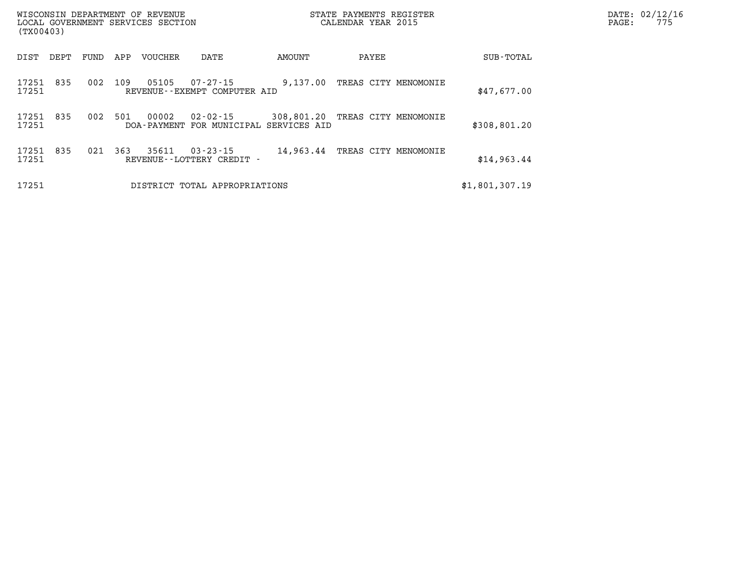| DIST | DEPT | FUND | APP | VOUCHER | DATE | AMOUNT | PAYEE | SUB-TOTAL |
|---|---|---|---|---|---|---|---|---|
| 17251 | 835 | 002 | 109 | 05105 | 07-27-15 | 9,137.00 | TREAS CITY MENOMONIE | |
| 17251 | | | | REVENUE--EXEMPT COMPUTER AID | | | | $47,677.00 |
| 17251 | 835 | 002 | 501 | 00002 | 02-02-15 | 308,801.20 | TREAS CITY MENOMONIE | |
| 17251 | | | | DOA-PAYMENT FOR MUNICIPAL SERVICES AID | | | | $308,801.20 |
| 17251 | 835 | 021 | 363 | 35611 | 03-23-15 | 14,963.44 | TREAS CITY MENOMONIE | |
| 17251 | | | | REVENUE--LOTTERY CREDIT - | | | | $14,963.44 |
| 17251 | | | | DISTRICT TOTAL APPROPRIATIONS | | | | $1,801,307.19 |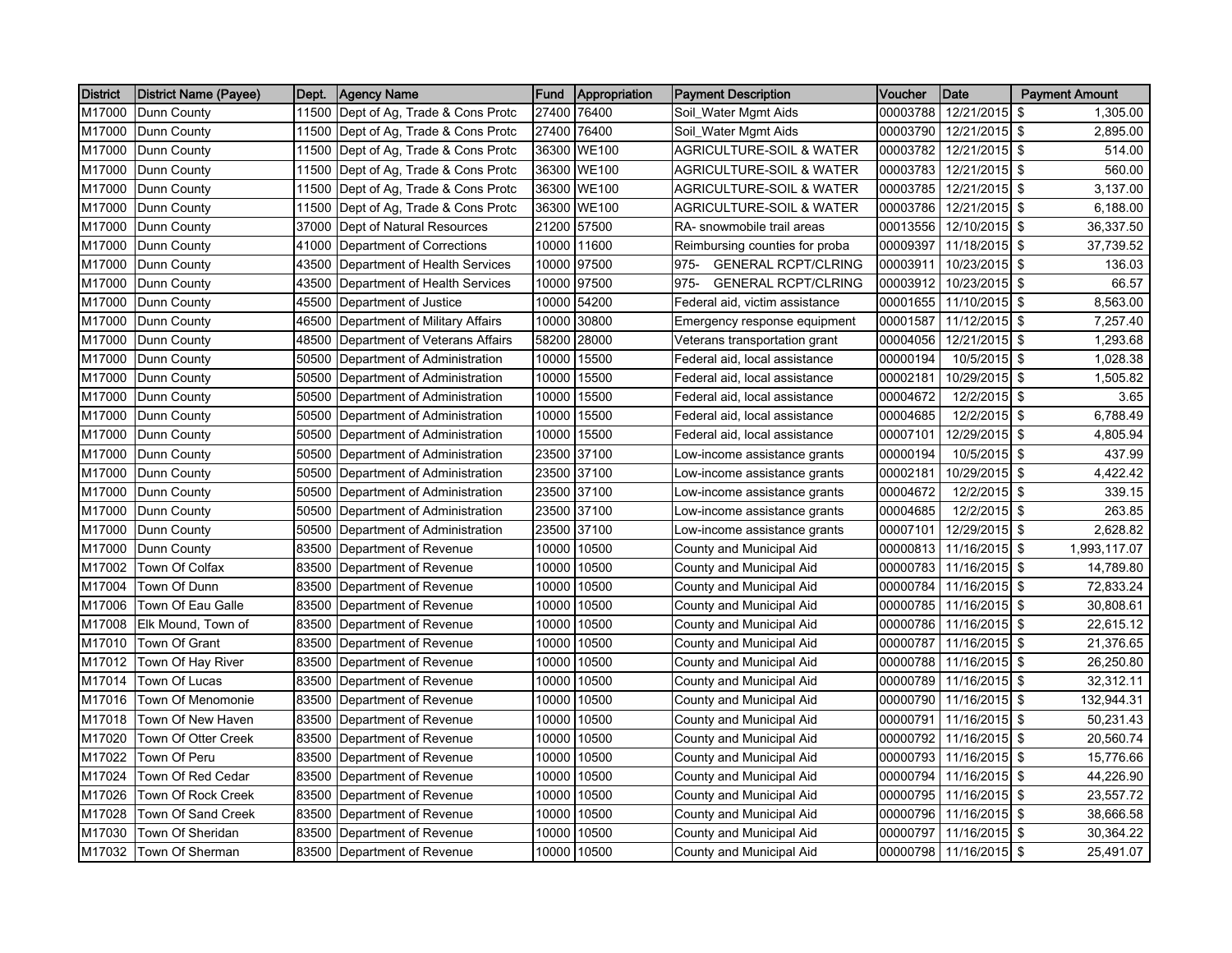| District | District Name (Payee) | Dept. | Agency Name | Fund | Appropriation | Payment Description | Voucher | Date | Payment Amount |
|---|---|---|---|---|---|---|---|---|---|
| M17000 | Dunn County | 11500 | Dept of Ag, Trade & Cons Protc | 27400 | 76400 | Soil_Water Mgmt Aids | 00003788 | 12/21/2015 | $ 1,305.00 |
| M17000 | Dunn County | 11500 | Dept of Ag, Trade & Cons Protc | 27400 | 76400 | Soil_Water Mgmt Aids | 00003790 | 12/21/2015 | $ 2,895.00 |
| M17000 | Dunn County | 11500 | Dept of Ag, Trade & Cons Protc | 36300 | WE100 | AGRICULTURE-SOIL & WATER | 00003782 | 12/21/2015 | $ 514.00 |
| M17000 | Dunn County | 11500 | Dept of Ag, Trade & Cons Protc | 36300 | WE100 | AGRICULTURE-SOIL & WATER | 00003783 | 12/21/2015 | $ 560.00 |
| M17000 | Dunn County | 11500 | Dept of Ag, Trade & Cons Protc | 36300 | WE100 | AGRICULTURE-SOIL & WATER | 00003785 | 12/21/2015 | $ 3,137.00 |
| M17000 | Dunn County | 11500 | Dept of Ag, Trade & Cons Protc | 36300 | WE100 | AGRICULTURE-SOIL & WATER | 00003786 | 12/21/2015 | $ 6,188.00 |
| M17000 | Dunn County | 37000 | Dept of Natural Resources | 21200 | 57500 | RA- snowmobile trail areas | 00013556 | 12/10/2015 | $ 36,337.50 |
| M17000 | Dunn County | 41000 | Department of Corrections | 10000 | 11600 | Reimbursing counties for proba | 00009397 | 11/18/2015 | $ 37,739.52 |
| M17000 | Dunn County | 43500 | Department of Health Services | 10000 | 97500 | 975- GENERAL RCPT/CLRING | 00003911 | 10/23/2015 | $ 136.03 |
| M17000 | Dunn County | 43500 | Department of Health Services | 10000 | 97500 | 975- GENERAL RCPT/CLRING | 00003912 | 10/23/2015 | $ 66.57 |
| M17000 | Dunn County | 45500 | Department of Justice | 10000 | 54200 | Federal aid, victim assistance | 00001655 | 11/10/2015 | $ 8,563.00 |
| M17000 | Dunn County | 46500 | Department of Military Affairs | 10000 | 30800 | Emergency response equipment | 00001587 | 11/12/2015 | $ 7,257.40 |
| M17000 | Dunn County | 48500 | Department of Veterans Affairs | 58200 | 28000 | Veterans transportation grant | 00004056 | 12/21/2015 | $ 1,293.68 |
| M17000 | Dunn County | 50500 | Department of Administration | 10000 | 15500 | Federal aid, local assistance | 00000194 | 10/5/2015 | $ 1,028.38 |
| M17000 | Dunn County | 50500 | Department of Administration | 10000 | 15500 | Federal aid, local assistance | 00002181 | 10/29/2015 | $ 1,505.82 |
| M17000 | Dunn County | 50500 | Department of Administration | 10000 | 15500 | Federal aid, local assistance | 00004672 | 12/2/2015 | $ 3.65 |
| M17000 | Dunn County | 50500 | Department of Administration | 10000 | 15500 | Federal aid, local assistance | 00004685 | 12/2/2015 | $ 6,788.49 |
| M17000 | Dunn County | 50500 | Department of Administration | 10000 | 15500 | Federal aid, local assistance | 00007101 | 12/29/2015 | $ 4,805.94 |
| M17000 | Dunn County | 50500 | Department of Administration | 23500 | 37100 | Low-income assistance grants | 00000194 | 10/5/2015 | $ 437.99 |
| M17000 | Dunn County | 50500 | Department of Administration | 23500 | 37100 | Low-income assistance grants | 00002181 | 10/29/2015 | $ 4,422.42 |
| M17000 | Dunn County | 50500 | Department of Administration | 23500 | 37100 | Low-income assistance grants | 00004672 | 12/2/2015 | $ 339.15 |
| M17000 | Dunn County | 50500 | Department of Administration | 23500 | 37100 | Low-income assistance grants | 00004685 | 12/2/2015 | $ 263.85 |
| M17000 | Dunn County | 50500 | Department of Administration | 23500 | 37100 | Low-income assistance grants | 00007101 | 12/29/2015 | $ 2,628.82 |
| M17000 | Dunn County | 83500 | Department of Revenue | 10000 | 10500 | County and Municipal Aid | 00000813 | 11/16/2015 | $ 1,993,117.07 |
| M17002 | Town Of Colfax | 83500 | Department of Revenue | 10000 | 10500 | County and Municipal Aid | 00000783 | 11/16/2015 | $ 14,789.80 |
| M17004 | Town Of Dunn | 83500 | Department of Revenue | 10000 | 10500 | County and Municipal Aid | 00000784 | 11/16/2015 | $ 72,833.24 |
| M17006 | Town Of Eau Galle | 83500 | Department of Revenue | 10000 | 10500 | County and Municipal Aid | 00000785 | 11/16/2015 | $ 30,808.61 |
| M17008 | Elk Mound, Town of | 83500 | Department of Revenue | 10000 | 10500 | County and Municipal Aid | 00000786 | 11/16/2015 | $ 22,615.12 |
| M17010 | Town Of Grant | 83500 | Department of Revenue | 10000 | 10500 | County and Municipal Aid | 00000787 | 11/16/2015 | $ 21,376.65 |
| M17012 | Town Of Hay River | 83500 | Department of Revenue | 10000 | 10500 | County and Municipal Aid | 00000788 | 11/16/2015 | $ 26,250.80 |
| M17014 | Town Of Lucas | 83500 | Department of Revenue | 10000 | 10500 | County and Municipal Aid | 00000789 | 11/16/2015 | $ 32,312.11 |
| M17016 | Town Of Menomonie | 83500 | Department of Revenue | 10000 | 10500 | County and Municipal Aid | 00000790 | 11/16/2015 | $ 132,944.31 |
| M17018 | Town Of New Haven | 83500 | Department of Revenue | 10000 | 10500 | County and Municipal Aid | 00000791 | 11/16/2015 | $ 50,231.43 |
| M17020 | Town Of Otter Creek | 83500 | Department of Revenue | 10000 | 10500 | County and Municipal Aid | 00000792 | 11/16/2015 | $ 20,560.74 |
| M17022 | Town Of Peru | 83500 | Department of Revenue | 10000 | 10500 | County and Municipal Aid | 00000793 | 11/16/2015 | $ 15,776.66 |
| M17024 | Town Of Red Cedar | 83500 | Department of Revenue | 10000 | 10500 | County and Municipal Aid | 00000794 | 11/16/2015 | $ 44,226.90 |
| M17026 | Town Of Rock Creek | 83500 | Department of Revenue | 10000 | 10500 | County and Municipal Aid | 00000795 | 11/16/2015 | $ 23,557.72 |
| M17028 | Town Of Sand Creek | 83500 | Department of Revenue | 10000 | 10500 | County and Municipal Aid | 00000796 | 11/16/2015 | $ 38,666.58 |
| M17030 | Town Of Sheridan | 83500 | Department of Revenue | 10000 | 10500 | County and Municipal Aid | 00000797 | 11/16/2015 | $ 30,364.22 |
| M17032 | Town Of Sherman | 83500 | Department of Revenue | 10000 | 10500 | County and Municipal Aid | 00000798 | 11/16/2015 | $ 25,491.07 |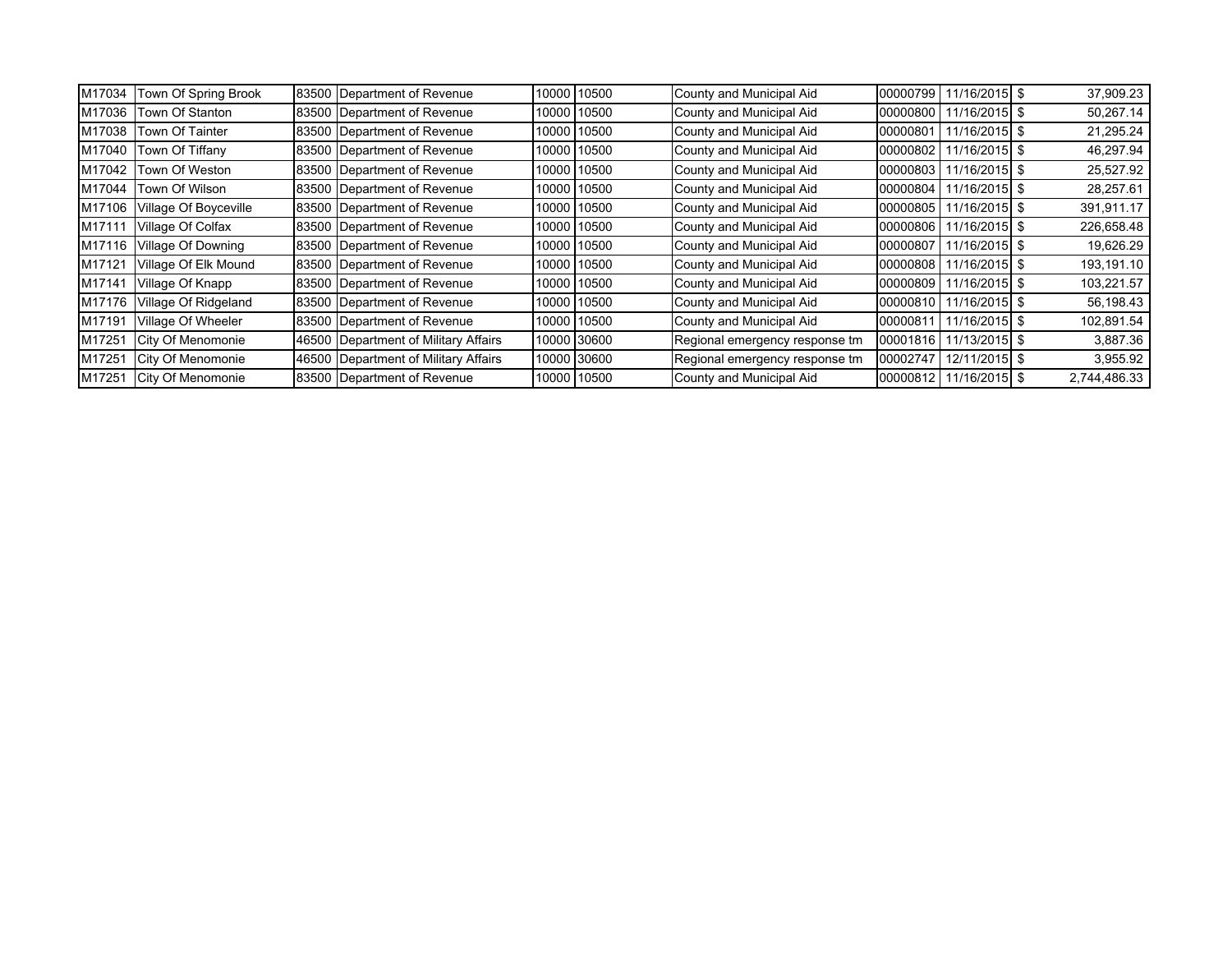| | | | | | | | | | | |
|---|---|---|---|---|---|---|---|---|---|---|
| M17034 | Town Of Spring Brook | 83500 | Department of Revenue | 10000 | 10500 | County and Municipal Aid | 00000799 | 11/16/2015 | $ | 37,909.23 |
| M17036 | Town Of Stanton | 83500 | Department of Revenue | 10000 | 10500 | County and Municipal Aid | 00000800 | 11/16/2015 | $ | 50,267.14 |
| M17038 | Town Of Tainter | 83500 | Department of Revenue | 10000 | 10500 | County and Municipal Aid | 00000801 | 11/16/2015 | $ | 21,295.24 |
| M17040 | Town Of Tiffany | 83500 | Department of Revenue | 10000 | 10500 | County and Municipal Aid | 00000802 | 11/16/2015 | $ | 46,297.94 |
| M17042 | Town Of Weston | 83500 | Department of Revenue | 10000 | 10500 | County and Municipal Aid | 00000803 | 11/16/2015 | $ | 25,527.92 |
| M17044 | Town Of Wilson | 83500 | Department of Revenue | 10000 | 10500 | County and Municipal Aid | 00000804 | 11/16/2015 | $ | 28,257.61 |
| M17106 | Village Of Boyceville | 83500 | Department of Revenue | 10000 | 10500 | County and Municipal Aid | 00000805 | 11/16/2015 | $ | 391,911.17 |
| M17111 | Village Of Colfax | 83500 | Department of Revenue | 10000 | 10500 | County and Municipal Aid | 00000806 | 11/16/2015 | $ | 226,658.48 |
| M17116 | Village Of Downing | 83500 | Department of Revenue | 10000 | 10500 | County and Municipal Aid | 00000807 | 11/16/2015 | $ | 19,626.29 |
| M17121 | Village Of Elk Mound | 83500 | Department of Revenue | 10000 | 10500 | County and Municipal Aid | 00000808 | 11/16/2015 | $ | 193,191.10 |
| M17141 | Village Of Knapp | 83500 | Department of Revenue | 10000 | 10500 | County and Municipal Aid | 00000809 | 11/16/2015 | $ | 103,221.57 |
| M17176 | Village Of Ridgeland | 83500 | Department of Revenue | 10000 | 10500 | County and Municipal Aid | 00000810 | 11/16/2015 | $ | 56,198.43 |
| M17191 | Village Of Wheeler | 83500 | Department of Revenue | 10000 | 10500 | County and Municipal Aid | 00000811 | 11/16/2015 | $ | 102,891.54 |
| M17251 | City Of Menomonie | 46500 | Department of Military Affairs | 10000 | 30600 | Regional emergency response tm | 00001816 | 11/13/2015 | $ | 3,887.36 |
| M17251 | City Of Menomonie | 46500 | Department of Military Affairs | 10000 | 30600 | Regional emergency response tm | 00002747 | 12/11/2015 | $ | 3,955.92 |
| M17251 | City Of Menomonie | 83500 | Department of Revenue | 10000 | 10500 | County and Municipal Aid | 00000812 | 11/16/2015 | $ | 2,744,486.33 |